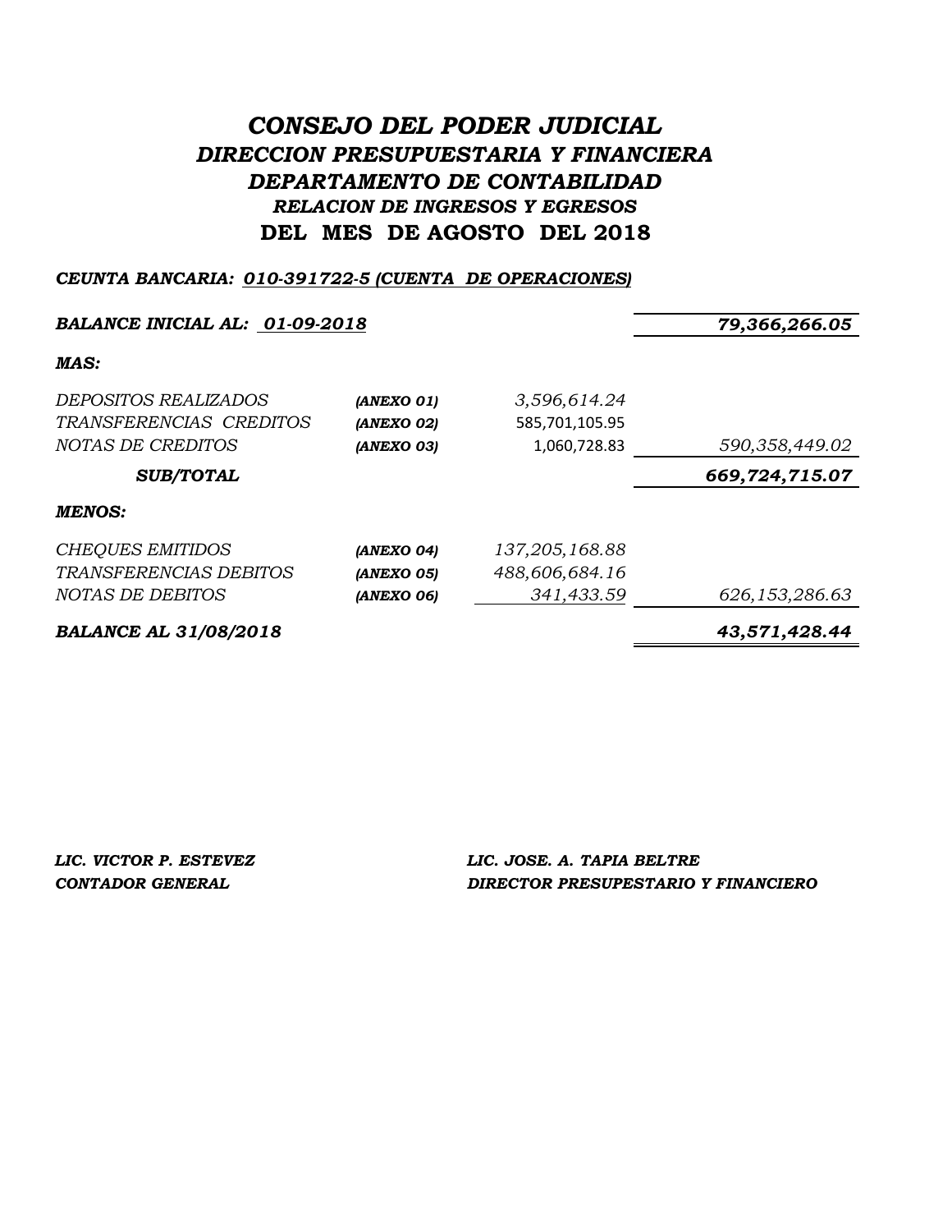# *CONSEJO DEL PODER JUDICIAL*
## *DIRECCION PRESUPUESTARIA Y FINANCIERA*
## *DEPARTAMENTO DE CONTABILIDAD*
### *RELACION DE INGRESOS Y EGRESOS*
## DEL MES DE AGOSTO DEL 2018

***CEUNTA BANCARIA: 010-391722-5 (CUENTA DE OPERACIONES)***

| | | | |
|---|---|---|---|
| ***BALANCE INICIAL AL: 01-09-2018*** | | | ***79,366,266.05*** |
| ***MAS:*** | | | |
| *DEPOSITOS REALIZADOS* | ***(ANEXO 01)*** | *3,596,614.24* | |
| *TRANSFERENCIAS CREDITOS* | ***(ANEXO 02)*** | 585,701,105.95 | |
| *NOTAS DE CREDITOS* | ***(ANEXO 03)*** | 1,060,728.83 | *590,358,449.02* |
| ***SUB/TOTAL*** | | | ***669,724,715.07*** |
| ***MENOS:*** | | | |
| *CHEQUES EMITIDOS* | ***(ANEXO 04)*** | *137,205,168.88* | |
| *TRANSFERENCIAS DEBITOS* | ***(ANEXO 05)*** | *488,606,684.16* | |
| *NOTAS DE DEBITOS* | ***(ANEXO 06)*** | *341,433.59* | *626,153,286.63* |
| ***BALANCE AL 31/08/2018*** | | | ***43,571,428.44*** |

***LIC. VICTOR P. ESTEVEZ***
***CONTADOR GENERAL***

***LIC. JOSE. A. TAPIA BELTRE***
***DIRECTOR PRESUPESTARIO Y FINANCIERO***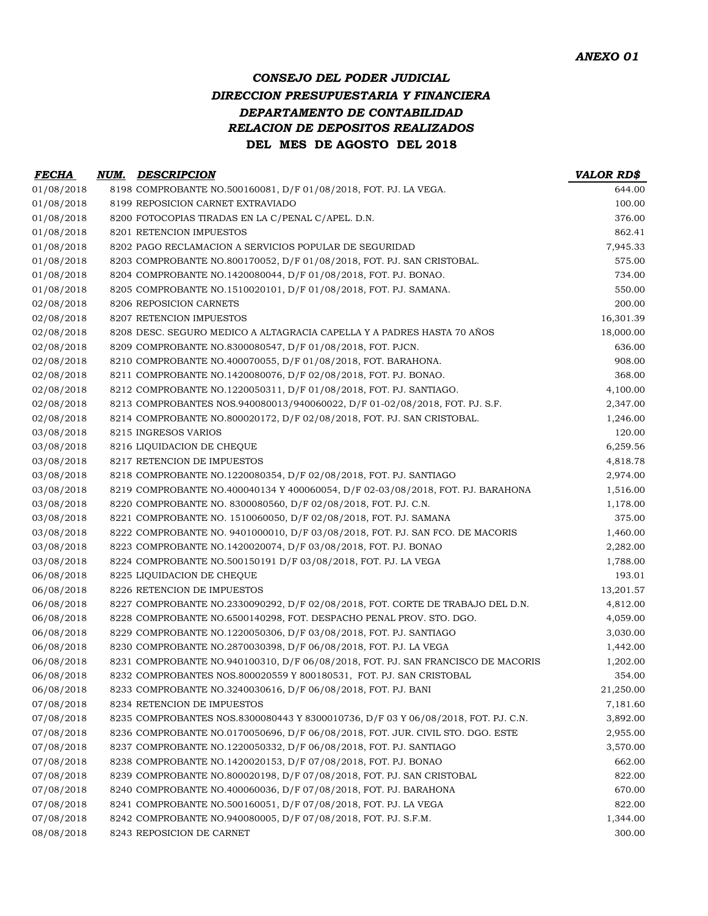*ANEXO 01*

## *CONSEJO DEL PODER JUDICIAL*
## *DIRECCION PRESUPUESTARIA Y FINANCIERA*
## *DEPARTAMENTO DE CONTABILIDAD*
## *RELACION DE DEPOSITOS REALIZADOS*
## DEL MES DE AGOSTO DEL 2018

| *FECHA* | *NUM.* | *DESCRIPCION* | *VALOR RD$* |
|---|---|---|---|
| 01/08/2018 | 8198 | COMPROBANTE NO.500160081, D/F 01/08/2018, FOT. PJ. LA VEGA. | 644.00 |
| 01/08/2018 | 8199 | REPOSICION CARNET EXTRAVIADO | 100.00 |
| 01/08/2018 | 8200 | FOTOCOPIAS TIRADAS EN LA C/PENAL C/APEL. D.N. | 376.00 |
| 01/08/2018 | 8201 | RETENCION IMPUESTOS | 862.41 |
| 01/08/2018 | 8202 | PAGO RECLAMACION A SERVICIOS POPULAR DE SEGURIDAD | 7,945.33 |
| 01/08/2018 | 8203 | COMPROBANTE NO.800170052, D/F 01/08/2018, FOT. PJ. SAN CRISTOBAL. | 575.00 |
| 01/08/2018 | 8204 | COMPROBANTE NO.1420080044, D/F 01/08/2018, FOT. PJ. BONAO. | 734.00 |
| 01/08/2018 | 8205 | COMPROBANTE NO.1510020101, D/F 01/08/2018, FOT. PJ. SAMANA. | 550.00 |
| 02/08/2018 | 8206 | REPOSICION CARNETS | 200.00 |
| 02/08/2018 | 8207 | RETENCION IMPUESTOS | 16,301.39 |
| 02/08/2018 | 8208 | DESC. SEGURO MEDICO A ALTAGRACIA CAPELLA Y A PADRES HASTA 70 AÑOS | 18,000.00 |
| 02/08/2018 | 8209 | COMPROBANTE NO.8300080547, D/F 01/08/2018, FOT. PJCN. | 636.00 |
| 02/08/2018 | 8210 | COMPROBANTE NO.400070055, D/F 01/08/2018, FOT. BARAHONA. | 908.00 |
| 02/08/2018 | 8211 | COMPROBANTE NO.1420080076, D/F 02/08/2018, FOT. PJ. BONAO. | 368.00 |
| 02/08/2018 | 8212 | COMPROBANTE NO.1220050311, D/F 01/08/2018, FOT. PJ. SANTIAGO. | 4,100.00 |
| 02/08/2018 | 8213 | COMPROBANTES NOS.940080013/940060022, D/F 01-02/08/2018, FOT. PJ. S.F. | 2,347.00 |
| 02/08/2018 | 8214 | COMPROBANTE NO.800020172, D/F 02/08/2018, FOT. PJ. SAN CRISTOBAL. | 1,246.00 |
| 03/08/2018 | 8215 | INGRESOS VARIOS | 120.00 |
| 03/08/2018 | 8216 | LIQUIDACION DE CHEQUE | 6,259.56 |
| 03/08/2018 | 8217 | RETENCION DE IMPUESTOS | 4,818.78 |
| 03/08/2018 | 8218 | COMPROBANTE NO.1220080354, D/F 02/08/2018, FOT. PJ. SANTIAGO | 2,974.00 |
| 03/08/2018 | 8219 | COMPROBANTE NO.400040134 Y 400060054, D/F 02-03/08/2018, FOT. PJ. BARAHONA | 1,516.00 |
| 03/08/2018 | 8220 | COMPROBANTE NO. 8300080560, D/F 02/08/2018, FOT. PJ. C.N. | 1,178.00 |
| 03/08/2018 | 8221 | COMPROBANTE NO. 1510060050, D/F 02/08/2018, FOT. PJ. SAMANA | 375.00 |
| 03/08/2018 | 8222 | COMPROBANTE NO. 9401000010, D/F 03/08/2018, FOT. PJ. SAN FCO. DE MACORIS | 1,460.00 |
| 03/08/2018 | 8223 | COMPROBANTE NO.1420020074, D/F 03/08/2018, FOT. PJ. BONAO | 2,282.00 |
| 03/08/2018 | 8224 | COMPROBANTE NO.500150191 D/F 03/08/2018, FOT. PJ. LA VEGA | 1,788.00 |
| 06/08/2018 | 8225 | LIQUIDACION DE CHEQUE | 193.01 |
| 06/08/2018 | 8226 | RETENCION DE IMPUESTOS | 13,201.57 |
| 06/08/2018 | 8227 | COMPROBANTE NO.2330090292, D/F 02/08/2018, FOT. CORTE DE TRABAJO DEL D.N. | 4,812.00 |
| 06/08/2018 | 8228 | COMPROBANTE NO.6500140298, FOT. DESPACHO PENAL PROV. STO. DGO. | 4,059.00 |
| 06/08/2018 | 8229 | COMPROBANTE NO.1220050306, D/F 03/08/2018, FOT. PJ. SANTIAGO | 3,030.00 |
| 06/08/2018 | 8230 | COMPROBANTE NO.2870030398, D/F 06/08/2018, FOT. PJ. LA VEGA | 1,442.00 |
| 06/08/2018 | 8231 | COMPROBANTE NO.940100310, D/F 06/08/2018, FOT. PJ. SAN FRANCISCO DE MACORIS | 1,202.00 |
| 06/08/2018 | 8232 | COMPROBANTES NOS.800020559 Y 800180531, FOT. PJ. SAN CRISTOBAL | 354.00 |
| 06/08/2018 | 8233 | COMPROBANTE NO.3240030616, D/F 06/08/2018, FOT. PJ. BANI | 21,250.00 |
| 07/08/2018 | 8234 | RETENCION DE IMPUESTOS | 7,181.60 |
| 07/08/2018 | 8235 | COMPROBANTES NOS.8300080443 Y 8300010736, D/F 03 Y 06/08/2018, FOT. PJ. C.N. | 3,892.00 |
| 07/08/2018 | 8236 | COMPROBANTE NO.0170050696, D/F 06/08/2018, FOT. JUR. CIVIL STO. DGO. ESTE | 2,955.00 |
| 07/08/2018 | 8237 | COMPROBANTE NO.1220050332, D/F 06/08/2018, FOT. PJ. SANTIAGO | 3,570.00 |
| 07/08/2018 | 8238 | COMPROBANTE NO.1420020153, D/F 07/08/2018, FOT. PJ. BONAO | 662.00 |
| 07/08/2018 | 8239 | COMPROBANTE NO.800020198, D/F 07/08/2018, FOT. PJ. SAN CRISTOBAL | 822.00 |
| 07/08/2018 | 8240 | COMPROBANTE NO.400060036, D/F 07/08/2018, FOT. PJ. BARAHONA | 670.00 |
| 07/08/2018 | 8241 | COMPROBANTE NO.500160051, D/F 07/08/2018, FOT. PJ. LA VEGA | 822.00 |
| 07/08/2018 | 8242 | COMPROBANTE NO.940080005, D/F 07/08/2018, FOT. PJ. S.F.M. | 1,344.00 |
| 08/08/2018 | 8243 | REPOSICION DE CARNET | 300.00 |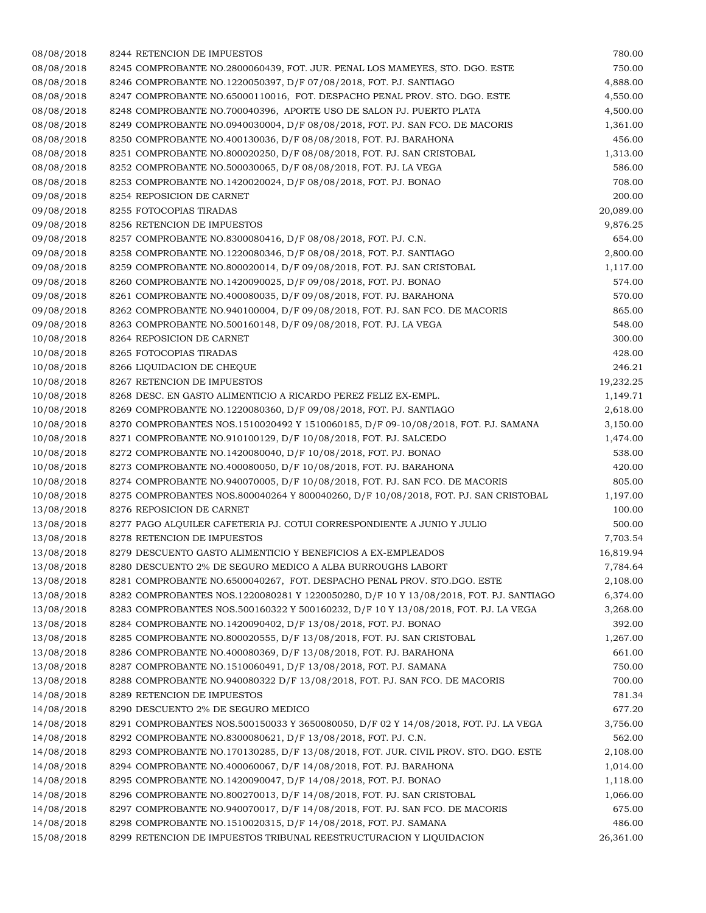| | | |
|---|---|---|
| 08/08/2018 | 8244 RETENCION DE IMPUESTOS | 780.00 |
| 08/08/2018 | 8245 COMPROBANTE NO.2800060439, FOT. JUR. PENAL LOS MAMEYES, STO. DGO. ESTE | 750.00 |
| 08/08/2018 | 8246 COMPROBANTE NO.1220050397, D/F 07/08/2018, FOT. PJ. SANTIAGO | 4,888.00 |
| 08/08/2018 | 8247 COMPROBANTE NO.65000110016, FOT. DESPACHO PENAL PROV. STO. DGO. ESTE | 4,550.00 |
| 08/08/2018 | 8248 COMPROBANTE NO.700040396, APORTE USO DE SALON PJ. PUERTO PLATA | 4,500.00 |
| 08/08/2018 | 8249 COMPROBANTE NO.0940030004, D/F 08/08/2018, FOT. PJ. SAN FCO. DE MACORIS | 1,361.00 |
| 08/08/2018 | 8250 COMPROBANTE NO.400130036, D/F 08/08/2018, FOT. PJ. BARAHONA | 456.00 |
| 08/08/2018 | 8251 COMPROBANTE NO.800020250, D/F 08/08/2018, FOT. PJ. SAN CRISTOBAL | 1,313.00 |
| 08/08/2018 | 8252 COMPROBANTE NO.500030065, D/F 08/08/2018, FOT. PJ. LA VEGA | 586.00 |
| 08/08/2018 | 8253 COMPROBANTE NO.1420020024, D/F 08/08/2018, FOT. PJ. BONAO | 708.00 |
| 09/08/2018 | 8254 REPOSICION DE CARNET | 200.00 |
| 09/08/2018 | 8255 FOTOCOPIAS TIRADAS | 20,089.00 |
| 09/08/2018 | 8256 RETENCION DE IMPUESTOS | 9,876.25 |
| 09/08/2018 | 8257 COMPROBANTE NO.8300080416, D/F 08/08/2018, FOT. PJ. C.N. | 654.00 |
| 09/08/2018 | 8258 COMPROBANTE NO.1220080346, D/F 08/08/2018, FOT. PJ. SANTIAGO | 2,800.00 |
| 09/08/2018 | 8259 COMPROBANTE NO.800020014, D/F 09/08/2018, FOT. PJ. SAN CRISTOBAL | 1,117.00 |
| 09/08/2018 | 8260 COMPROBANTE NO.1420090025, D/F 09/08/2018, FOT. PJ. BONAO | 574.00 |
| 09/08/2018 | 8261 COMPROBANTE NO.400080035, D/F 09/08/2018, FOT. PJ. BARAHONA | 570.00 |
| 09/08/2018 | 8262 COMPROBANTE NO.940100004, D/F 09/08/2018, FOT. PJ. SAN FCO. DE MACORIS | 865.00 |
| 09/08/2018 | 8263 COMPROBANTE NO.500160148, D/F 09/08/2018, FOT. PJ. LA VEGA | 548.00 |
| 10/08/2018 | 8264 REPOSICION DE CARNET | 300.00 |
| 10/08/2018 | 8265 FOTOCOPIAS TIRADAS | 428.00 |
| 10/08/2018 | 8266 LIQUIDACION DE CHEQUE | 246.21 |
| 10/08/2018 | 8267 RETENCION DE IMPUESTOS | 19,232.25 |
| 10/08/2018 | 8268 DESC. EN GASTO ALIMENTICIO A RICARDO PEREZ FELIZ EX-EMPL. | 1,149.71 |
| 10/08/2018 | 8269 COMPROBANTE NO.1220080360, D/F 09/08/2018, FOT. PJ. SANTIAGO | 2,618.00 |
| 10/08/2018 | 8270 COMPROBANTES NOS.1510020492 Y 1510060185, D/F 09-10/08/2018, FOT. PJ. SAMANA | 3,150.00 |
| 10/08/2018 | 8271 COMPROBANTE NO.910100129, D/F 10/08/2018, FOT. PJ. SALCEDO | 1,474.00 |
| 10/08/2018 | 8272 COMPROBANTE NO.1420080040, D/F 10/08/2018, FOT. PJ. BONAO | 538.00 |
| 10/08/2018 | 8273 COMPROBANTE NO.400080050, D/F 10/08/2018, FOT. PJ. BARAHONA | 420.00 |
| 10/08/2018 | 8274 COMPROBANTE NO.940070005, D/F 10/08/2018, FOT. PJ. SAN FCO. DE MACORIS | 805.00 |
| 10/08/2018 | 8275 COMPROBANTES NOS.800040264 Y 800040260, D/F 10/08/2018, FOT. PJ. SAN CRISTOBAL | 1,197.00 |
| 13/08/2018 | 8276 REPOSICION DE CARNET | 100.00 |
| 13/08/2018 | 8277 PAGO ALQUILER CAFETERIA PJ. COTUI CORRESPONDIENTE A JUNIO Y JULIO | 500.00 |
| 13/08/2018 | 8278 RETENCION DE IMPUESTOS | 7,703.54 |
| 13/08/2018 | 8279 DESCUENTO GASTO ALIMENTICIO Y BENEFICIOS A EX-EMPLEADOS | 16,819.94 |
| 13/08/2018 | 8280 DESCUENTO 2% DE SEGURO MEDICO A ALBA BURROUGHS LABORT | 7,784.64 |
| 13/08/2018 | 8281 COMPROBANTE NO.6500040267, FOT. DESPACHO PENAL PROV. STO.DGO. ESTE | 2,108.00 |
| 13/08/2018 | 8282 COMPROBANTES NOS.1220080281 Y 1220050280, D/F 10 Y 13/08/2018, FOT. PJ. SANTIAGO | 6,374.00 |
| 13/08/2018 | 8283 COMPROBANTES NOS.500160322 Y 500160232, D/F 10 Y 13/08/2018, FOT. PJ. LA VEGA | 3,268.00 |
| 13/08/2018 | 8284 COMPROBANTE NO.1420090402, D/F 13/08/2018, FOT. PJ. BONAO | 392.00 |
| 13/08/2018 | 8285 COMPROBANTE NO.800020555, D/F 13/08/2018, FOT. PJ. SAN CRISTOBAL | 1,267.00 |
| 13/08/2018 | 8286 COMPROBANTE NO.400080369, D/F 13/08/2018, FOT. PJ. BARAHONA | 661.00 |
| 13/08/2018 | 8287 COMPROBANTE NO.1510060491, D/F 13/08/2018, FOT. PJ. SAMANA | 750.00 |
| 13/08/2018 | 8288 COMPROBANTE NO.940080322 D/F 13/08/2018, FOT. PJ. SAN FCO. DE MACORIS | 700.00 |
| 14/08/2018 | 8289 RETENCION DE IMPUESTOS | 781.34 |
| 14/08/2018 | 8290 DESCUENTO 2% DE SEGURO MEDICO | 677.20 |
| 14/08/2018 | 8291 COMPROBANTES NOS.500150033 Y 3650080050, D/F 02 Y 14/08/2018, FOT. PJ. LA VEGA | 3,756.00 |
| 14/08/2018 | 8292 COMPROBANTE NO.8300080621, D/F 13/08/2018, FOT. PJ. C.N. | 562.00 |
| 14/08/2018 | 8293 COMPROBANTE NO.170130285, D/F 13/08/2018, FOT. JUR. CIVIL PROV. STO. DGO. ESTE | 2,108.00 |
| 14/08/2018 | 8294 COMPROBANTE NO.400060067, D/F 14/08/2018, FOT. PJ. BARAHONA | 1,014.00 |
| 14/08/2018 | 8295 COMPROBANTE NO.1420090047, D/F 14/08/2018, FOT. PJ. BONAO | 1,118.00 |
| 14/08/2018 | 8296 COMPROBANTE NO.800270013, D/F 14/08/2018, FOT. PJ. SAN CRISTOBAL | 1,066.00 |
| 14/08/2018 | 8297 COMPROBANTE NO.940070017, D/F 14/08/2018, FOT. PJ. SAN FCO. DE MACORIS | 675.00 |
| 14/08/2018 | 8298 COMPROBANTE NO.1510020315, D/F 14/08/2018, FOT. PJ. SAMANA | 486.00 |
| 15/08/2018 | 8299 RETENCION DE IMPUESTOS TRIBUNAL REESTRUCTURACION Y LIQUIDACION | 26,361.00 |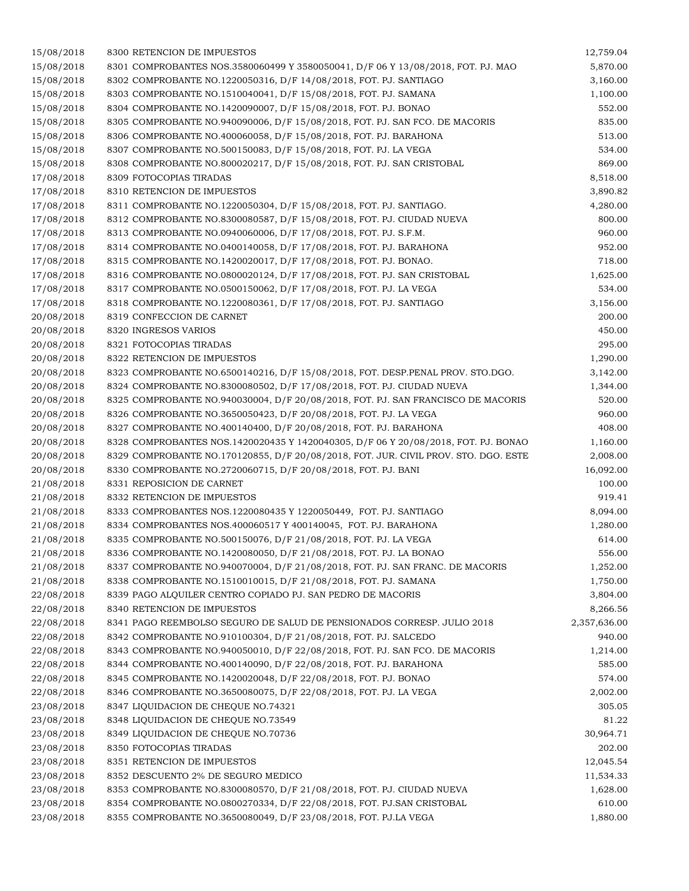| | | |
|---|---|---|
| 15/08/2018 | 8300 RETENCION DE IMPUESTOS | 12,759.04 |
| 15/08/2018 | 8301 COMPROBANTES NOS.3580060499 Y 3580050041, D/F 06 Y 13/08/2018, FOT. PJ. MAO | 5,870.00 |
| 15/08/2018 | 8302 COMPROBANTE NO.1220050316, D/F 14/08/2018, FOT. PJ. SANTIAGO | 3,160.00 |
| 15/08/2018 | 8303 COMPROBANTE NO.1510040041, D/F 15/08/2018, FOT. PJ. SAMANA | 1,100.00 |
| 15/08/2018 | 8304 COMPROBANTE NO.1420090007, D/F 15/08/2018, FOT. PJ. BONAO | 552.00 |
| 15/08/2018 | 8305 COMPROBANTE NO.940090006, D/F 15/08/2018, FOT. PJ. SAN FCO. DE MACORIS | 835.00 |
| 15/08/2018 | 8306 COMPROBANTE NO.400060058, D/F 15/08/2018, FOT. PJ. BARAHONA | 513.00 |
| 15/08/2018 | 8307 COMPROBANTE NO.500150083, D/F 15/08/2018, FOT. PJ. LA VEGA | 534.00 |
| 15/08/2018 | 8308 COMPROBANTE NO.800020217, D/F 15/08/2018, FOT. PJ. SAN CRISTOBAL | 869.00 |
| 17/08/2018 | 8309 FOTOCOPIAS TIRADAS | 8,518.00 |
| 17/08/2018 | 8310 RETENCION DE IMPUESTOS | 3,890.82 |
| 17/08/2018 | 8311 COMPROBANTE NO.1220050304, D/F 15/08/2018, FOT. PJ. SANTIAGO. | 4,280.00 |
| 17/08/2018 | 8312 COMPROBANTE NO.8300080587, D/F 15/08/2018, FOT. PJ. CIUDAD NUEVA | 800.00 |
| 17/08/2018 | 8313 COMPROBANTE NO.0940060006, D/F 17/08/2018, FOT. PJ. S.F.M. | 960.00 |
| 17/08/2018 | 8314 COMPROBANTE NO.0400140058, D/F 17/08/2018, FOT. PJ. BARAHONA | 952.00 |
| 17/08/2018 | 8315 COMPROBANTE NO.1420020017, D/F 17/08/2018, FOT. PJ. BONAO. | 718.00 |
| 17/08/2018 | 8316 COMPROBANTE NO.0800020124, D/F 17/08/2018, FOT. PJ. SAN CRISTOBAL | 1,625.00 |
| 17/08/2018 | 8317 COMPROBANTE NO.0500150062, D/F 17/08/2018, FOT. PJ. LA VEGA | 534.00 |
| 17/08/2018 | 8318 COMPROBANTE NO.1220080361, D/F 17/08/2018, FOT. PJ. SANTIAGO | 3,156.00 |
| 20/08/2018 | 8319 CONFECCION DE CARNET | 200.00 |
| 20/08/2018 | 8320 INGRESOS VARIOS | 450.00 |
| 20/08/2018 | 8321 FOTOCOPIAS TIRADAS | 295.00 |
| 20/08/2018 | 8322 RETENCION DE IMPUESTOS | 1,290.00 |
| 20/08/2018 | 8323 COMPROBANTE NO.6500140216, D/F 15/08/2018, FOT. DESP.PENAL PROV. STO.DGO. | 3,142.00 |
| 20/08/2018 | 8324 COMPROBANTE NO.8300080502, D/F 17/08/2018, FOT. PJ. CIUDAD NUEVA | 1,344.00 |
| 20/08/2018 | 8325 COMPROBANTE NO.940030004, D/F 20/08/2018, FOT. PJ. SAN FRANCISCO DE MACORIS | 520.00 |
| 20/08/2018 | 8326 COMPROBANTE NO.3650050423, D/F 20/08/2018, FOT. PJ. LA VEGA | 960.00 |
| 20/08/2018 | 8327 COMPROBANTE NO.400140400, D/F 20/08/2018, FOT. PJ. BARAHONA | 408.00 |
| 20/08/2018 | 8328 COMPROBANTES NOS.1420020435 Y 1420040305, D/F 06 Y 20/08/2018, FOT. PJ. BONAO | 1,160.00 |
| 20/08/2018 | 8329 COMPROBANTE NO.170120855, D/F 20/08/2018, FOT. JUR. CIVIL PROV. STO. DGO. ESTE | 2,008.00 |
| 20/08/2018 | 8330 COMPROBANTE NO.2720060715, D/F 20/08/2018, FOT. PJ. BANI | 16,092.00 |
| 21/08/2018 | 8331 REPOSICION DE CARNET | 100.00 |
| 21/08/2018 | 8332 RETENCION DE IMPUESTOS | 919.41 |
| 21/08/2018 | 8333 COMPROBANTES NOS.1220080435 Y 1220050449, FOT. PJ. SANTIAGO | 8,094.00 |
| 21/08/2018 | 8334 COMPROBANTES NOS.400060517 Y 400140045, FOT. PJ. BARAHONA | 1,280.00 |
| 21/08/2018 | 8335 COMPROBANTE NO.500150076, D/F 21/08/2018, FOT. PJ. LA VEGA | 614.00 |
| 21/08/2018 | 8336 COMPROBANTE NO.1420080050, D/F 21/08/2018, FOT. PJ. LA BONAO | 556.00 |
| 21/08/2018 | 8337 COMPROBANTE NO.940070004, D/F 21/08/2018, FOT. PJ. SAN FRANC. DE MACORIS | 1,252.00 |
| 21/08/2018 | 8338 COMPROBANTE NO.1510010015, D/F 21/08/2018, FOT. PJ. SAMANA | 1,750.00 |
| 22/08/2018 | 8339 PAGO ALQUILER CENTRO COPIADO PJ. SAN PEDRO DE MACORIS | 3,804.00 |
| 22/08/2018 | 8340 RETENCION DE IMPUESTOS | 8,266.56 |
| 22/08/2018 | 8341 PAGO REEMBOLSO SEGURO DE SALUD DE PENSIONADOS CORRESP. JULIO 2018 | 2,357,636.00 |
| 22/08/2018 | 8342 COMPROBANTE NO.910100304, D/F 21/08/2018, FOT. PJ. SALCEDO | 940.00 |
| 22/08/2018 | 8343 COMPROBANTE NO.940050010, D/F 22/08/2018, FOT. PJ. SAN FCO. DE MACORIS | 1,214.00 |
| 22/08/2018 | 8344 COMPROBANTE NO.400140090, D/F 22/08/2018, FOT. PJ. BARAHONA | 585.00 |
| 22/08/2018 | 8345 COMPROBANTE NO.1420020048, D/F 22/08/2018, FOT. PJ. BONAO | 574.00 |
| 22/08/2018 | 8346 COMPROBANTE NO.3650080075, D/F 22/08/2018, FOT. PJ. LA VEGA | 2,002.00 |
| 23/08/2018 | 8347 LIQUIDACION DE CHEQUE NO.74321 | 305.05 |
| 23/08/2018 | 8348 LIQUIDACION DE CHEQUE NO.73549 | 81.22 |
| 23/08/2018 | 8349 LIQUIDACION DE CHEQUE NO.70736 | 30,964.71 |
| 23/08/2018 | 8350 FOTOCOPIAS TIRADAS | 202.00 |
| 23/08/2018 | 8351 RETENCION DE IMPUESTOS | 12,045.54 |
| 23/08/2018 | 8352 DESCUENTO 2% DE SEGURO MEDICO | 11,534.33 |
| 23/08/2018 | 8353 COMPROBANTE NO.8300080570, D/F 21/08/2018, FOT. PJ. CIUDAD NUEVA | 1,628.00 |
| 23/08/2018 | 8354 COMPROBANTE NO.0800270334, D/F 22/08/2018, FOT. PJ.SAN CRISTOBAL | 610.00 |
| 23/08/2018 | 8355 COMPROBANTE NO.3650080049, D/F 23/08/2018, FOT. PJ.LA VEGA | 1,880.00 |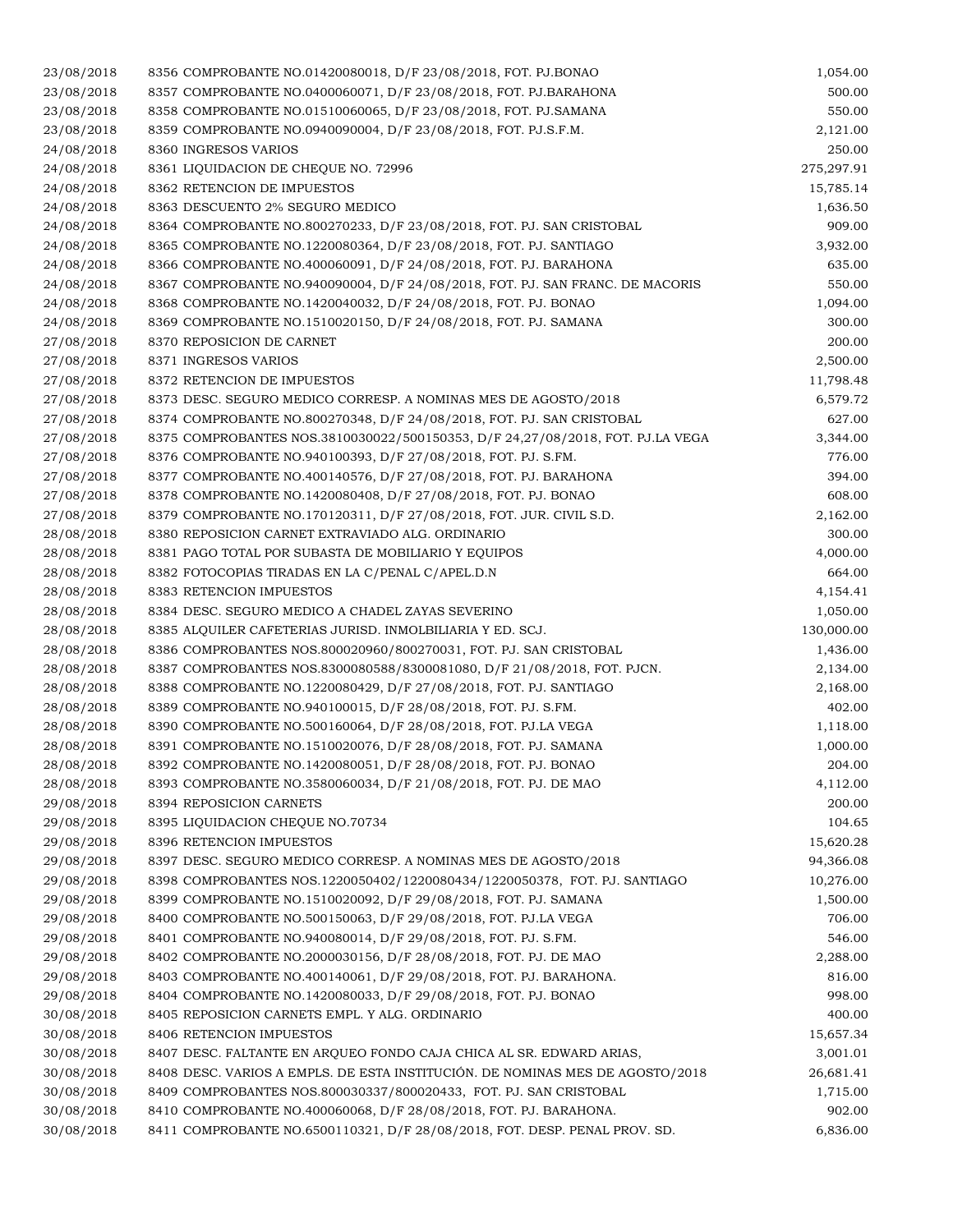| | | |
|---|---|---|
| 23/08/2018 | 8356 COMPROBANTE NO.01420080018, D/F 23/08/2018, FOT. PJ.BONAO | 1,054.00 |
| 23/08/2018 | 8357 COMPROBANTE NO.0400060071, D/F 23/08/2018, FOT. PJ.BARAHONA | 500.00 |
| 23/08/2018 | 8358 COMPROBANTE NO.01510060065, D/F 23/08/2018, FOT. PJ.SAMANA | 550.00 |
| 23/08/2018 | 8359 COMPROBANTE NO.0940090004, D/F 23/08/2018, FOT. PJ.S.F.M. | 2,121.00 |
| 24/08/2018 | 8360 INGRESOS VARIOS | 250.00 |
| 24/08/2018 | 8361 LIQUIDACION DE CHEQUE NO. 72996 | 275,297.91 |
| 24/08/2018 | 8362 RETENCION DE IMPUESTOS | 15,785.14 |
| 24/08/2018 | 8363 DESCUENTO 2% SEGURO MEDICO | 1,636.50 |
| 24/08/2018 | 8364 COMPROBANTE NO.800270233, D/F 23/08/2018, FOT. PJ. SAN CRISTOBAL | 909.00 |
| 24/08/2018 | 8365 COMPROBANTE NO.1220080364, D/F 23/08/2018, FOT. PJ. SANTIAGO | 3,932.00 |
| 24/08/2018 | 8366 COMPROBANTE NO.400060091, D/F 24/08/2018, FOT. PJ. BARAHONA | 635.00 |
| 24/08/2018 | 8367 COMPROBANTE NO.940090004, D/F 24/08/2018, FOT. PJ. SAN FRANC. DE MACORIS | 550.00 |
| 24/08/2018 | 8368 COMPROBANTE NO.1420040032, D/F 24/08/2018, FOT. PJ. BONAO | 1,094.00 |
| 24/08/2018 | 8369 COMPROBANTE NO.1510020150, D/F 24/08/2018, FOT. PJ. SAMANA | 300.00 |
| 27/08/2018 | 8370 REPOSICION DE CARNET | 200.00 |
| 27/08/2018 | 8371 INGRESOS VARIOS | 2,500.00 |
| 27/08/2018 | 8372 RETENCION DE IMPUESTOS | 11,798.48 |
| 27/08/2018 | 8373 DESC. SEGURO MEDICO CORRESP. A NOMINAS MES DE AGOSTO/2018 | 6,579.72 |
| 27/08/2018 | 8374 COMPROBANTE NO.800270348, D/F 24/08/2018, FOT. PJ. SAN CRISTOBAL | 627.00 |
| 27/08/2018 | 8375 COMPROBANTES NOS.3810030022/500150353, D/F 24,27/08/2018, FOT. PJ.LA VEGA | 3,344.00 |
| 27/08/2018 | 8376 COMPROBANTE NO.940100393, D/F 27/08/2018, FOT. PJ. S.FM. | 776.00 |
| 27/08/2018 | 8377 COMPROBANTE NO.400140576, D/F 27/08/2018, FOT. PJ. BARAHONA | 394.00 |
| 27/08/2018 | 8378 COMPROBANTE NO.1420080408, D/F 27/08/2018, FOT. PJ. BONAO | 608.00 |
| 27/08/2018 | 8379 COMPROBANTE NO.170120311, D/F 27/08/2018, FOT. JUR. CIVIL S.D. | 2,162.00 |
| 28/08/2018 | 8380 REPOSICION CARNET EXTRAVIADO ALG. ORDINARIO | 300.00 |
| 28/08/2018 | 8381 PAGO TOTAL POR SUBASTA DE MOBILIARIO Y EQUIPOS | 4,000.00 |
| 28/08/2018 | 8382 FOTOCOPIAS TIRADAS EN LA C/PENAL C/APEL.D.N | 664.00 |
| 28/08/2018 | 8383 RETENCION IMPUESTOS | 4,154.41 |
| 28/08/2018 | 8384 DESC. SEGURO MEDICO A CHADEL ZAYAS SEVERINO | 1,050.00 |
| 28/08/2018 | 8385 ALQUILER CAFETERIAS JURISD. INMOLBILIARIA Y ED. SCJ. | 130,000.00 |
| 28/08/2018 | 8386 COMPROBANTES NOS.800020960/800270031, FOT. PJ. SAN CRISTOBAL | 1,436.00 |
| 28/08/2018 | 8387 COMPROBANTES NOS.8300080588/8300081080, D/F 21/08/2018, FOT. PJCN. | 2,134.00 |
| 28/08/2018 | 8388 COMPROBANTE NO.1220080429, D/F 27/08/2018, FOT. PJ. SANTIAGO | 2,168.00 |
| 28/08/2018 | 8389 COMPROBANTE NO.940100015, D/F 28/08/2018, FOT. PJ. S.FM. | 402.00 |
| 28/08/2018 | 8390 COMPROBANTE NO.500160064, D/F 28/08/2018, FOT. PJ.LA VEGA | 1,118.00 |
| 28/08/2018 | 8391 COMPROBANTE NO.1510020076, D/F 28/08/2018, FOT. PJ. SAMANA | 1,000.00 |
| 28/08/2018 | 8392 COMPROBANTE NO.1420080051, D/F 28/08/2018, FOT. PJ. BONAO | 204.00 |
| 28/08/2018 | 8393 COMPROBANTE NO.3580060034, D/F 21/08/2018, FOT. PJ. DE MAO | 4,112.00 |
| 29/08/2018 | 8394 REPOSICION CARNETS | 200.00 |
| 29/08/2018 | 8395 LIQUIDACION CHEQUE NO.70734 | 104.65 |
| 29/08/2018 | 8396 RETENCION IMPUESTOS | 15,620.28 |
| 29/08/2018 | 8397 DESC. SEGURO MEDICO CORRESP. A NOMINAS MES DE AGOSTO/2018 | 94,366.08 |
| 29/08/2018 | 8398 COMPROBANTES NOS.1220050402/1220080434/1220050378, FOT. PJ. SANTIAGO | 10,276.00 |
| 29/08/2018 | 8399 COMPROBANTE NO.1510020092, D/F 29/08/2018, FOT. PJ. SAMANA | 1,500.00 |
| 29/08/2018 | 8400 COMPROBANTE NO.500150063, D/F 29/08/2018, FOT. PJ.LA VEGA | 706.00 |
| 29/08/2018 | 8401 COMPROBANTE NO.940080014, D/F 29/08/2018, FOT. PJ. S.FM. | 546.00 |
| 29/08/2018 | 8402 COMPROBANTE NO.2000030156, D/F 28/08/2018, FOT. PJ. DE MAO | 2,288.00 |
| 29/08/2018 | 8403 COMPROBANTE NO.400140061, D/F 29/08/2018, FOT. PJ. BARAHONA. | 816.00 |
| 29/08/2018 | 8404 COMPROBANTE NO.1420080033, D/F 29/08/2018, FOT. PJ. BONAO | 998.00 |
| 30/08/2018 | 8405 REPOSICION CARNETS EMPL. Y ALG. ORDINARIO | 400.00 |
| 30/08/2018 | 8406 RETENCION IMPUESTOS | 15,657.34 |
| 30/08/2018 | 8407 DESC. FALTANTE EN ARQUEO FONDO CAJA CHICA AL SR. EDWARD ARIAS, | 3,001.01 |
| 30/08/2018 | 8408 DESC. VARIOS A EMPLS. DE ESTA INSTITUCIÓN. DE NOMINAS MES DE AGOSTO/2018 | 26,681.41 |
| 30/08/2018 | 8409 COMPROBANTES NOS.800030337/800020433, FOT. PJ. SAN CRISTOBAL | 1,715.00 |
| 30/08/2018 | 8410 COMPROBANTE NO.400060068, D/F 28/08/2018, FOT. PJ. BARAHONA. | 902.00 |
| 30/08/2018 | 8411 COMPROBANTE NO.6500110321, D/F 28/08/2018, FOT. DESP. PENAL PROV. SD. | 6,836.00 |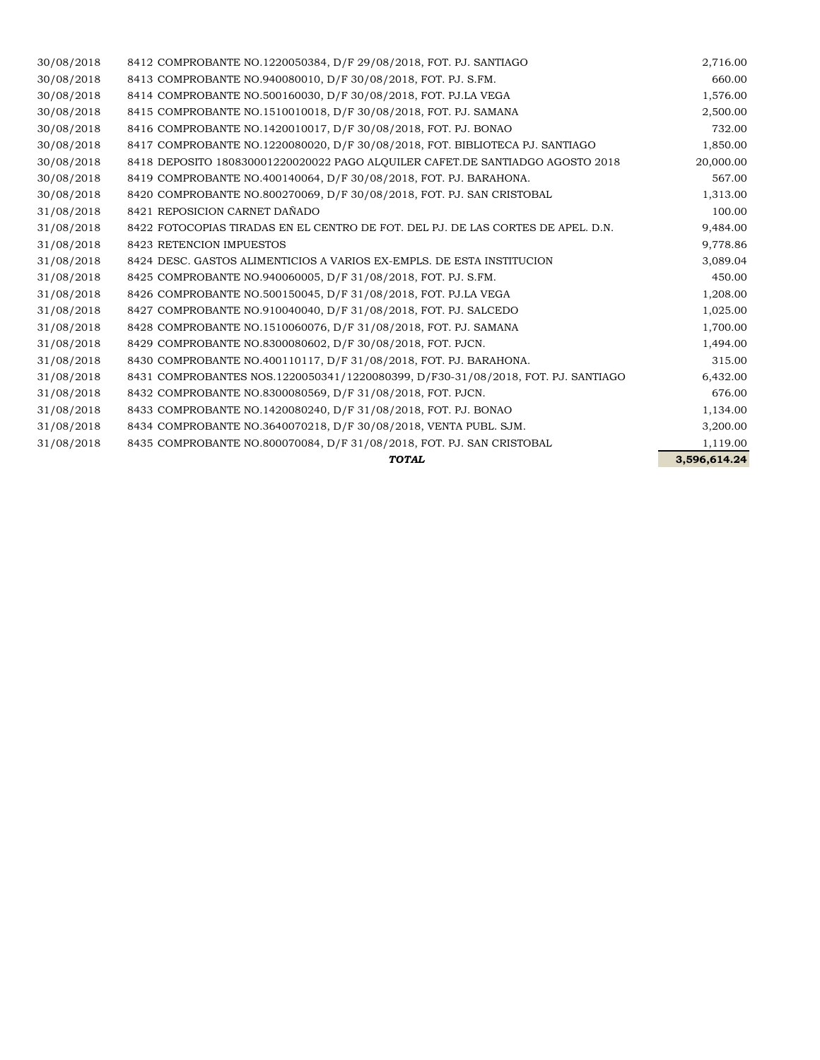| | | |
|---|---|---|
| 30/08/2018 | 8412 COMPROBANTE NO.1220050384, D/F 29/08/2018, FOT. PJ. SANTIAGO | 2,716.00 |
| 30/08/2018 | 8413 COMPROBANTE NO.940080010, D/F 30/08/2018, FOT. PJ. S.FM. | 660.00 |
| 30/08/2018 | 8414 COMPROBANTE NO.500160030, D/F 30/08/2018, FOT. PJ.LA VEGA | 1,576.00 |
| 30/08/2018 | 8415 COMPROBANTE NO.1510010018, D/F 30/08/2018, FOT. PJ. SAMANA | 2,500.00 |
| 30/08/2018 | 8416 COMPROBANTE NO.1420010017, D/F 30/08/2018, FOT. PJ. BONAO | 732.00 |
| 30/08/2018 | 8417 COMPROBANTE NO.1220080020, D/F 30/08/2018, FOT. BIBLIOTECA PJ. SANTIAGO | 1,850.00 |
| 30/08/2018 | 8418 DEPOSITO 180830001220020022 PAGO ALQUILER CAFET.DE SANTIADGO AGOSTO 2018 | 20,000.00 |
| 30/08/2018 | 8419 COMPROBANTE NO.400140064, D/F 30/08/2018, FOT. PJ. BARAHONA. | 567.00 |
| 30/08/2018 | 8420 COMPROBANTE NO.800270069, D/F 30/08/2018, FOT. PJ. SAN CRISTOBAL | 1,313.00 |
| 31/08/2018 | 8421 REPOSICION CARNET DAÑADO | 100.00 |
| 31/08/2018 | 8422 FOTOCOPIAS TIRADAS EN EL CENTRO DE FOT. DEL PJ. DE LAS CORTES DE APEL. D.N. | 9,484.00 |
| 31/08/2018 | 8423 RETENCION IMPUESTOS | 9,778.86 |
| 31/08/2018 | 8424 DESC. GASTOS ALIMENTICIOS A VARIOS EX-EMPLS. DE ESTA INSTITUCION | 3,089.04 |
| 31/08/2018 | 8425 COMPROBANTE NO.940060005, D/F 31/08/2018, FOT. PJ. S.FM. | 450.00 |
| 31/08/2018 | 8426 COMPROBANTE NO.500150045, D/F 31/08/2018, FOT. PJ.LA VEGA | 1,208.00 |
| 31/08/2018 | 8427 COMPROBANTE NO.910040040, D/F 31/08/2018, FOT. PJ. SALCEDO | 1,025.00 |
| 31/08/2018 | 8428 COMPROBANTE NO.1510060076, D/F 31/08/2018, FOT. PJ. SAMANA | 1,700.00 |
| 31/08/2018 | 8429 COMPROBANTE NO.8300080602, D/F 30/08/2018, FOT. PJCN. | 1,494.00 |
| 31/08/2018 | 8430 COMPROBANTE NO.400110117, D/F 31/08/2018, FOT. PJ. BARAHONA. | 315.00 |
| 31/08/2018 | 8431 COMPROBANTES NOS.1220050341/1220080399, D/F30-31/08/2018, FOT. PJ. SANTIAGO | 6,432.00 |
| 31/08/2018 | 8432 COMPROBANTE NO.8300080569, D/F 31/08/2018, FOT. PJCN. | 676.00 |
| 31/08/2018 | 8433 COMPROBANTE NO.1420080240, D/F 31/08/2018, FOT. PJ. BONAO | 1,134.00 |
| 31/08/2018 | 8434 COMPROBANTE NO.3640070218, D/F 30/08/2018, VENTA PUBL. SJM. | 3,200.00 |
| 31/08/2018 | 8435 COMPROBANTE NO.800070084, D/F 31/08/2018, FOT. PJ. SAN CRISTOBAL | 1,119.00 |
| | ***TOTAL*** | **3,596,614.24** |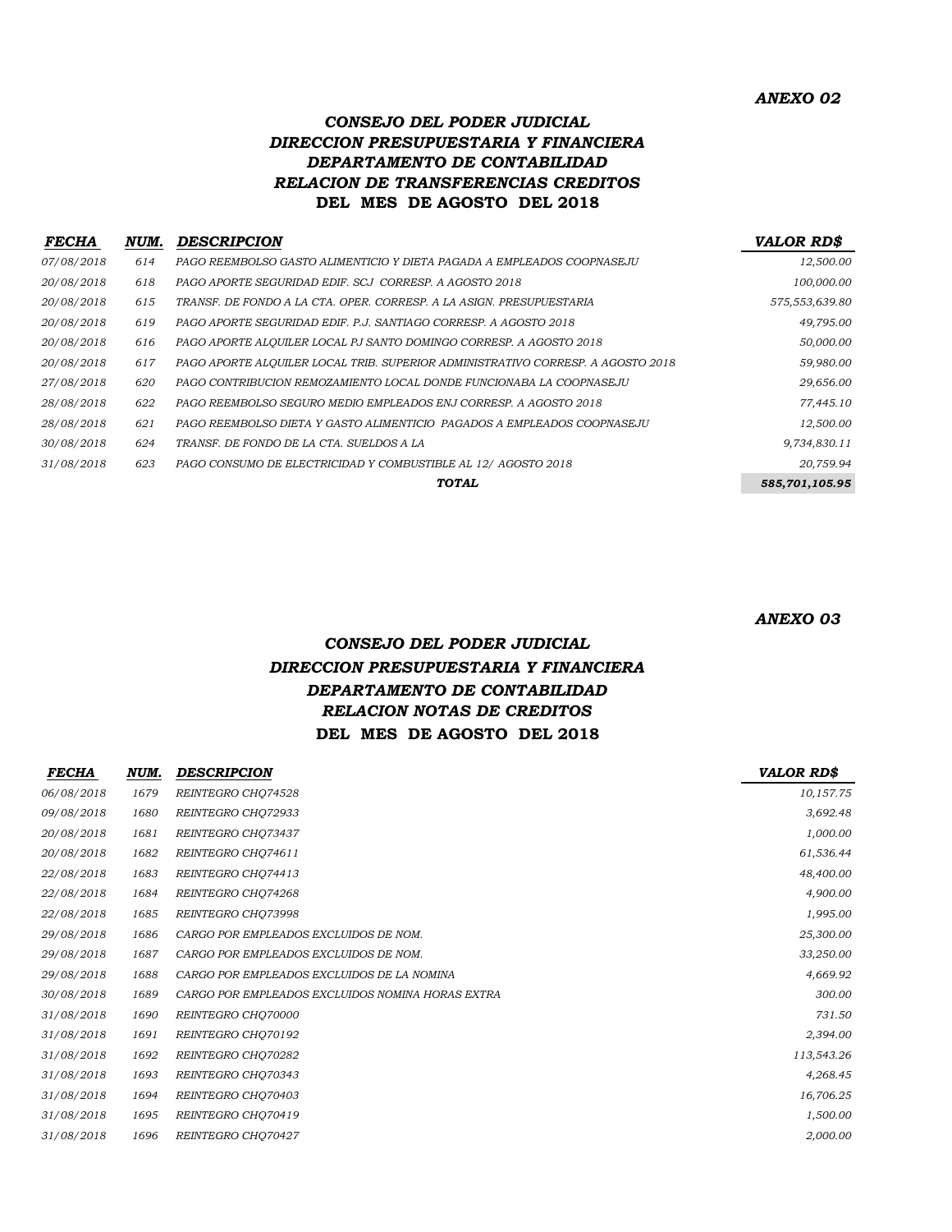*ANEXO 02*

### *CONSEJO DEL PODER JUDICIAL*
### *DIRECCION PRESUPUESTARIA Y FINANCIERA*
### *DEPARTAMENTO DE CONTABILIDAD*
### *RELACION DE TRANSFERENCIAS CREDITOS*
### DEL MES DE AGOSTO DEL 2018

| FECHA | NUM. | DESCRIPCION | VALOR RD$ |
|---|---|---|---|
| 07/08/2018 | 614 | PAGO REEMBOLSO GASTO ALIMENTICIO Y DIETA PAGADA A EMPLEADOS COOPNASEJU | 12,500.00 |
| 20/08/2018 | 618 | PAGO APORTE SEGURIDAD EDIF. SCJ CORRESP. A AGOSTO 2018 | 100,000.00 |
| 20/08/2018 | 615 | TRANSF. DE FONDO A LA CTA. OPER. CORRESP. A LA ASIGN. PRESUPUESTARIA | 575,553,639.80 |
| 20/08/2018 | 619 | PAGO APORTE SEGURIDAD EDIF. P.J. SANTIAGO CORRESP. A AGOSTO 2018 | 49,795.00 |
| 20/08/2018 | 616 | PAGO APORTE ALQUILER LOCAL PJ SANTO DOMINGO CORRESP. A AGOSTO 2018 | 50,000.00 |
| 20/08/2018 | 617 | PAGO APORTE ALQUILER LOCAL TRIB. SUPERIOR ADMINISTRATIVO CORRESP. A AGOSTO 2018 | 59,980.00 |
| 27/08/2018 | 620 | PAGO CONTRIBUCION REMOZAMIENTO LOCAL DONDE FUNCIONABA LA COOPNASEJU | 29,656.00 |
| 28/08/2018 | 622 | PAGO REEMBOLSO SEGURO MEDIO EMPLEADOS ENJ CORRESP. A AGOSTO 2018 | 77,445.10 |
| 28/08/2018 | 621 | PAGO REEMBOLSO DIETA Y GASTO ALIMENTICIO PAGADOS A EMPLEADOS COOPNASEJU | 12,500.00 |
| 30/08/2018 | 624 | TRANSF. DE FONDO DE LA CTA. SUELDOS A LA | 9,734,830.11 |
| 31/08/2018 | 623 | PAGO CONSUMO DE ELECTRICIDAD Y COMBUSTIBLE AL 12/ AGOSTO 2018 | 20,759.94 |
| | | **TOTAL** | **585,701,105.95** |

*ANEXO 03*

### *CONSEJO DEL PODER JUDICIAL*
### *DIRECCION PRESUPUESTARIA Y FINANCIERA*
### *DEPARTAMENTO DE CONTABILIDAD*
### *RELACION NOTAS DE CREDITOS*
### DEL MES DE AGOSTO DEL 2018

| FECHA | NUM. | DESCRIPCION | VALOR RD$ |
|---|---|---|---|
| 06/08/2018 | 1679 | REINTEGRO CHQ74528 | 10,157.75 |
| 09/08/2018 | 1680 | REINTEGRO CHQ72933 | 3,692.48 |
| 20/08/2018 | 1681 | REINTEGRO CHQ73437 | 1,000.00 |
| 20/08/2018 | 1682 | REINTEGRO CHQ74611 | 61,536.44 |
| 22/08/2018 | 1683 | REINTEGRO CHQ74413 | 48,400.00 |
| 22/08/2018 | 1684 | REINTEGRO CHQ74268 | 4,900.00 |
| 22/08/2018 | 1685 | REINTEGRO CHQ73998 | 1,995.00 |
| 29/08/2018 | 1686 | CARGO POR EMPLEADOS EXCLUIDOS DE NOM. | 25,300.00 |
| 29/08/2018 | 1687 | CARGO POR EMPLEADOS EXCLUIDOS DE NOM. | 33,250.00 |
| 29/08/2018 | 1688 | CARGO POR EMPLEADOS EXCLUIDOS DE LA NOMINA | 4,669.92 |
| 30/08/2018 | 1689 | CARGO POR EMPLEADOS EXCLUIDOS NOMINA HORAS EXTRA | 300.00 |
| 31/08/2018 | 1690 | REINTEGRO CHQ70000 | 731.50 |
| 31/08/2018 | 1691 | REINTEGRO CHQ70192 | 2,394.00 |
| 31/08/2018 | 1692 | REINTEGRO CHQ70282 | 113,543.26 |
| 31/08/2018 | 1693 | REINTEGRO CHQ70343 | 4,268.45 |
| 31/08/2018 | 1694 | REINTEGRO CHQ70403 | 16,706.25 |
| 31/08/2018 | 1695 | REINTEGRO CHQ70419 | 1,500.00 |
| 31/08/2018 | 1696 | REINTEGRO CHQ70427 | 2,000.00 |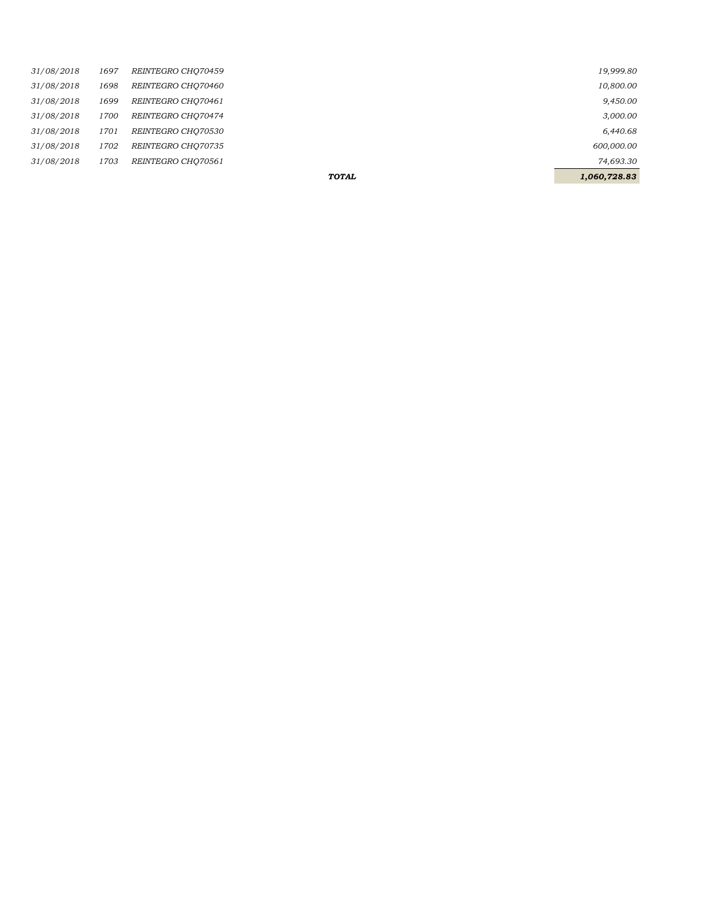| | | | | |
|---|---|---|---|---|
| *31/08/2018* | *1697* | *REINTEGRO CHQ70459* | | *19,999.80* |
| *31/08/2018* | *1698* | *REINTEGRO CHQ70460* | | *10,800.00* |
| *31/08/2018* | *1699* | *REINTEGRO CHQ70461* | | *9,450.00* |
| *31/08/2018* | *1700* | *REINTEGRO CHQ70474* | | *3,000.00* |
| *31/08/2018* | *1701* | *REINTEGRO CHQ70530* | | *6,440.68* |
| *31/08/2018* | *1702* | *REINTEGRO CHQ70735* | | *600,000.00* |
| *31/08/2018* | *1703* | *REINTEGRO CHQ70561* | | *74,693.30* |
| | | | ***TOTAL*** | ***1,060,728.83*** |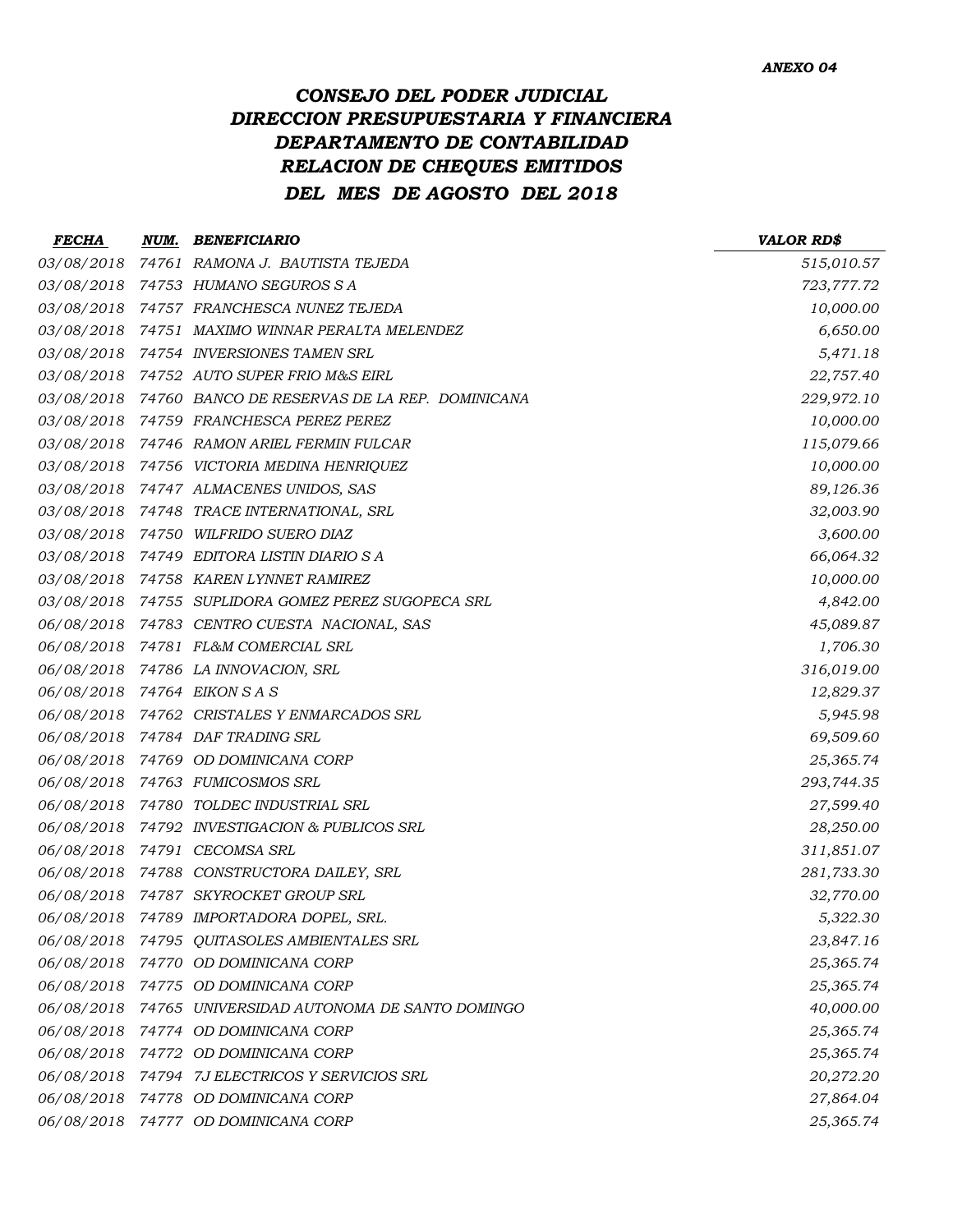*ANEXO 04*

# *CONSEJO DEL PODER JUDICIAL*
## *DIRECCION PRESUPUESTARIA Y FINANCIERA*
## *DEPARTAMENTO DE CONTABILIDAD*
## *RELACION DE CHEQUES EMITIDOS*
## *DEL MES DE AGOSTO DEL 2018*

| *FECHA* | *NUM.* | *BENEFICIARIO* | *VALOR RD$* |
|---|---|---|---|
| 03/08/2018 | 74761 | RAMONA J. BAUTISTA TEJEDA | 515,010.57 |
| 03/08/2018 | 74753 | HUMANO SEGUROS S A | 723,777.72 |
| 03/08/2018 | 74757 | FRANCHESCA NUNEZ TEJEDA | 10,000.00 |
| 03/08/2018 | 74751 | MAXIMO WINNAR PERALTA MELENDEZ | 6,650.00 |
| 03/08/2018 | 74754 | INVERSIONES TAMEN SRL | 5,471.18 |
| 03/08/2018 | 74752 | AUTO SUPER FRIO M&S EIRL | 22,757.40 |
| 03/08/2018 | 74760 | BANCO DE RESERVAS DE LA REP. DOMINICANA | 229,972.10 |
| 03/08/2018 | 74759 | FRANCHESCA PEREZ PEREZ | 10,000.00 |
| 03/08/2018 | 74746 | RAMON ARIEL FERMIN FULCAR | 115,079.66 |
| 03/08/2018 | 74756 | VICTORIA MEDINA HENRIQUEZ | 10,000.00 |
| 03/08/2018 | 74747 | ALMACENES UNIDOS, SAS | 89,126.36 |
| 03/08/2018 | 74748 | TRACE INTERNATIONAL, SRL | 32,003.90 |
| 03/08/2018 | 74750 | WILFRIDO SUERO DIAZ | 3,600.00 |
| 03/08/2018 | 74749 | EDITORA LISTIN DIARIO S A | 66,064.32 |
| 03/08/2018 | 74758 | KAREN LYNNET RAMIREZ | 10,000.00 |
| 03/08/2018 | 74755 | SUPLIDORA GOMEZ PEREZ SUGOPECA SRL | 4,842.00 |
| 06/08/2018 | 74783 | CENTRO CUESTA NACIONAL, SAS | 45,089.87 |
| 06/08/2018 | 74781 | FL&M COMERCIAL SRL | 1,706.30 |
| 06/08/2018 | 74786 | LA INNOVACION, SRL | 316,019.00 |
| 06/08/2018 | 74764 | EIKON S A S | 12,829.37 |
| 06/08/2018 | 74762 | CRISTALES Y ENMARCADOS SRL | 5,945.98 |
| 06/08/2018 | 74784 | DAF TRADING SRL | 69,509.60 |
| 06/08/2018 | 74769 | OD DOMINICANA CORP | 25,365.74 |
| 06/08/2018 | 74763 | FUMICOSMOS SRL | 293,744.35 |
| 06/08/2018 | 74780 | TOLDEC INDUSTRIAL SRL | 27,599.40 |
| 06/08/2018 | 74792 | INVESTIGACION & PUBLICOS SRL | 28,250.00 |
| 06/08/2018 | 74791 | CECOMSA SRL | 311,851.07 |
| 06/08/2018 | 74788 | CONSTRUCTORA DAILEY, SRL | 281,733.30 |
| 06/08/2018 | 74787 | SKYROCKET GROUP SRL | 32,770.00 |
| 06/08/2018 | 74789 | IMPORTADORA DOPEL, SRL. | 5,322.30 |
| 06/08/2018 | 74795 | QUITASOLES AMBIENTALES SRL | 23,847.16 |
| 06/08/2018 | 74770 | OD DOMINICANA CORP | 25,365.74 |
| 06/08/2018 | 74775 | OD DOMINICANA CORP | 25,365.74 |
| 06/08/2018 | 74765 | UNIVERSIDAD AUTONOMA DE SANTO DOMINGO | 40,000.00 |
| 06/08/2018 | 74774 | OD DOMINICANA CORP | 25,365.74 |
| 06/08/2018 | 74772 | OD DOMINICANA CORP | 25,365.74 |
| 06/08/2018 | 74794 | 7J ELECTRICOS Y SERVICIOS SRL | 20,272.20 |
| 06/08/2018 | 74778 | OD DOMINICANA CORP | 27,864.04 |
| 06/08/2018 | 74777 | OD DOMINICANA CORP | 25,365.74 |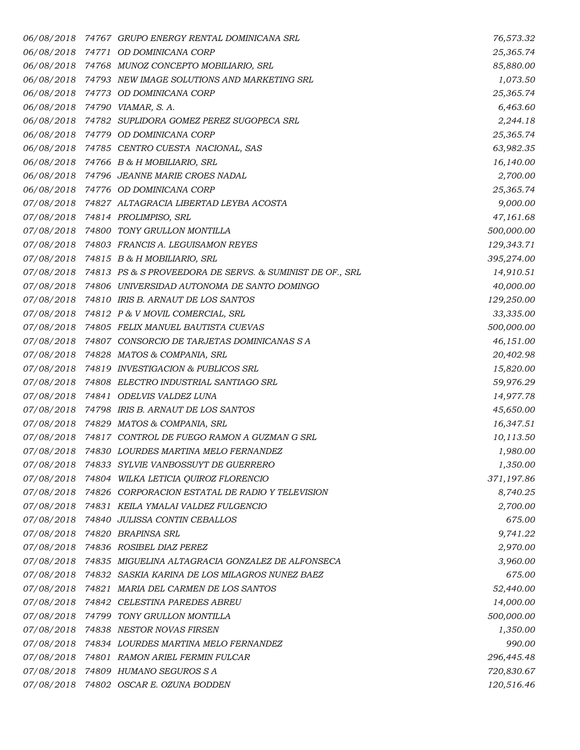| | | | |
|---|---|---|---|
| 06/08/2018 | 74767 | GRUPO ENERGY RENTAL DOMINICANA SRL | 76,573.32 |
| 06/08/2018 | 74771 | OD DOMINICANA CORP | 25,365.74 |
| 06/08/2018 | 74768 | MUNOZ CONCEPTO MOBILIARIO, SRL | 85,880.00 |
| 06/08/2018 | 74793 | NEW IMAGE SOLUTIONS AND MARKETING SRL | 1,073.50 |
| 06/08/2018 | 74773 | OD DOMINICANA CORP | 25,365.74 |
| 06/08/2018 | 74790 | VIAMAR, S. A. | 6,463.60 |
| 06/08/2018 | 74782 | SUPLIDORA GOMEZ PEREZ SUGOPECA SRL | 2,244.18 |
| 06/08/2018 | 74779 | OD DOMINICANA CORP | 25,365.74 |
| 06/08/2018 | 74785 | CENTRO CUESTA NACIONAL, SAS | 63,982.35 |
| 06/08/2018 | 74766 | B & H MOBILIARIO, SRL | 16,140.00 |
| 06/08/2018 | 74796 | JEANNE MARIE CROES NADAL | 2,700.00 |
| 06/08/2018 | 74776 | OD DOMINICANA CORP | 25,365.74 |
| 07/08/2018 | 74827 | ALTAGRACIA LIBERTAD LEYBA ACOSTA | 9,000.00 |
| 07/08/2018 | 74814 | PROLIMPISO, SRL | 47,161.68 |
| 07/08/2018 | 74800 | TONY GRULLON MONTILLA | 500,000.00 |
| 07/08/2018 | 74803 | FRANCIS A. LEGUISAMON REYES | 129,343.71 |
| 07/08/2018 | 74815 | B & H MOBILIARIO, SRL | 395,274.00 |
| 07/08/2018 | 74813 | PS & S PROVEEDORA DE SERVS. & SUMINIST DE OF., SRL | 14,910.51 |
| 07/08/2018 | 74806 | UNIVERSIDAD AUTONOMA DE SANTO DOMINGO | 40,000.00 |
| 07/08/2018 | 74810 | IRIS B. ARNAUT DE LOS SANTOS | 129,250.00 |
| 07/08/2018 | 74812 | P & V MOVIL COMERCIAL, SRL | 33,335.00 |
| 07/08/2018 | 74805 | FELIX MANUEL BAUTISTA CUEVAS | 500,000.00 |
| 07/08/2018 | 74807 | CONSORCIO DE TARJETAS DOMINICANAS S A | 46,151.00 |
| 07/08/2018 | 74828 | MATOS & COMPANIA, SRL | 20,402.98 |
| 07/08/2018 | 74819 | INVESTIGACION & PUBLICOS SRL | 15,820.00 |
| 07/08/2018 | 74808 | ELECTRO INDUSTRIAL SANTIAGO SRL | 59,976.29 |
| 07/08/2018 | 74841 | ODELVIS VALDEZ LUNA | 14,977.78 |
| 07/08/2018 | 74798 | IRIS B. ARNAUT DE LOS SANTOS | 45,650.00 |
| 07/08/2018 | 74829 | MATOS & COMPANIA, SRL | 16,347.51 |
| 07/08/2018 | 74817 | CONTROL DE FUEGO RAMON A GUZMAN G SRL | 10,113.50 |
| 07/08/2018 | 74830 | LOURDES MARTINA MELO FERNANDEZ | 1,980.00 |
| 07/08/2018 | 74833 | SYLVIE VANBOSSUYT DE GUERRERO | 1,350.00 |
| 07/08/2018 | 74804 | WILKA LETICIA QUIROZ FLORENCIO | 371,197.86 |
| 07/08/2018 | 74826 | CORPORACION ESTATAL DE RADIO Y TELEVISION | 8,740.25 |
| 07/08/2018 | 74831 | KEILA YMALAI VALDEZ FULGENCIO | 2,700.00 |
| 07/08/2018 | 74840 | JULISSA CONTIN CEBALLOS | 675.00 |
| 07/08/2018 | 74820 | BRAPINSA SRL | 9,741.22 |
| 07/08/2018 | 74836 | ROSIBEL DIAZ PEREZ | 2,970.00 |
| 07/08/2018 | 74835 | MIGUELINA ALTAGRACIA GONZALEZ DE ALFONSECA | 3,960.00 |
| 07/08/2018 | 74832 | SASKIA KARINA DE LOS MILAGROS NUNEZ BAEZ | 675.00 |
| 07/08/2018 | 74821 | MARIA DEL CARMEN DE LOS SANTOS | 52,440.00 |
| 07/08/2018 | 74842 | CELESTINA PAREDES ABREU | 14,000.00 |
| 07/08/2018 | 74799 | TONY GRULLON MONTILLA | 500,000.00 |
| 07/08/2018 | 74838 | NESTOR NOVAS FIRSEN | 1,350.00 |
| 07/08/2018 | 74834 | LOURDES MARTINA MELO FERNANDEZ | 990.00 |
| 07/08/2018 | 74801 | RAMON ARIEL FERMIN FULCAR | 296,445.48 |
| 07/08/2018 | 74809 | HUMANO SEGUROS S A | 720,830.67 |
| 07/08/2018 | 74802 | OSCAR E. OZUNA BODDEN | 120,516.46 |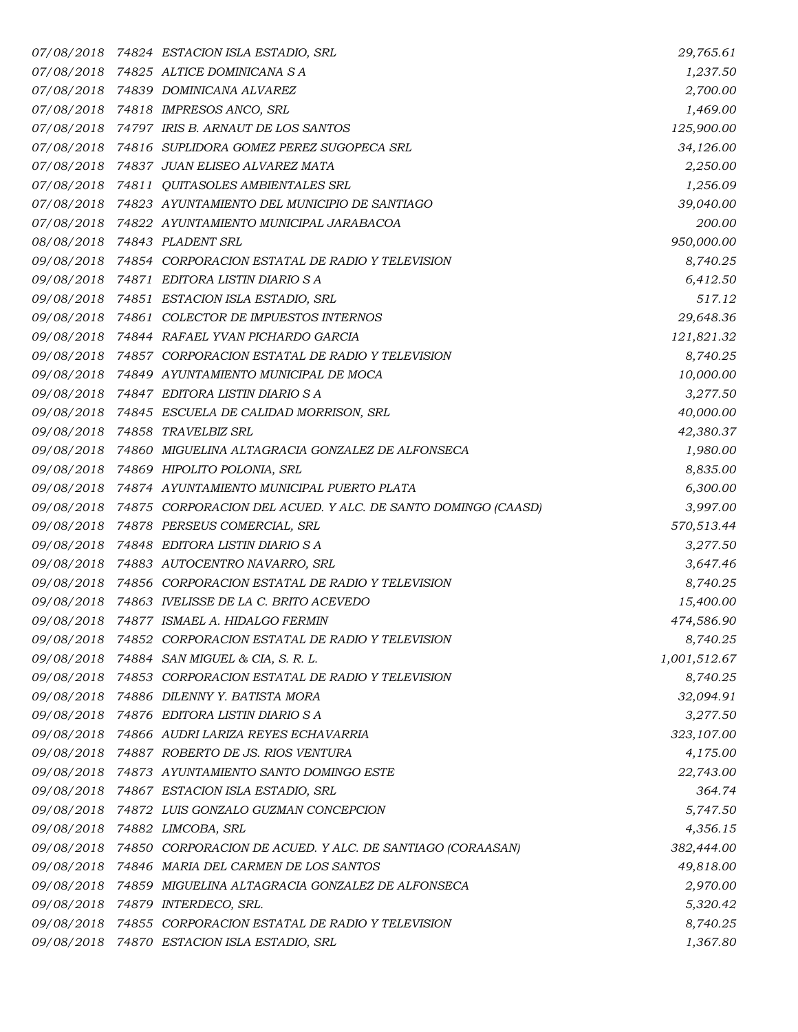| | | | |
|---|---|---|---|
| *07/08/2018* | *74824* | *ESTACION ISLA ESTADIO, SRL* | *29,765.61* |
| *07/08/2018* | *74825* | *ALTICE DOMINICANA S A* | *1,237.50* |
| *07/08/2018* | *74839* | *DOMINICANA ALVAREZ* | *2,700.00* |
| *07/08/2018* | *74818* | *IMPRESOS ANCO, SRL* | *1,469.00* |
| *07/08/2018* | *74797* | *IRIS B. ARNAUT DE LOS SANTOS* | *125,900.00* |
| *07/08/2018* | *74816* | *SUPLIDORA GOMEZ PEREZ SUGOPECA SRL* | *34,126.00* |
| *07/08/2018* | *74837* | *JUAN ELISEO ALVAREZ MATA* | *2,250.00* |
| *07/08/2018* | *74811* | *QUITASOLES AMBIENTALES SRL* | *1,256.09* |
| *07/08/2018* | *74823* | *AYUNTAMIENTO DEL MUNICIPIO DE SANTIAGO* | *39,040.00* |
| *07/08/2018* | *74822* | *AYUNTAMIENTO MUNICIPAL JARABACOA* | *200.00* |
| *08/08/2018* | *74843* | *PLADENT SRL* | *950,000.00* |
| *09/08/2018* | *74854* | *CORPORACION ESTATAL DE RADIO Y TELEVISION* | *8,740.25* |
| *09/08/2018* | *74871* | *EDITORA LISTIN DIARIO S A* | *6,412.50* |
| *09/08/2018* | *74851* | *ESTACION ISLA ESTADIO, SRL* | *517.12* |
| *09/08/2018* | *74861* | *COLECTOR DE IMPUESTOS INTERNOS* | *29,648.36* |
| *09/08/2018* | *74844* | *RAFAEL YVAN PICHARDO GARCIA* | *121,821.32* |
| *09/08/2018* | *74857* | *CORPORACION ESTATAL DE RADIO Y TELEVISION* | *8,740.25* |
| *09/08/2018* | *74849* | *AYUNTAMIENTO MUNICIPAL DE MOCA* | *10,000.00* |
| *09/08/2018* | *74847* | *EDITORA LISTIN DIARIO S A* | *3,277.50* |
| *09/08/2018* | *74845* | *ESCUELA DE CALIDAD MORRISON, SRL* | *40,000.00* |
| *09/08/2018* | *74858* | *TRAVELBIZ SRL* | *42,380.37* |
| *09/08/2018* | *74860* | *MIGUELINA ALTAGRACIA GONZALEZ DE ALFONSECA* | *1,980.00* |
| *09/08/2018* | *74869* | *HIPOLITO POLONIA, SRL* | *8,835.00* |
| *09/08/2018* | *74874* | *AYUNTAMIENTO MUNICIPAL PUERTO PLATA* | *6,300.00* |
| *09/08/2018* | *74875* | *CORPORACION DEL ACUED. Y ALC. DE SANTO DOMINGO (CAASD)* | *3,997.00* |
| *09/08/2018* | *74878* | *PERSEUS COMERCIAL, SRL* | *570,513.44* |
| *09/08/2018* | *74848* | *EDITORA LISTIN DIARIO S A* | *3,277.50* |
| *09/08/2018* | *74883* | *AUTOCENTRO NAVARRO, SRL* | *3,647.46* |
| *09/08/2018* | *74856* | *CORPORACION ESTATAL DE RADIO Y TELEVISION* | *8,740.25* |
| *09/08/2018* | *74863* | *IVELISSE DE LA C. BRITO ACEVEDO* | *15,400.00* |
| *09/08/2018* | *74877* | *ISMAEL A. HIDALGO FERMIN* | *474,586.90* |
| *09/08/2018* | *74852* | *CORPORACION ESTATAL DE RADIO Y TELEVISION* | *8,740.25* |
| *09/08/2018* | *74884* | *SAN MIGUEL & CIA, S. R. L.* | *1,001,512.67* |
| *09/08/2018* | *74853* | *CORPORACION ESTATAL DE RADIO Y TELEVISION* | *8,740.25* |
| *09/08/2018* | *74886* | *DILENNY Y. BATISTA MORA* | *32,094.91* |
| *09/08/2018* | *74876* | *EDITORA LISTIN DIARIO S A* | *3,277.50* |
| *09/08/2018* | *74866* | *AUDRI LARIZA REYES ECHAVARRIA* | *323,107.00* |
| *09/08/2018* | *74887* | *ROBERTO DE JS. RIOS VENTURA* | *4,175.00* |
| *09/08/2018* | *74873* | *AYUNTAMIENTO SANTO DOMINGO ESTE* | *22,743.00* |
| *09/08/2018* | *74867* | *ESTACION ISLA ESTADIO, SRL* | *364.74* |
| *09/08/2018* | *74872* | *LUIS GONZALO GUZMAN CONCEPCION* | *5,747.50* |
| *09/08/2018* | *74882* | *LIMCOBA, SRL* | *4,356.15* |
| *09/08/2018* | *74850* | *CORPORACION DE ACUED. Y ALC. DE SANTIAGO (CORAASAN)* | *382,444.00* |
| *09/08/2018* | *74846* | *MARIA DEL CARMEN DE LOS SANTOS* | *49,818.00* |
| *09/08/2018* | *74859* | *MIGUELINA ALTAGRACIA GONZALEZ DE ALFONSECA* | *2,970.00* |
| *09/08/2018* | *74879* | *INTERDECO, SRL.* | *5,320.42* |
| *09/08/2018* | *74855* | *CORPORACION ESTATAL DE RADIO Y TELEVISION* | *8,740.25* |
| *09/08/2018* | *74870* | *ESTACION ISLA ESTADIO, SRL* | *1,367.80* |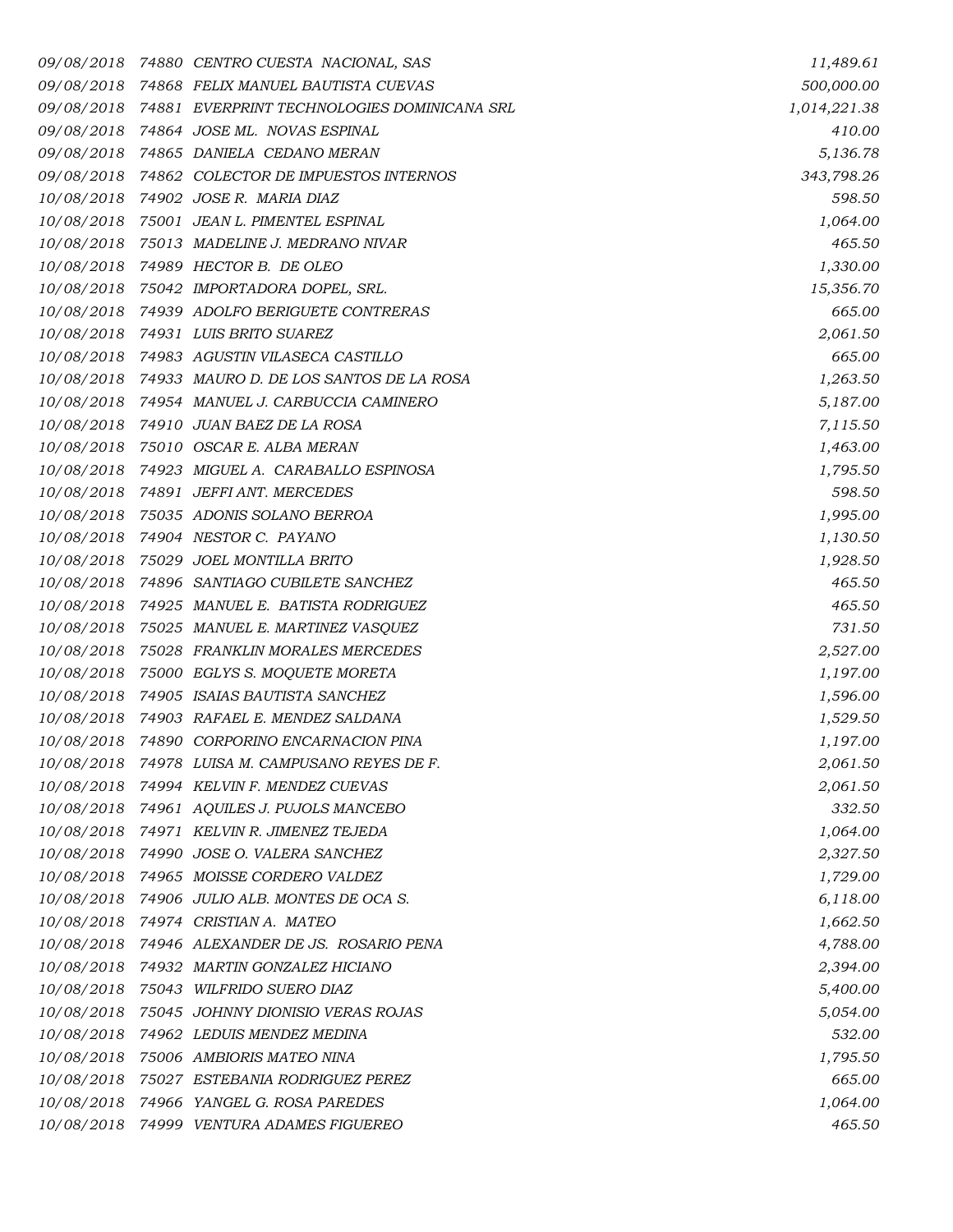| | | | |
|---|---|---|---|
| 09/08/2018 | 74880 | CENTRO CUESTA NACIONAL, SAS | 11,489.61 |
| 09/08/2018 | 74868 | FELIX MANUEL BAUTISTA CUEVAS | 500,000.00 |
| 09/08/2018 | 74881 | EVERPRINT TECHNOLOGIES DOMINICANA SRL | 1,014,221.38 |
| 09/08/2018 | 74864 | JOSE ML. NOVAS ESPINAL | 410.00 |
| 09/08/2018 | 74865 | DANIELA CEDANO MERAN | 5,136.78 |
| 09/08/2018 | 74862 | COLECTOR DE IMPUESTOS INTERNOS | 343,798.26 |
| 10/08/2018 | 74902 | JOSE R. MARIA DIAZ | 598.50 |
| 10/08/2018 | 75001 | JEAN L. PIMENTEL ESPINAL | 1,064.00 |
| 10/08/2018 | 75013 | MADELINE J. MEDRANO NIVAR | 465.50 |
| 10/08/2018 | 74989 | HECTOR B. DE OLEO | 1,330.00 |
| 10/08/2018 | 75042 | IMPORTADORA DOPEL, SRL. | 15,356.70 |
| 10/08/2018 | 74939 | ADOLFO BERIGUETE CONTRERAS | 665.00 |
| 10/08/2018 | 74931 | LUIS BRITO SUAREZ | 2,061.50 |
| 10/08/2018 | 74983 | AGUSTIN VILASECA CASTILLO | 665.00 |
| 10/08/2018 | 74933 | MAURO D. DE LOS SANTOS DE LA ROSA | 1,263.50 |
| 10/08/2018 | 74954 | MANUEL J. CARBUCCIA CAMINERO | 5,187.00 |
| 10/08/2018 | 74910 | JUAN BAEZ DE LA ROSA | 7,115.50 |
| 10/08/2018 | 75010 | OSCAR E. ALBA MERAN | 1,463.00 |
| 10/08/2018 | 74923 | MIGUEL A. CARABALLO ESPINOSA | 1,795.50 |
| 10/08/2018 | 74891 | JEFFI ANT. MERCEDES | 598.50 |
| 10/08/2018 | 75035 | ADONIS SOLANO BERROA | 1,995.00 |
| 10/08/2018 | 74904 | NESTOR C. PAYANO | 1,130.50 |
| 10/08/2018 | 75029 | JOEL MONTILLA BRITO | 1,928.50 |
| 10/08/2018 | 74896 | SANTIAGO CUBILETE SANCHEZ | 465.50 |
| 10/08/2018 | 74925 | MANUEL E. BATISTA RODRIGUEZ | 465.50 |
| 10/08/2018 | 75025 | MANUEL E. MARTINEZ VASQUEZ | 731.50 |
| 10/08/2018 | 75028 | FRANKLIN MORALES MERCEDES | 2,527.00 |
| 10/08/2018 | 75000 | EGLYS S. MOQUETE MORETA | 1,197.00 |
| 10/08/2018 | 74905 | ISAIAS BAUTISTA SANCHEZ | 1,596.00 |
| 10/08/2018 | 74903 | RAFAEL E. MENDEZ SALDANA | 1,529.50 |
| 10/08/2018 | 74890 | CORPORINO ENCARNACION PINA | 1,197.00 |
| 10/08/2018 | 74978 | LUISA M. CAMPUSANO REYES DE F. | 2,061.50 |
| 10/08/2018 | 74994 | KELVIN F. MENDEZ CUEVAS | 2,061.50 |
| 10/08/2018 | 74961 | AQUILES J. PUJOLS MANCEBO | 332.50 |
| 10/08/2018 | 74971 | KELVIN R. JIMENEZ TEJEDA | 1,064.00 |
| 10/08/2018 | 74990 | JOSE O. VALERA SANCHEZ | 2,327.50 |
| 10/08/2018 | 74965 | MOISSE CORDERO VALDEZ | 1,729.00 |
| 10/08/2018 | 74906 | JULIO ALB. MONTES DE OCA S. | 6,118.00 |
| 10/08/2018 | 74974 | CRISTIAN A. MATEO | 1,662.50 |
| 10/08/2018 | 74946 | ALEXANDER DE JS. ROSARIO PENA | 4,788.00 |
| 10/08/2018 | 74932 | MARTIN GONZALEZ HICIANO | 2,394.00 |
| 10/08/2018 | 75043 | WILFRIDO SUERO DIAZ | 5,400.00 |
| 10/08/2018 | 75045 | JOHNNY DIONISIO VERAS ROJAS | 5,054.00 |
| 10/08/2018 | 74962 | LEDUIS MENDEZ MEDINA | 532.00 |
| 10/08/2018 | 75006 | AMBIORIS MATEO NINA | 1,795.50 |
| 10/08/2018 | 75027 | ESTEBANIA RODRIGUEZ PEREZ | 665.00 |
| 10/08/2018 | 74966 | YANGEL G. ROSA PAREDES | 1,064.00 |
| 10/08/2018 | 74999 | VENTURA ADAMES FIGUEREO | 465.50 |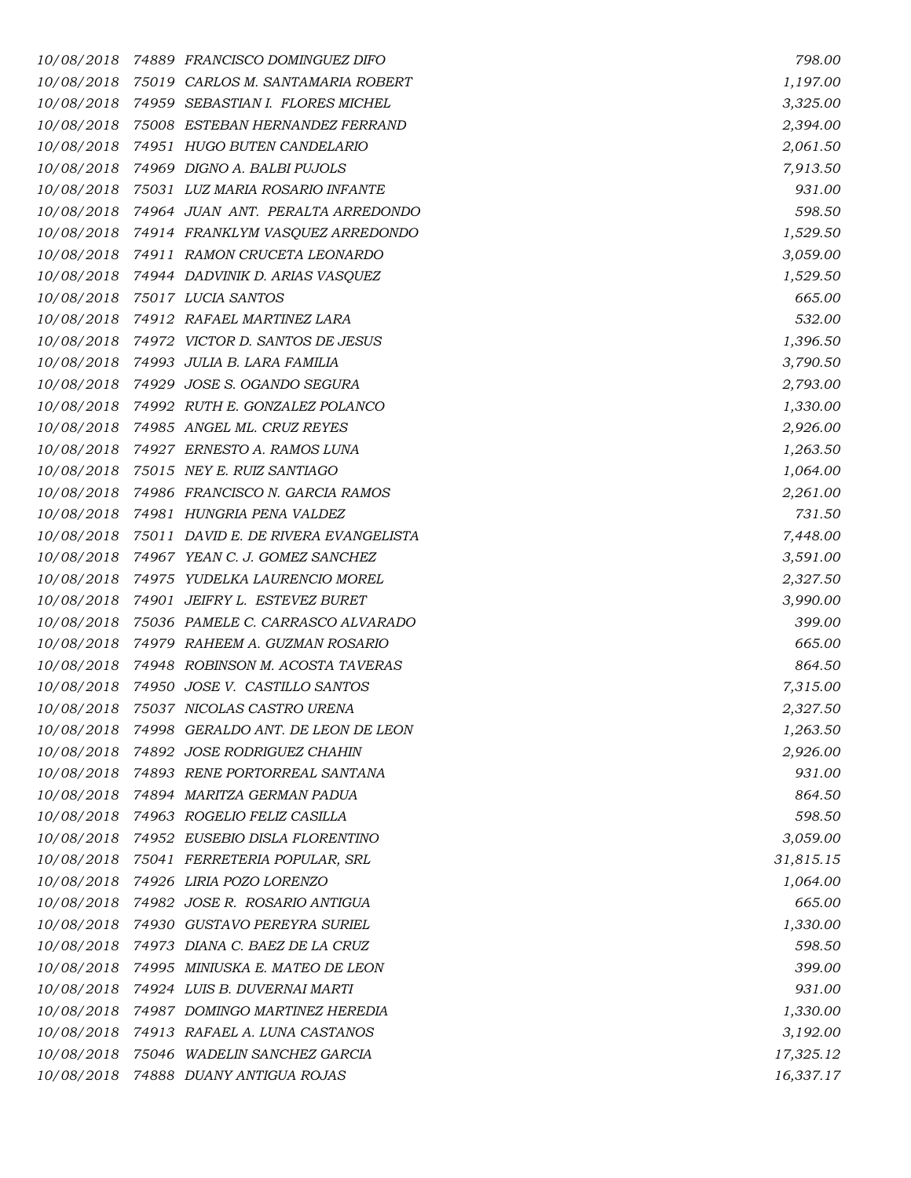| | | | |
|---|---|---|---|
| 10/08/2018 | 74889 | FRANCISCO DOMINGUEZ DIFO | 798.00 |
| 10/08/2018 | 75019 | CARLOS M. SANTAMARIA ROBERT | 1,197.00 |
| 10/08/2018 | 74959 | SEBASTIAN I. FLORES MICHEL | 3,325.00 |
| 10/08/2018 | 75008 | ESTEBAN HERNANDEZ FERRAND | 2,394.00 |
| 10/08/2018 | 74951 | HUGO BUTEN CANDELARIO | 2,061.50 |
| 10/08/2018 | 74969 | DIGNO A. BALBI PUJOLS | 7,913.50 |
| 10/08/2018 | 75031 | LUZ MARIA ROSARIO INFANTE | 931.00 |
| 10/08/2018 | 74964 | JUAN ANT. PERALTA ARREDONDO | 598.50 |
| 10/08/2018 | 74914 | FRANKLYM VASQUEZ ARREDONDO | 1,529.50 |
| 10/08/2018 | 74911 | RAMON CRUCETA LEONARDO | 3,059.00 |
| 10/08/2018 | 74944 | DADVINIK D. ARIAS VASQUEZ | 1,529.50 |
| 10/08/2018 | 75017 | LUCIA SANTOS | 665.00 |
| 10/08/2018 | 74912 | RAFAEL MARTINEZ LARA | 532.00 |
| 10/08/2018 | 74972 | VICTOR D. SANTOS DE JESUS | 1,396.50 |
| 10/08/2018 | 74993 | JULIA B. LARA FAMILIA | 3,790.50 |
| 10/08/2018 | 74929 | JOSE S. OGANDO SEGURA | 2,793.00 |
| 10/08/2018 | 74992 | RUTH E. GONZALEZ POLANCO | 1,330.00 |
| 10/08/2018 | 74985 | ANGEL ML. CRUZ REYES | 2,926.00 |
| 10/08/2018 | 74927 | ERNESTO A. RAMOS LUNA | 1,263.50 |
| 10/08/2018 | 75015 | NEY E. RUIZ SANTIAGO | 1,064.00 |
| 10/08/2018 | 74986 | FRANCISCO N. GARCIA RAMOS | 2,261.00 |
| 10/08/2018 | 74981 | HUNGRIA PENA VALDEZ | 731.50 |
| 10/08/2018 | 75011 | DAVID E. DE RIVERA EVANGELISTA | 7,448.00 |
| 10/08/2018 | 74967 | YEAN C. J. GOMEZ SANCHEZ | 3,591.00 |
| 10/08/2018 | 74975 | YUDELKA LAURENCIO MOREL | 2,327.50 |
| 10/08/2018 | 74901 | JEIFRY L. ESTEVEZ BURET | 3,990.00 |
| 10/08/2018 | 75036 | PAMELE C. CARRASCO ALVARADO | 399.00 |
| 10/08/2018 | 74979 | RAHEEM A. GUZMAN ROSARIO | 665.00 |
| 10/08/2018 | 74948 | ROBINSON M. ACOSTA TAVERAS | 864.50 |
| 10/08/2018 | 74950 | JOSE V. CASTILLO SANTOS | 7,315.00 |
| 10/08/2018 | 75037 | NICOLAS CASTRO URENA | 2,327.50 |
| 10/08/2018 | 74998 | GERALDO ANT. DE LEON DE LEON | 1,263.50 |
| 10/08/2018 | 74892 | JOSE RODRIGUEZ CHAHIN | 2,926.00 |
| 10/08/2018 | 74893 | RENE PORTORREAL SANTANA | 931.00 |
| 10/08/2018 | 74894 | MARITZA GERMAN PADUA | 864.50 |
| 10/08/2018 | 74963 | ROGELIO FELIZ CASILLA | 598.50 |
| 10/08/2018 | 74952 | EUSEBIO DISLA FLORENTINO | 3,059.00 |
| 10/08/2018 | 75041 | FERRETERIA POPULAR, SRL | 31,815.15 |
| 10/08/2018 | 74926 | LIRIA POZO LORENZO | 1,064.00 |
| 10/08/2018 | 74982 | JOSE R. ROSARIO ANTIGUA | 665.00 |
| 10/08/2018 | 74930 | GUSTAVO PEREYRA SURIEL | 1,330.00 |
| 10/08/2018 | 74973 | DIANA C. BAEZ DE LA CRUZ | 598.50 |
| 10/08/2018 | 74995 | MINIUSKA E. MATEO DE LEON | 399.00 |
| 10/08/2018 | 74924 | LUIS B. DUVERNAI MARTI | 931.00 |
| 10/08/2018 | 74987 | DOMINGO MARTINEZ HEREDIA | 1,330.00 |
| 10/08/2018 | 74913 | RAFAEL A. LUNA CASTANOS | 3,192.00 |
| 10/08/2018 | 75046 | WADELIN SANCHEZ GARCIA | 17,325.12 |
| 10/08/2018 | 74888 | DUANY ANTIGUA ROJAS | 16,337.17 |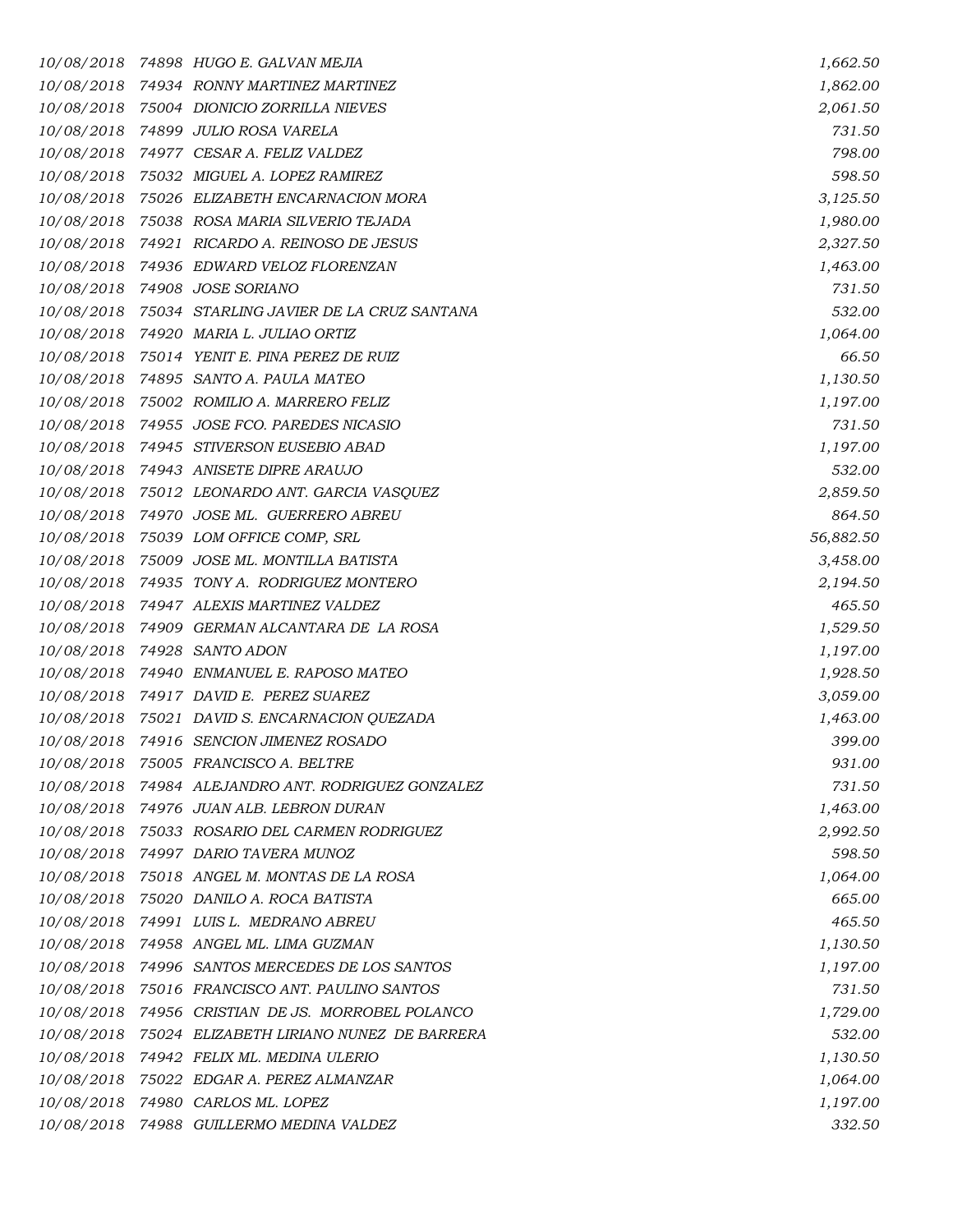| | | | |
|---|---|---|---|
| 10/08/2018 | 74898 | HUGO E. GALVAN MEJIA | 1,662.50 |
| 10/08/2018 | 74934 | RONNY MARTINEZ MARTINEZ | 1,862.00 |
| 10/08/2018 | 75004 | DIONICIO ZORRILLA NIEVES | 2,061.50 |
| 10/08/2018 | 74899 | JULIO ROSA VARELA | 731.50 |
| 10/08/2018 | 74977 | CESAR A. FELIZ VALDEZ | 798.00 |
| 10/08/2018 | 75032 | MIGUEL A. LOPEZ RAMIREZ | 598.50 |
| 10/08/2018 | 75026 | ELIZABETH ENCARNACION MORA | 3,125.50 |
| 10/08/2018 | 75038 | ROSA MARIA SILVERIO TEJADA | 1,980.00 |
| 10/08/2018 | 74921 | RICARDO A. REINOSO DE JESUS | 2,327.50 |
| 10/08/2018 | 74936 | EDWARD VELOZ FLORENZAN | 1,463.00 |
| 10/08/2018 | 74908 | JOSE SORIANO | 731.50 |
| 10/08/2018 | 75034 | STARLING JAVIER DE LA CRUZ SANTANA | 532.00 |
| 10/08/2018 | 74920 | MARIA L. JULIAO ORTIZ | 1,064.00 |
| 10/08/2018 | 75014 | YENIT E. PINA PEREZ DE RUIZ | 66.50 |
| 10/08/2018 | 74895 | SANTO A. PAULA MATEO | 1,130.50 |
| 10/08/2018 | 75002 | ROMILIO A. MARRERO FELIZ | 1,197.00 |
| 10/08/2018 | 74955 | JOSE FCO. PAREDES NICASIO | 731.50 |
| 10/08/2018 | 74945 | STIVERSON EUSEBIO ABAD | 1,197.00 |
| 10/08/2018 | 74943 | ANISETE DIPRE ARAUJO | 532.00 |
| 10/08/2018 | 75012 | LEONARDO ANT. GARCIA VASQUEZ | 2,859.50 |
| 10/08/2018 | 74970 | JOSE ML. GUERRERO ABREU | 864.50 |
| 10/08/2018 | 75039 | LOM OFFICE COMP, SRL | 56,882.50 |
| 10/08/2018 | 75009 | JOSE ML. MONTILLA BATISTA | 3,458.00 |
| 10/08/2018 | 74935 | TONY A. RODRIGUEZ MONTERO | 2,194.50 |
| 10/08/2018 | 74947 | ALEXIS MARTINEZ VALDEZ | 465.50 |
| 10/08/2018 | 74909 | GERMAN ALCANTARA DE LA ROSA | 1,529.50 |
| 10/08/2018 | 74928 | SANTO ADON | 1,197.00 |
| 10/08/2018 | 74940 | ENMANUEL E. RAPOSO MATEO | 1,928.50 |
| 10/08/2018 | 74917 | DAVID E. PEREZ SUAREZ | 3,059.00 |
| 10/08/2018 | 75021 | DAVID S. ENCARNACION QUEZADA | 1,463.00 |
| 10/08/2018 | 74916 | SENCION JIMENEZ ROSADO | 399.00 |
| 10/08/2018 | 75005 | FRANCISCO A. BELTRE | 931.00 |
| 10/08/2018 | 74984 | ALEJANDRO ANT. RODRIGUEZ GONZALEZ | 731.50 |
| 10/08/2018 | 74976 | JUAN ALB. LEBRON DURAN | 1,463.00 |
| 10/08/2018 | 75033 | ROSARIO DEL CARMEN RODRIGUEZ | 2,992.50 |
| 10/08/2018 | 74997 | DARIO TAVERA MUNOZ | 598.50 |
| 10/08/2018 | 75018 | ANGEL M. MONTAS DE LA ROSA | 1,064.00 |
| 10/08/2018 | 75020 | DANILO A. ROCA BATISTA | 665.00 |
| 10/08/2018 | 74991 | LUIS L. MEDRANO ABREU | 465.50 |
| 10/08/2018 | 74958 | ANGEL ML. LIMA GUZMAN | 1,130.50 |
| 10/08/2018 | 74996 | SANTOS MERCEDES DE LOS SANTOS | 1,197.00 |
| 10/08/2018 | 75016 | FRANCISCO ANT. PAULINO SANTOS | 731.50 |
| 10/08/2018 | 74956 | CRISTIAN DE JS. MORROBEL POLANCO | 1,729.00 |
| 10/08/2018 | 75024 | ELIZABETH LIRIANO NUNEZ DE BARRERA | 532.00 |
| 10/08/2018 | 74942 | FELIX ML. MEDINA ULERIO | 1,130.50 |
| 10/08/2018 | 75022 | EDGAR A. PEREZ ALMANZAR | 1,064.00 |
| 10/08/2018 | 74980 | CARLOS ML. LOPEZ | 1,197.00 |
| 10/08/2018 | 74988 | GUILLERMO MEDINA VALDEZ | 332.50 |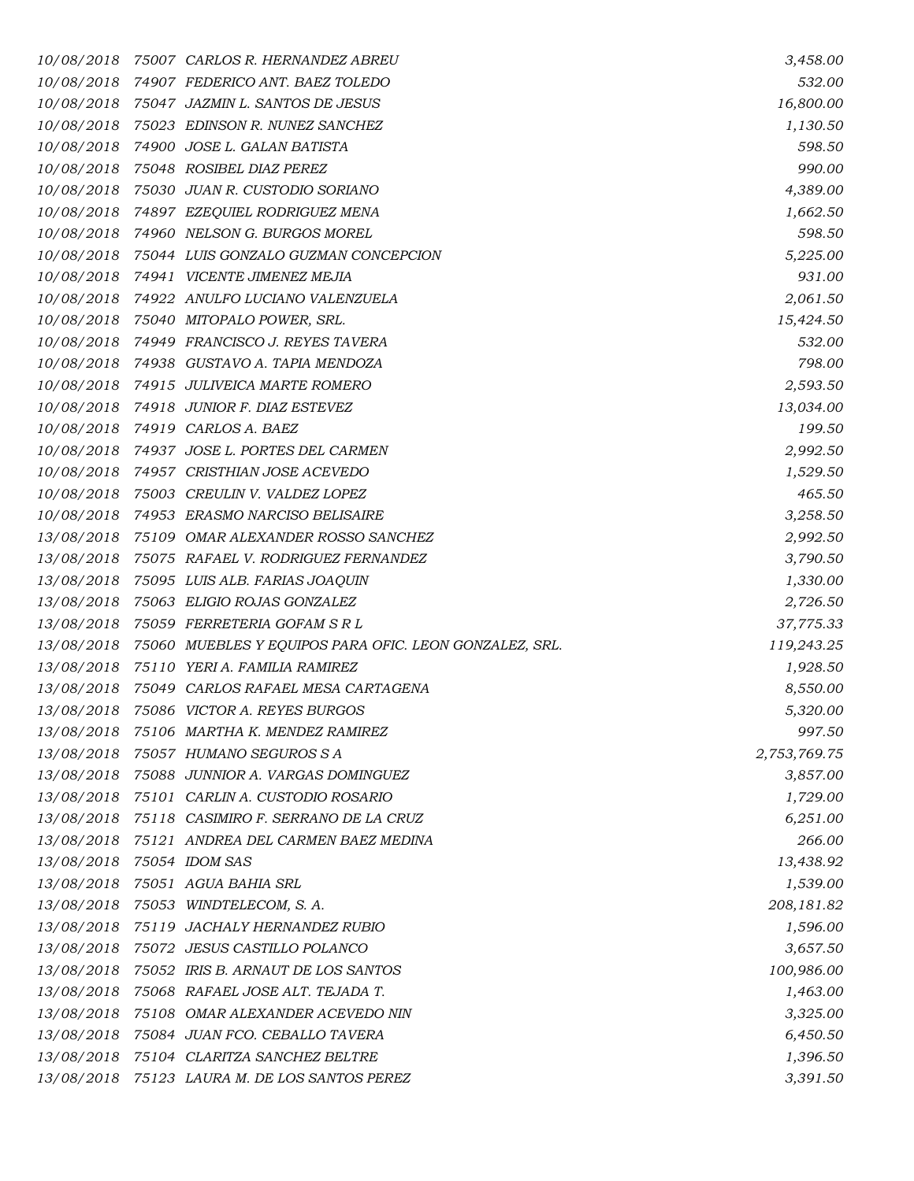| | | | |
|---|---|---|---|
| 10/08/2018 | 75007 | CARLOS R. HERNANDEZ ABREU | 3,458.00 |
| 10/08/2018 | 74907 | FEDERICO ANT. BAEZ TOLEDO | 532.00 |
| 10/08/2018 | 75047 | JAZMIN L. SANTOS DE JESUS | 16,800.00 |
| 10/08/2018 | 75023 | EDINSON R. NUNEZ SANCHEZ | 1,130.50 |
| 10/08/2018 | 74900 | JOSE L. GALAN BATISTA | 598.50 |
| 10/08/2018 | 75048 | ROSIBEL DIAZ PEREZ | 990.00 |
| 10/08/2018 | 75030 | JUAN R. CUSTODIO SORIANO | 4,389.00 |
| 10/08/2018 | 74897 | EZEQUIEL RODRIGUEZ MENA | 1,662.50 |
| 10/08/2018 | 74960 | NELSON G. BURGOS MOREL | 598.50 |
| 10/08/2018 | 75044 | LUIS GONZALO GUZMAN CONCEPCION | 5,225.00 |
| 10/08/2018 | 74941 | VICENTE JIMENEZ MEJIA | 931.00 |
| 10/08/2018 | 74922 | ANULFO LUCIANO VALENZUELA | 2,061.50 |
| 10/08/2018 | 75040 | MITOPALO POWER, SRL. | 15,424.50 |
| 10/08/2018 | 74949 | FRANCISCO J. REYES TAVERA | 532.00 |
| 10/08/2018 | 74938 | GUSTAVO A. TAPIA MENDOZA | 798.00 |
| 10/08/2018 | 74915 | JULIVEICA MARTE ROMERO | 2,593.50 |
| 10/08/2018 | 74918 | JUNIOR F. DIAZ ESTEVEZ | 13,034.00 |
| 10/08/2018 | 74919 | CARLOS A. BAEZ | 199.50 |
| 10/08/2018 | 74937 | JOSE L. PORTES DEL CARMEN | 2,992.50 |
| 10/08/2018 | 74957 | CRISTHIAN JOSE ACEVEDO | 1,529.50 |
| 10/08/2018 | 75003 | CREULIN V. VALDEZ LOPEZ | 465.50 |
| 10/08/2018 | 74953 | ERASMO NARCISO BELISAIRE | 3,258.50 |
| 13/08/2018 | 75109 | OMAR ALEXANDER ROSSO SANCHEZ | 2,992.50 |
| 13/08/2018 | 75075 | RAFAEL V. RODRIGUEZ FERNANDEZ | 3,790.50 |
| 13/08/2018 | 75095 | LUIS ALB. FARIAS JOAQUIN | 1,330.00 |
| 13/08/2018 | 75063 | ELIGIO ROJAS GONZALEZ | 2,726.50 |
| 13/08/2018 | 75059 | FERRETERIA GOFAM S R L | 37,775.33 |
| 13/08/2018 | 75060 | MUEBLES Y EQUIPOS PARA OFIC. LEON GONZALEZ, SRL. | 119,243.25 |
| 13/08/2018 | 75110 | YERI A. FAMILIA RAMIREZ | 1,928.50 |
| 13/08/2018 | 75049 | CARLOS RAFAEL MESA CARTAGENA | 8,550.00 |
| 13/08/2018 | 75086 | VICTOR A. REYES BURGOS | 5,320.00 |
| 13/08/2018 | 75106 | MARTHA K. MENDEZ RAMIREZ | 997.50 |
| 13/08/2018 | 75057 | HUMANO SEGUROS S A | 2,753,769.75 |
| 13/08/2018 | 75088 | JUNNIOR A. VARGAS DOMINGUEZ | 3,857.00 |
| 13/08/2018 | 75101 | CARLIN A. CUSTODIO ROSARIO | 1,729.00 |
| 13/08/2018 | 75118 | CASIMIRO F. SERRANO DE LA CRUZ | 6,251.00 |
| 13/08/2018 | 75121 | ANDREA DEL CARMEN BAEZ MEDINA | 266.00 |
| 13/08/2018 | 75054 | IDOM SAS | 13,438.92 |
| 13/08/2018 | 75051 | AGUA BAHIA SRL | 1,539.00 |
| 13/08/2018 | 75053 | WINDTELECOM, S. A. | 208,181.82 |
| 13/08/2018 | 75119 | JACHALY HERNANDEZ RUBIO | 1,596.00 |
| 13/08/2018 | 75072 | JESUS CASTILLO POLANCO | 3,657.50 |
| 13/08/2018 | 75052 | IRIS B. ARNAUT DE LOS SANTOS | 100,986.00 |
| 13/08/2018 | 75068 | RAFAEL JOSE ALT. TEJADA T. | 1,463.00 |
| 13/08/2018 | 75108 | OMAR ALEXANDER ACEVEDO NIN | 3,325.00 |
| 13/08/2018 | 75084 | JUAN FCO. CEBALLO TAVERA | 6,450.50 |
| 13/08/2018 | 75104 | CLARITZA SANCHEZ BELTRE | 1,396.50 |
| 13/08/2018 | 75123 | LAURA M. DE LOS SANTOS PEREZ | 3,391.50 |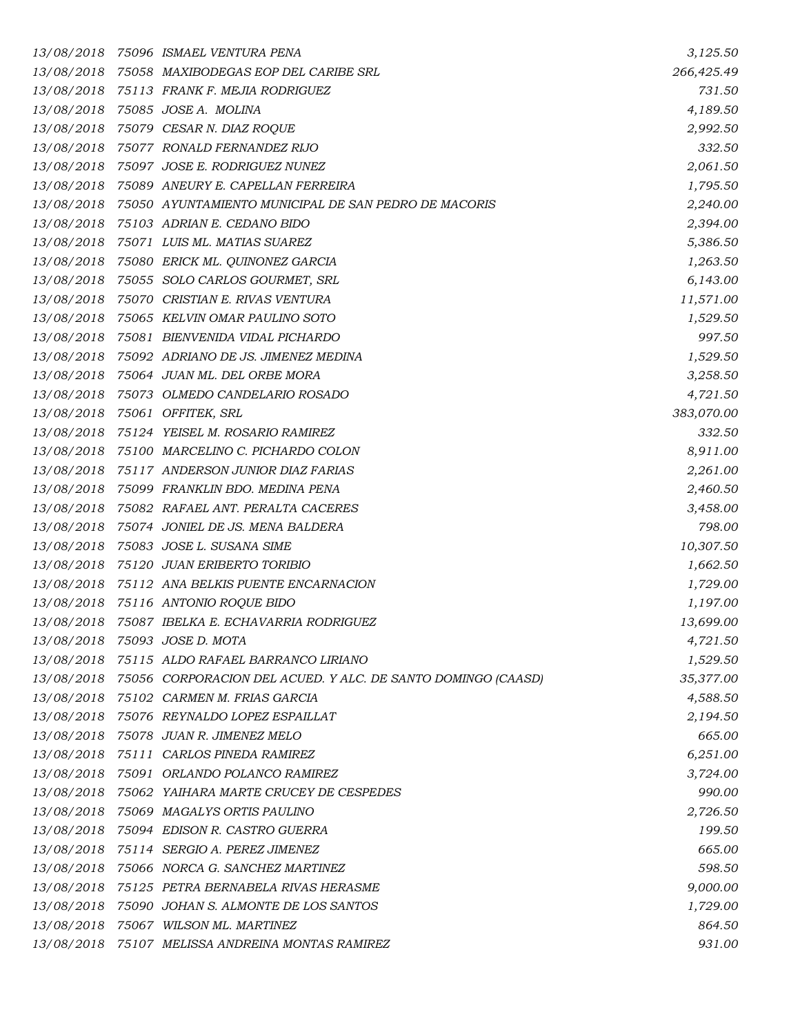| | | | |
|---|---|---|---|
| 13/08/2018 | 75096 | ISMAEL VENTURA PENA | 3,125.50 |
| 13/08/2018 | 75058 | MAXIBODEGAS EOP DEL CARIBE SRL | 266,425.49 |
| 13/08/2018 | 75113 | FRANK F. MEJIA RODRIGUEZ | 731.50 |
| 13/08/2018 | 75085 | JOSE A. MOLINA | 4,189.50 |
| 13/08/2018 | 75079 | CESAR N. DIAZ ROQUE | 2,992.50 |
| 13/08/2018 | 75077 | RONALD FERNANDEZ RIJO | 332.50 |
| 13/08/2018 | 75097 | JOSE E. RODRIGUEZ NUNEZ | 2,061.50 |
| 13/08/2018 | 75089 | ANEURY E. CAPELLAN FERREIRA | 1,795.50 |
| 13/08/2018 | 75050 | AYUNTAMIENTO MUNICIPAL DE SAN PEDRO DE MACORIS | 2,240.00 |
| 13/08/2018 | 75103 | ADRIAN E. CEDANO BIDO | 2,394.00 |
| 13/08/2018 | 75071 | LUIS ML. MATIAS SUAREZ | 5,386.50 |
| 13/08/2018 | 75080 | ERICK ML. QUINONEZ GARCIA | 1,263.50 |
| 13/08/2018 | 75055 | SOLO CARLOS GOURMET, SRL | 6,143.00 |
| 13/08/2018 | 75070 | CRISTIAN E. RIVAS VENTURA | 11,571.00 |
| 13/08/2018 | 75065 | KELVIN OMAR PAULINO SOTO | 1,529.50 |
| 13/08/2018 | 75081 | BIENVENIDA VIDAL PICHARDO | 997.50 |
| 13/08/2018 | 75092 | ADRIANO DE JS. JIMENEZ MEDINA | 1,529.50 |
| 13/08/2018 | 75064 | JUAN ML. DEL ORBE MORA | 3,258.50 |
| 13/08/2018 | 75073 | OLMEDO CANDELARIO ROSADO | 4,721.50 |
| 13/08/2018 | 75061 | OFFITEK, SRL | 383,070.00 |
| 13/08/2018 | 75124 | YEISEL M. ROSARIO RAMIREZ | 332.50 |
| 13/08/2018 | 75100 | MARCELINO C. PICHARDO COLON | 8,911.00 |
| 13/08/2018 | 75117 | ANDERSON JUNIOR DIAZ FARIAS | 2,261.00 |
| 13/08/2018 | 75099 | FRANKLIN BDO. MEDINA PENA | 2,460.50 |
| 13/08/2018 | 75082 | RAFAEL ANT. PERALTA CACERES | 3,458.00 |
| 13/08/2018 | 75074 | JONIEL DE JS. MENA BALDERA | 798.00 |
| 13/08/2018 | 75083 | JOSE L. SUSANA SIME | 10,307.50 |
| 13/08/2018 | 75120 | JUAN ERIBERTO TORIBIO | 1,662.50 |
| 13/08/2018 | 75112 | ANA BELKIS PUENTE ENCARNACION | 1,729.00 |
| 13/08/2018 | 75116 | ANTONIO ROQUE BIDO | 1,197.00 |
| 13/08/2018 | 75087 | IBELKA E. ECHAVARRIA RODRIGUEZ | 13,699.00 |
| 13/08/2018 | 75093 | JOSE D. MOTA | 4,721.50 |
| 13/08/2018 | 75115 | ALDO RAFAEL BARRANCO LIRIANO | 1,529.50 |
| 13/08/2018 | 75056 | CORPORACION DEL ACUED. Y ALC. DE SANTO DOMINGO (CAASD) | 35,377.00 |
| 13/08/2018 | 75102 | CARMEN M. FRIAS GARCIA | 4,588.50 |
| 13/08/2018 | 75076 | REYNALDO LOPEZ ESPAILLAT | 2,194.50 |
| 13/08/2018 | 75078 | JUAN R. JIMENEZ MELO | 665.00 |
| 13/08/2018 | 75111 | CARLOS PINEDA RAMIREZ | 6,251.00 |
| 13/08/2018 | 75091 | ORLANDO POLANCO RAMIREZ | 3,724.00 |
| 13/08/2018 | 75062 | YAIHARA MARTE CRUCEY DE CESPEDES | 990.00 |
| 13/08/2018 | 75069 | MAGALYS ORTIS PAULINO | 2,726.50 |
| 13/08/2018 | 75094 | EDISON R. CASTRO GUERRA | 199.50 |
| 13/08/2018 | 75114 | SERGIO A. PEREZ JIMENEZ | 665.00 |
| 13/08/2018 | 75066 | NORCA G. SANCHEZ MARTINEZ | 598.50 |
| 13/08/2018 | 75125 | PETRA BERNABELA RIVAS HERASME | 9,000.00 |
| 13/08/2018 | 75090 | JOHAN S. ALMONTE DE LOS SANTOS | 1,729.00 |
| 13/08/2018 | 75067 | WILSON ML. MARTINEZ | 864.50 |
| 13/08/2018 | 75107 | MELISSA ANDREINA MONTAS RAMIREZ | 931.00 |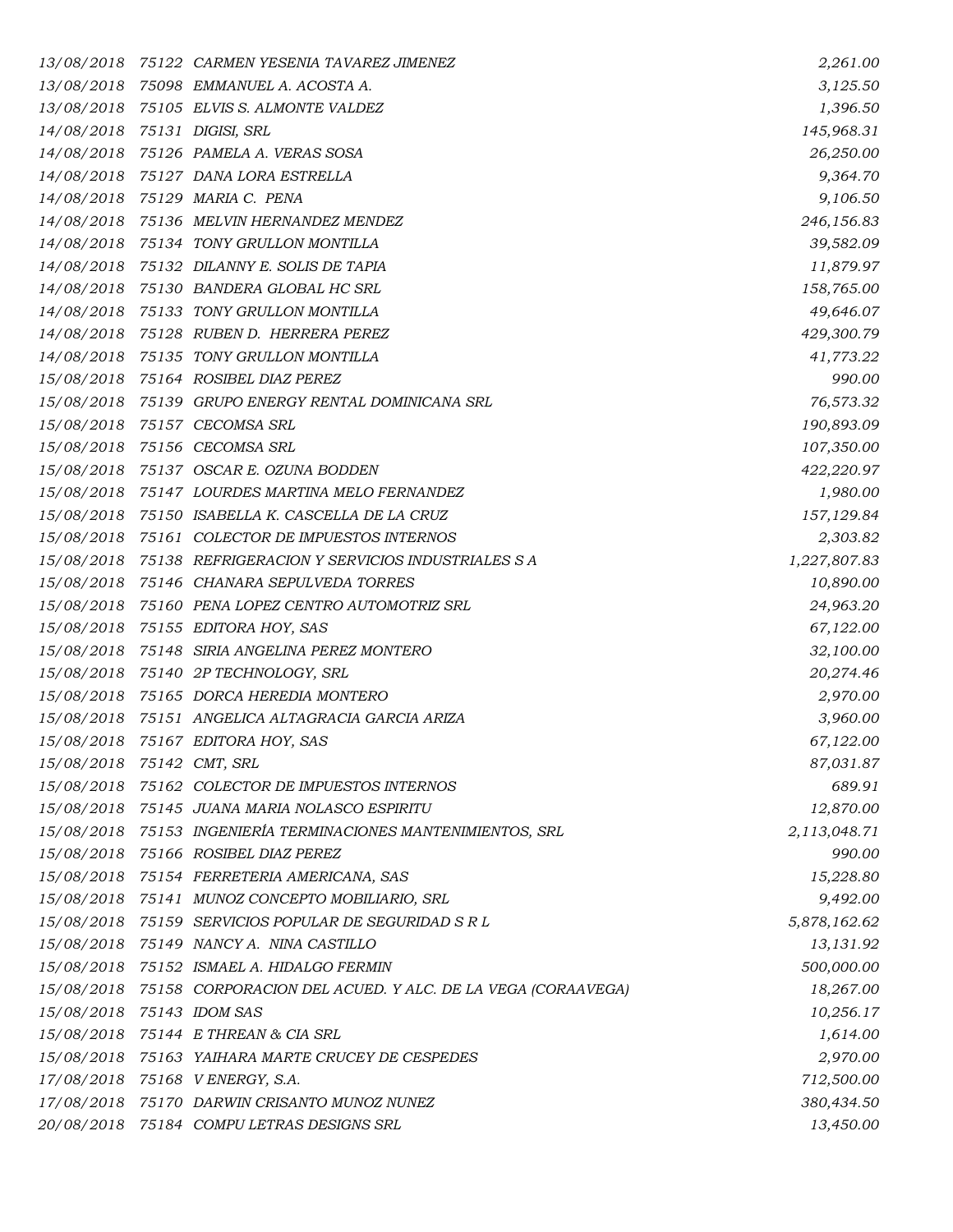| | | | |
|---|---|---|---|
| *13/08/2018* | *75122* | *CARMEN YESENIA TAVAREZ JIMENEZ* | *2,261.00* |
| *13/08/2018* | *75098* | *EMMANUEL A. ACOSTA A.* | *3,125.50* |
| *13/08/2018* | *75105* | *ELVIS S. ALMONTE VALDEZ* | *1,396.50* |
| *14/08/2018* | *75131* | *DIGISI, SRL* | *145,968.31* |
| *14/08/2018* | *75126* | *PAMELA A. VERAS SOSA* | *26,250.00* |
| *14/08/2018* | *75127* | *DANA LORA ESTRELLA* | *9,364.70* |
| *14/08/2018* | *75129* | *MARIA C. PENA* | *9,106.50* |
| *14/08/2018* | *75136* | *MELVIN HERNANDEZ MENDEZ* | *246,156.83* |
| *14/08/2018* | *75134* | *TONY GRULLON MONTILLA* | *39,582.09* |
| *14/08/2018* | *75132* | *DILANNY E. SOLIS DE TAPIA* | *11,879.97* |
| *14/08/2018* | *75130* | *BANDERA GLOBAL HC SRL* | *158,765.00* |
| *14/08/2018* | *75133* | *TONY GRULLON MONTILLA* | *49,646.07* |
| *14/08/2018* | *75128* | *RUBEN D. HERRERA PEREZ* | *429,300.79* |
| *14/08/2018* | *75135* | *TONY GRULLON MONTILLA* | *41,773.22* |
| *15/08/2018* | *75164* | *ROSIBEL DIAZ PEREZ* | *990.00* |
| *15/08/2018* | *75139* | *GRUPO ENERGY RENTAL DOMINICANA SRL* | *76,573.32* |
| *15/08/2018* | *75157* | *CECOMSA SRL* | *190,893.09* |
| *15/08/2018* | *75156* | *CECOMSA SRL* | *107,350.00* |
| *15/08/2018* | *75137* | *OSCAR E. OZUNA BODDEN* | *422,220.97* |
| *15/08/2018* | *75147* | *LOURDES MARTINA MELO FERNANDEZ* | *1,980.00* |
| *15/08/2018* | *75150* | *ISABELLA K. CASCELLA DE LA CRUZ* | *157,129.84* |
| *15/08/2018* | *75161* | *COLECTOR DE IMPUESTOS INTERNOS* | *2,303.82* |
| *15/08/2018* | *75138* | *REFRIGERACION Y SERVICIOS INDUSTRIALES S A* | *1,227,807.83* |
| *15/08/2018* | *75146* | *CHANARA SEPULVEDA TORRES* | *10,890.00* |
| *15/08/2018* | *75160* | *PENA LOPEZ CENTRO AUTOMOTRIZ SRL* | *24,963.20* |
| *15/08/2018* | *75155* | *EDITORA HOY, SAS* | *67,122.00* |
| *15/08/2018* | *75148* | *SIRIA ANGELINA PEREZ MONTERO* | *32,100.00* |
| *15/08/2018* | *75140* | *2P TECHNOLOGY, SRL* | *20,274.46* |
| *15/08/2018* | *75165* | *DORCA HEREDIA MONTERO* | *2,970.00* |
| *15/08/2018* | *75151* | *ANGELICA ALTAGRACIA GARCIA ARIZA* | *3,960.00* |
| *15/08/2018* | *75167* | *EDITORA HOY, SAS* | *67,122.00* |
| *15/08/2018* | *75142* | *CMT, SRL* | *87,031.87* |
| *15/08/2018* | *75162* | *COLECTOR DE IMPUESTOS INTERNOS* | *689.91* |
| *15/08/2018* | *75145* | *JUANA MARIA NOLASCO ESPIRITU* | *12,870.00* |
| *15/08/2018* | *75153* | *INGENIERÍA TERMINACIONES MANTENIMIENTOS, SRL* | *2,113,048.71* |
| *15/08/2018* | *75166* | *ROSIBEL DIAZ PEREZ* | *990.00* |
| *15/08/2018* | *75154* | *FERRETERIA AMERICANA, SAS* | *15,228.80* |
| *15/08/2018* | *75141* | *MUNOZ CONCEPTO MOBILIARIO, SRL* | *9,492.00* |
| *15/08/2018* | *75159* | *SERVICIOS POPULAR DE SEGURIDAD S R L* | *5,878,162.62* |
| *15/08/2018* | *75149* | *NANCY A. NINA CASTILLO* | *13,131.92* |
| *15/08/2018* | *75152* | *ISMAEL A. HIDALGO FERMIN* | *500,000.00* |
| *15/08/2018* | *75158* | *CORPORACION DEL ACUED. Y ALC. DE LA VEGA (CORAAVEGA)* | *18,267.00* |
| *15/08/2018* | *75143* | *IDOM SAS* | *10,256.17* |
| *15/08/2018* | *75144* | *E THREAN & CIA SRL* | *1,614.00* |
| *15/08/2018* | *75163* | *YAIHARA MARTE CRUCEY DE CESPEDES* | *2,970.00* |
| *17/08/2018* | *75168* | *V ENERGY, S.A.* | *712,500.00* |
| *17/08/2018* | *75170* | *DARWIN CRISANTO MUNOZ NUNEZ* | *380,434.50* |
| *20/08/2018* | *75184* | *COMPU LETRAS DESIGNS SRL* | *13,450.00* |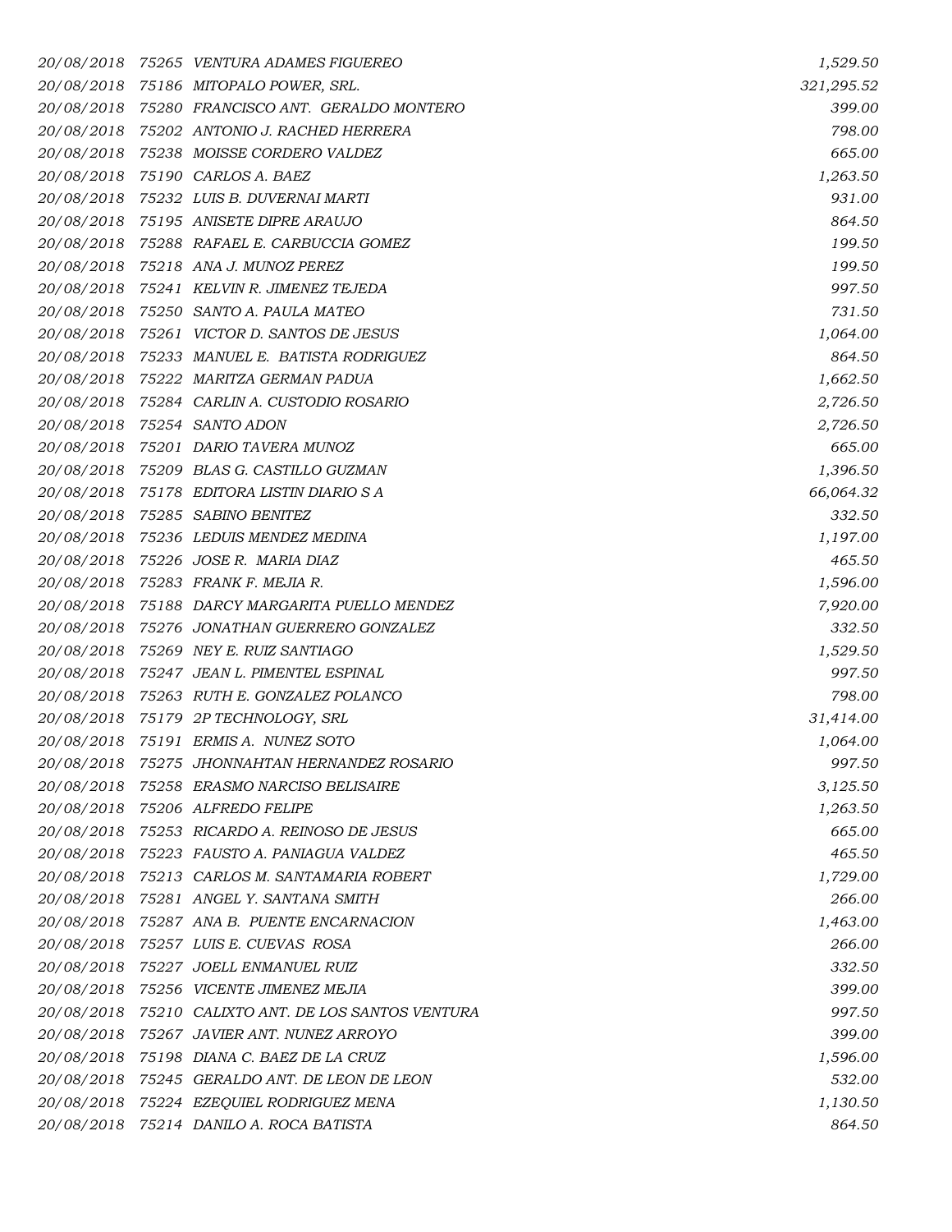| | | | |
|---|---|---|---|
| *20/08/2018* | *75265* | *VENTURA ADAMES FIGUEREO* | *1,529.50* |
| *20/08/2018* | *75186* | *MITOPALO POWER, SRL.* | *321,295.52* |
| *20/08/2018* | *75280* | *FRANCISCO ANT.  GERALDO MONTERO* | *399.00* |
| *20/08/2018* | *75202* | *ANTONIO J. RACHED HERRERA* | *798.00* |
| *20/08/2018* | *75238* | *MOISSE CORDERO VALDEZ* | *665.00* |
| *20/08/2018* | *75190* | *CARLOS A. BAEZ* | *1,263.50* |
| *20/08/2018* | *75232* | *LUIS B. DUVERNAI MARTI* | *931.00* |
| *20/08/2018* | *75195* | *ANISETE DIPRE ARAUJO* | *864.50* |
| *20/08/2018* | *75288* | *RAFAEL E. CARBUCCIA GOMEZ* | *199.50* |
| *20/08/2018* | *75218* | *ANA J. MUNOZ PEREZ* | *199.50* |
| *20/08/2018* | *75241* | *KELVIN R. JIMENEZ TEJEDA* | *997.50* |
| *20/08/2018* | *75250* | *SANTO A. PAULA MATEO* | *731.50* |
| *20/08/2018* | *75261* | *VICTOR D. SANTOS DE JESUS* | *1,064.00* |
| *20/08/2018* | *75233* | *MANUEL E.  BATISTA RODRIGUEZ* | *864.50* |
| *20/08/2018* | *75222* | *MARITZA GERMAN PADUA* | *1,662.50* |
| *20/08/2018* | *75284* | *CARLIN A. CUSTODIO ROSARIO* | *2,726.50* |
| *20/08/2018* | *75254* | *SANTO ADON* | *2,726.50* |
| *20/08/2018* | *75201* | *DARIO TAVERA MUNOZ* | *665.00* |
| *20/08/2018* | *75209* | *BLAS G. CASTILLO GUZMAN* | *1,396.50* |
| *20/08/2018* | *75178* | *EDITORA LISTIN DIARIO S A* | *66,064.32* |
| *20/08/2018* | *75285* | *SABINO BENITEZ* | *332.50* |
| *20/08/2018* | *75236* | *LEDUIS MENDEZ MEDINA* | *1,197.00* |
| *20/08/2018* | *75226* | *JOSE R.  MARIA DIAZ* | *465.50* |
| *20/08/2018* | *75283* | *FRANK F. MEJIA R.* | *1,596.00* |
| *20/08/2018* | *75188* | *DARCY MARGARITA PUELLO MENDEZ* | *7,920.00* |
| *20/08/2018* | *75276* | *JONATHAN GUERRERO GONZALEZ* | *332.50* |
| *20/08/2018* | *75269* | *NEY E. RUIZ SANTIAGO* | *1,529.50* |
| *20/08/2018* | *75247* | *JEAN L. PIMENTEL ESPINAL* | *997.50* |
| *20/08/2018* | *75263* | *RUTH E. GONZALEZ POLANCO* | *798.00* |
| *20/08/2018* | *75179* | *2P TECHNOLOGY, SRL* | *31,414.00* |
| *20/08/2018* | *75191* | *ERMIS A.  NUNEZ SOTO* | *1,064.00* |
| *20/08/2018* | *75275* | *JHONNAHTAN HERNANDEZ ROSARIO* | *997.50* |
| *20/08/2018* | *75258* | *ERASMO NARCISO BELISAIRE* | *3,125.50* |
| *20/08/2018* | *75206* | *ALFREDO FELIPE* | *1,263.50* |
| *20/08/2018* | *75253* | *RICARDO A. REINOSO DE JESUS* | *665.00* |
| *20/08/2018* | *75223* | *FAUSTO A. PANIAGUA VALDEZ* | *465.50* |
| *20/08/2018* | *75213* | *CARLOS M. SANTAMARIA ROBERT* | *1,729.00* |
| *20/08/2018* | *75281* | *ANGEL Y. SANTANA SMITH* | *266.00* |
| *20/08/2018* | *75287* | *ANA B.  PUENTE ENCARNACION* | *1,463.00* |
| *20/08/2018* | *75257* | *LUIS E. CUEVAS  ROSA* | *266.00* |
| *20/08/2018* | *75227* | *JOELL ENMANUEL RUIZ* | *332.50* |
| *20/08/2018* | *75256* | *VICENTE JIMENEZ MEJIA* | *399.00* |
| *20/08/2018* | *75210* | *CALIXTO ANT. DE LOS SANTOS VENTURA* | *997.50* |
| *20/08/2018* | *75267* | *JAVIER ANT. NUNEZ ARROYO* | *399.00* |
| *20/08/2018* | *75198* | *DIANA C. BAEZ DE LA CRUZ* | *1,596.00* |
| *20/08/2018* | *75245* | *GERALDO ANT. DE LEON DE LEON* | *532.00* |
| *20/08/2018* | *75224* | *EZEQUIEL RODRIGUEZ MENA* | *1,130.50* |
| *20/08/2018* | *75214* | *DANILO A. ROCA BATISTA* | *864.50* |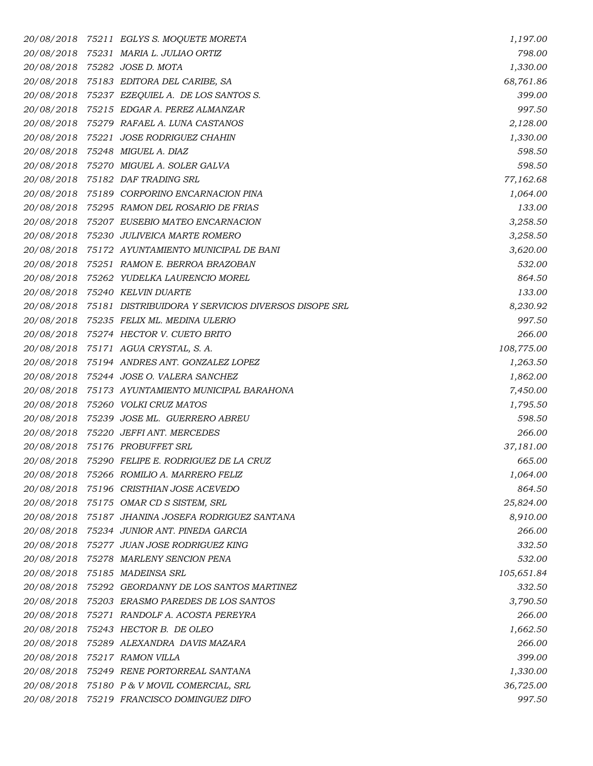| | | | |
|---|---|---|---|
| 20/08/2018 | 75211 | EGLYS S. MOQUETE MORETA | 1,197.00 |
| 20/08/2018 | 75231 | MARIA L. JULIAO ORTIZ | 798.00 |
| 20/08/2018 | 75282 | JOSE D. MOTA | 1,330.00 |
| 20/08/2018 | 75183 | EDITORA DEL CARIBE, SA | 68,761.86 |
| 20/08/2018 | 75237 | EZEQUIEL A. DE LOS SANTOS S. | 399.00 |
| 20/08/2018 | 75215 | EDGAR A. PEREZ ALMANZAR | 997.50 |
| 20/08/2018 | 75279 | RAFAEL A. LUNA CASTANOS | 2,128.00 |
| 20/08/2018 | 75221 | JOSE RODRIGUEZ CHAHIN | 1,330.00 |
| 20/08/2018 | 75248 | MIGUEL A. DIAZ | 598.50 |
| 20/08/2018 | 75270 | MIGUEL A. SOLER GALVA | 598.50 |
| 20/08/2018 | 75182 | DAF TRADING SRL | 77,162.68 |
| 20/08/2018 | 75189 | CORPORINO ENCARNACION PINA | 1,064.00 |
| 20/08/2018 | 75295 | RAMON DEL ROSARIO DE FRIAS | 133.00 |
| 20/08/2018 | 75207 | EUSEBIO MATEO ENCARNACION | 3,258.50 |
| 20/08/2018 | 75230 | JULIVEICA MARTE ROMERO | 3,258.50 |
| 20/08/2018 | 75172 | AYUNTAMIENTO MUNICIPAL DE BANI | 3,620.00 |
| 20/08/2018 | 75251 | RAMON E. BERROA BRAZOBAN | 532.00 |
| 20/08/2018 | 75262 | YUDELKA LAURENCIO MOREL | 864.50 |
| 20/08/2018 | 75240 | KELVIN DUARTE | 133.00 |
| 20/08/2018 | 75181 | DISTRIBUIDORA Y SERVICIOS DIVERSOS DISOPE SRL | 8,230.92 |
| 20/08/2018 | 75235 | FELIX ML. MEDINA ULERIO | 997.50 |
| 20/08/2018 | 75274 | HECTOR V. CUETO BRITO | 266.00 |
| 20/08/2018 | 75171 | AGUA CRYSTAL, S. A. | 108,775.00 |
| 20/08/2018 | 75194 | ANDRES ANT. GONZALEZ LOPEZ | 1,263.50 |
| 20/08/2018 | 75244 | JOSE O. VALERA SANCHEZ | 1,862.00 |
| 20/08/2018 | 75173 | AYUNTAMIENTO MUNICIPAL BARAHONA | 7,450.00 |
| 20/08/2018 | 75260 | VOLKI CRUZ MATOS | 1,795.50 |
| 20/08/2018 | 75239 | JOSE ML. GUERRERO ABREU | 598.50 |
| 20/08/2018 | 75220 | JEFFI ANT. MERCEDES | 266.00 |
| 20/08/2018 | 75176 | PROBUFFET SRL | 37,181.00 |
| 20/08/2018 | 75290 | FELIPE E. RODRIGUEZ DE LA CRUZ | 665.00 |
| 20/08/2018 | 75266 | ROMILIO A. MARRERO FELIZ | 1,064.00 |
| 20/08/2018 | 75196 | CRISTHIAN JOSE ACEVEDO | 864.50 |
| 20/08/2018 | 75175 | OMAR CD S SISTEM, SRL | 25,824.00 |
| 20/08/2018 | 75187 | JHANINA JOSEFA RODRIGUEZ SANTANA | 8,910.00 |
| 20/08/2018 | 75234 | JUNIOR ANT. PINEDA GARCIA | 266.00 |
| 20/08/2018 | 75277 | JUAN JOSE RODRIGUEZ KING | 332.50 |
| 20/08/2018 | 75278 | MARLENY SENCION PENA | 532.00 |
| 20/08/2018 | 75185 | MADEINSA SRL | 105,651.84 |
| 20/08/2018 | 75292 | GEORDANNY DE LOS SANTOS MARTINEZ | 332.50 |
| 20/08/2018 | 75203 | ERASMO PAREDES DE LOS SANTOS | 3,790.50 |
| 20/08/2018 | 75271 | RANDOLF A. ACOSTA PEREYRA | 266.00 |
| 20/08/2018 | 75243 | HECTOR B. DE OLEO | 1,662.50 |
| 20/08/2018 | 75289 | ALEXANDRA DAVIS MAZARA | 266.00 |
| 20/08/2018 | 75217 | RAMON VILLA | 399.00 |
| 20/08/2018 | 75249 | RENE PORTORREAL SANTANA | 1,330.00 |
| 20/08/2018 | 75180 | P & V MOVIL COMERCIAL, SRL | 36,725.00 |
| 20/08/2018 | 75219 | FRANCISCO DOMINGUEZ DIFO | 997.50 |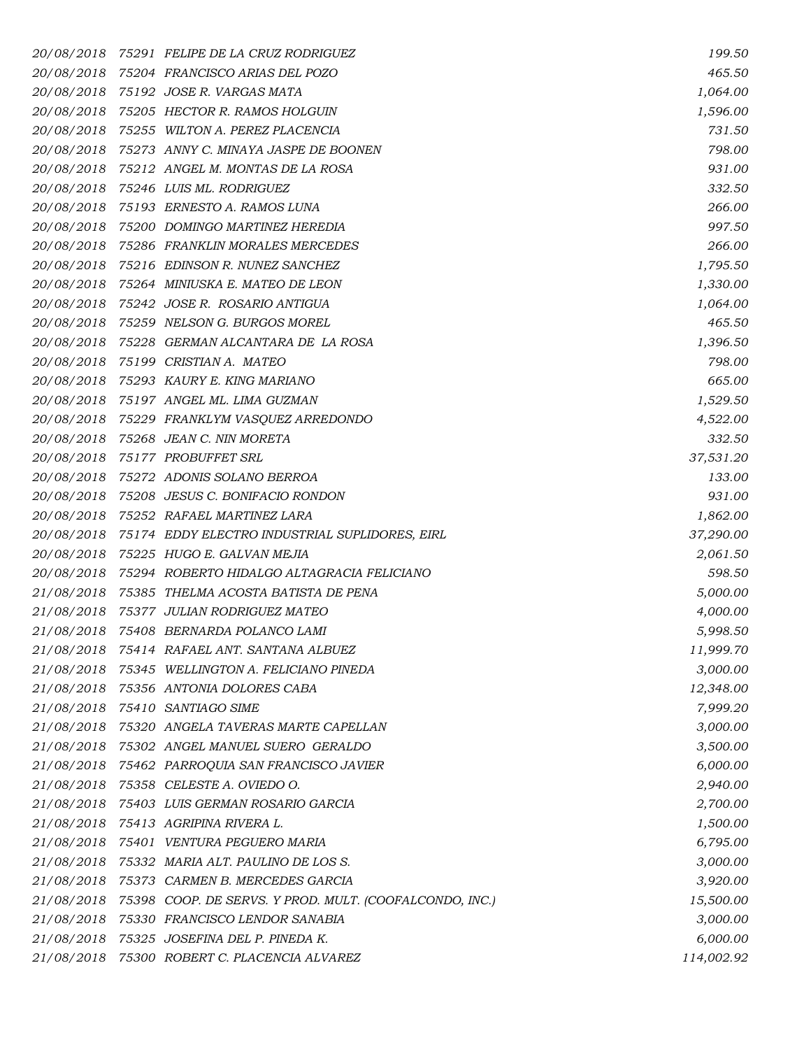| | | | |
|---|---|---|---|
| 20/08/2018 | 75291 | FELIPE DE LA CRUZ RODRIGUEZ | 199.50 |
| 20/08/2018 | 75204 | FRANCISCO ARIAS DEL POZO | 465.50 |
| 20/08/2018 | 75192 | JOSE R. VARGAS MATA | 1,064.00 |
| 20/08/2018 | 75205 | HECTOR R. RAMOS HOLGUIN | 1,596.00 |
| 20/08/2018 | 75255 | WILTON A. PEREZ PLACENCIA | 731.50 |
| 20/08/2018 | 75273 | ANNY C. MINAYA JASPE DE BOONEN | 798.00 |
| 20/08/2018 | 75212 | ANGEL M. MONTAS DE LA ROSA | 931.00 |
| 20/08/2018 | 75246 | LUIS ML. RODRIGUEZ | 332.50 |
| 20/08/2018 | 75193 | ERNESTO A. RAMOS LUNA | 266.00 |
| 20/08/2018 | 75200 | DOMINGO MARTINEZ HEREDIA | 997.50 |
| 20/08/2018 | 75286 | FRANKLIN MORALES MERCEDES | 266.00 |
| 20/08/2018 | 75216 | EDINSON R. NUNEZ SANCHEZ | 1,795.50 |
| 20/08/2018 | 75264 | MINIUSKA E. MATEO DE LEON | 1,330.00 |
| 20/08/2018 | 75242 | JOSE R. ROSARIO ANTIGUA | 1,064.00 |
| 20/08/2018 | 75259 | NELSON G. BURGOS MOREL | 465.50 |
| 20/08/2018 | 75228 | GERMAN ALCANTARA DE LA ROSA | 1,396.50 |
| 20/08/2018 | 75199 | CRISTIAN A. MATEO | 798.00 |
| 20/08/2018 | 75293 | KAURY E. KING MARIANO | 665.00 |
| 20/08/2018 | 75197 | ANGEL ML. LIMA GUZMAN | 1,529.50 |
| 20/08/2018 | 75229 | FRANKLYM VASQUEZ ARREDONDO | 4,522.00 |
| 20/08/2018 | 75268 | JEAN C. NIN MORETA | 332.50 |
| 20/08/2018 | 75177 | PROBUFFET SRL | 37,531.20 |
| 20/08/2018 | 75272 | ADONIS SOLANO BERROA | 133.00 |
| 20/08/2018 | 75208 | JESUS C. BONIFACIO RONDON | 931.00 |
| 20/08/2018 | 75252 | RAFAEL MARTINEZ LARA | 1,862.00 |
| 20/08/2018 | 75174 | EDDY ELECTRO INDUSTRIAL SUPLIDORES, EIRL | 37,290.00 |
| 20/08/2018 | 75225 | HUGO E. GALVAN MEJIA | 2,061.50 |
| 20/08/2018 | 75294 | ROBERTO HIDALGO ALTAGRACIA FELICIANO | 598.50 |
| 21/08/2018 | 75385 | THELMA ACOSTA BATISTA DE PENA | 5,000.00 |
| 21/08/2018 | 75377 | JULIAN RODRIGUEZ MATEO | 4,000.00 |
| 21/08/2018 | 75408 | BERNARDA POLANCO LAMI | 5,998.50 |
| 21/08/2018 | 75414 | RAFAEL ANT. SANTANA ALBUEZ | 11,999.70 |
| 21/08/2018 | 75345 | WELLINGTON A. FELICIANO PINEDA | 3,000.00 |
| 21/08/2018 | 75356 | ANTONIA DOLORES CABA | 12,348.00 |
| 21/08/2018 | 75410 | SANTIAGO SIME | 7,999.20 |
| 21/08/2018 | 75320 | ANGELA TAVERAS MARTE CAPELLAN | 3,000.00 |
| 21/08/2018 | 75302 | ANGEL MANUEL SUERO GERALDO | 3,500.00 |
| 21/08/2018 | 75462 | PARROQUIA SAN FRANCISCO JAVIER | 6,000.00 |
| 21/08/2018 | 75358 | CELESTE A. OVIEDO O. | 2,940.00 |
| 21/08/2018 | 75403 | LUIS GERMAN ROSARIO GARCIA | 2,700.00 |
| 21/08/2018 | 75413 | AGRIPINA RIVERA L. | 1,500.00 |
| 21/08/2018 | 75401 | VENTURA PEGUERO MARIA | 6,795.00 |
| 21/08/2018 | 75332 | MARIA ALT. PAULINO DE LOS S. | 3,000.00 |
| 21/08/2018 | 75373 | CARMEN B. MERCEDES GARCIA | 3,920.00 |
| 21/08/2018 | 75398 | COOP. DE SERVS. Y PROD. MULT. (COOFALCONDO, INC.) | 15,500.00 |
| 21/08/2018 | 75330 | FRANCISCO LENDOR SANABIA | 3,000.00 |
| 21/08/2018 | 75325 | JOSEFINA DEL P. PINEDA K. | 6,000.00 |
| 21/08/2018 | 75300 | ROBERT C. PLACENCIA ALVAREZ | 114,002.92 |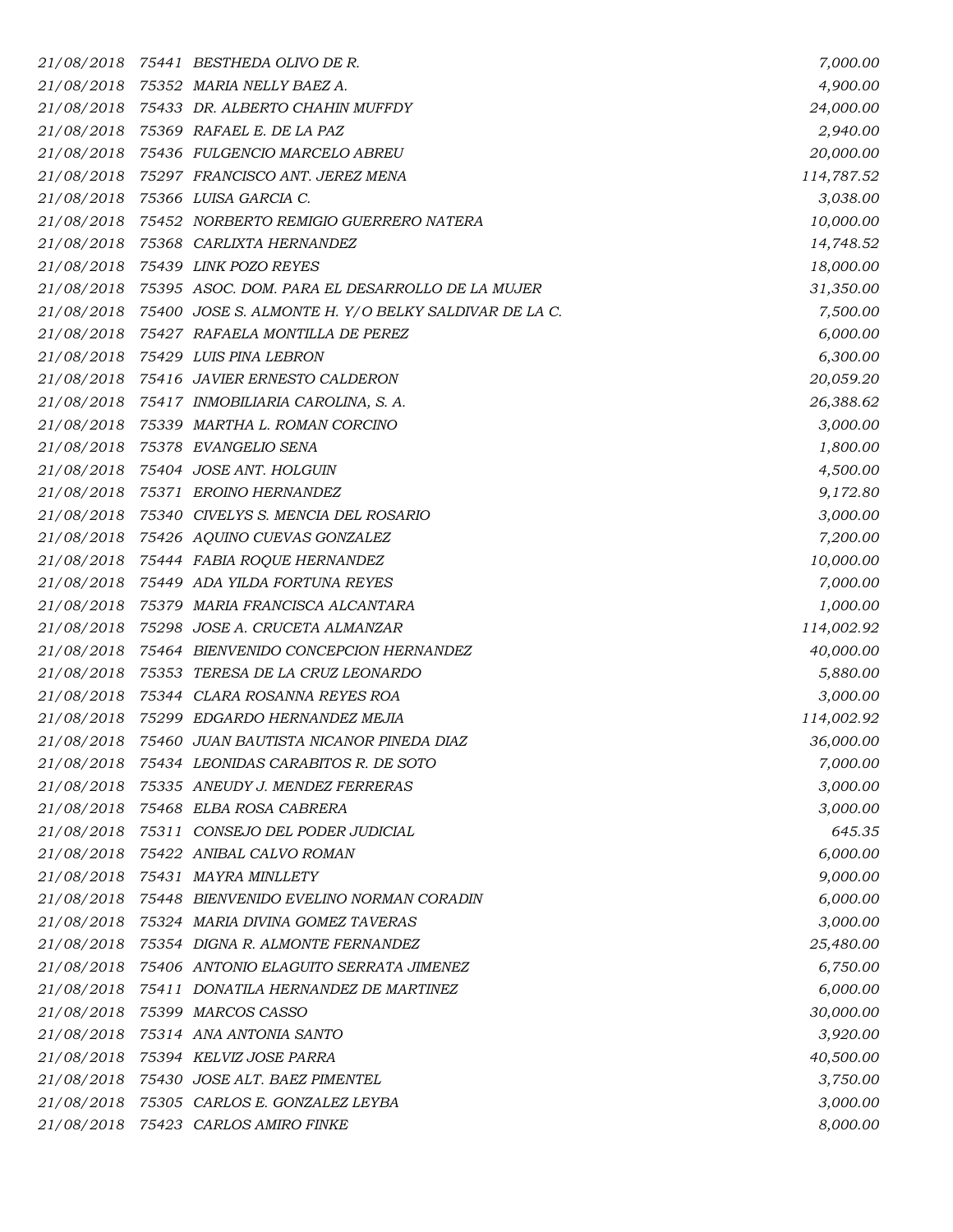| | | | |
|---|---|---|---|
| 21/08/2018 | 75441 | BESTHEDA OLIVO DE R. | 7,000.00 |
| 21/08/2018 | 75352 | MARIA NELLY BAEZ A. | 4,900.00 |
| 21/08/2018 | 75433 | DR. ALBERTO CHAHIN MUFFDY | 24,000.00 |
| 21/08/2018 | 75369 | RAFAEL E. DE LA PAZ | 2,940.00 |
| 21/08/2018 | 75436 | FULGENCIO MARCELO ABREU | 20,000.00 |
| 21/08/2018 | 75297 | FRANCISCO ANT. JEREZ MENA | 114,787.52 |
| 21/08/2018 | 75366 | LUISA GARCIA C. | 3,038.00 |
| 21/08/2018 | 75452 | NORBERTO REMIGIO GUERRERO NATERA | 10,000.00 |
| 21/08/2018 | 75368 | CARLIXTA HERNANDEZ | 14,748.52 |
| 21/08/2018 | 75439 | LINK POZO REYES | 18,000.00 |
| 21/08/2018 | 75395 | ASOC. DOM. PARA EL DESARROLLO DE LA MUJER | 31,350.00 |
| 21/08/2018 | 75400 | JOSE S. ALMONTE H. Y/O BELKY SALDIVAR DE LA C. | 7,500.00 |
| 21/08/2018 | 75427 | RAFAELA MONTILLA DE PEREZ | 6,000.00 |
| 21/08/2018 | 75429 | LUIS PINA LEBRON | 6,300.00 |
| 21/08/2018 | 75416 | JAVIER ERNESTO CALDERON | 20,059.20 |
| 21/08/2018 | 75417 | INMOBILIARIA CAROLINA, S. A. | 26,388.62 |
| 21/08/2018 | 75339 | MARTHA L. ROMAN CORCINO | 3,000.00 |
| 21/08/2018 | 75378 | EVANGELIO SENA | 1,800.00 |
| 21/08/2018 | 75404 | JOSE ANT. HOLGUIN | 4,500.00 |
| 21/08/2018 | 75371 | EROINO HERNANDEZ | 9,172.80 |
| 21/08/2018 | 75340 | CIVELYS S. MENCIA DEL ROSARIO | 3,000.00 |
| 21/08/2018 | 75426 | AQUINO CUEVAS GONZALEZ | 7,200.00 |
| 21/08/2018 | 75444 | FABIA ROQUE HERNANDEZ | 10,000.00 |
| 21/08/2018 | 75449 | ADA YILDA FORTUNA REYES | 7,000.00 |
| 21/08/2018 | 75379 | MARIA FRANCISCA ALCANTARA | 1,000.00 |
| 21/08/2018 | 75298 | JOSE A. CRUCETA ALMANZAR | 114,002.92 |
| 21/08/2018 | 75464 | BIENVENIDO CONCEPCION HERNANDEZ | 40,000.00 |
| 21/08/2018 | 75353 | TERESA DE LA CRUZ LEONARDO | 5,880.00 |
| 21/08/2018 | 75344 | CLARA ROSANNA REYES ROA | 3,000.00 |
| 21/08/2018 | 75299 | EDGARDO HERNANDEZ MEJIA | 114,002.92 |
| 21/08/2018 | 75460 | JUAN BAUTISTA NICANOR PINEDA DIAZ | 36,000.00 |
| 21/08/2018 | 75434 | LEONIDAS CARABITOS R. DE SOTO | 7,000.00 |
| 21/08/2018 | 75335 | ANEUDY J. MENDEZ FERRERAS | 3,000.00 |
| 21/08/2018 | 75468 | ELBA ROSA CABRERA | 3,000.00 |
| 21/08/2018 | 75311 | CONSEJO DEL PODER JUDICIAL | 645.35 |
| 21/08/2018 | 75422 | ANIBAL CALVO ROMAN | 6,000.00 |
| 21/08/2018 | 75431 | MAYRA MINLLETY | 9,000.00 |
| 21/08/2018 | 75448 | BIENVENIDO EVELINO NORMAN CORADIN | 6,000.00 |
| 21/08/2018 | 75324 | MARIA DIVINA GOMEZ TAVERAS | 3,000.00 |
| 21/08/2018 | 75354 | DIGNA R. ALMONTE FERNANDEZ | 25,480.00 |
| 21/08/2018 | 75406 | ANTONIO ELAGUITO SERRATA JIMENEZ | 6,750.00 |
| 21/08/2018 | 75411 | DONATILA HERNANDEZ DE MARTINEZ | 6,000.00 |
| 21/08/2018 | 75399 | MARCOS CASSO | 30,000.00 |
| 21/08/2018 | 75314 | ANA ANTONIA SANTO | 3,920.00 |
| 21/08/2018 | 75394 | KELVIZ JOSE PARRA | 40,500.00 |
| 21/08/2018 | 75430 | JOSE ALT. BAEZ PIMENTEL | 3,750.00 |
| 21/08/2018 | 75305 | CARLOS E. GONZALEZ LEYBA | 3,000.00 |
| 21/08/2018 | 75423 | CARLOS AMIRO FINKE | 8,000.00 |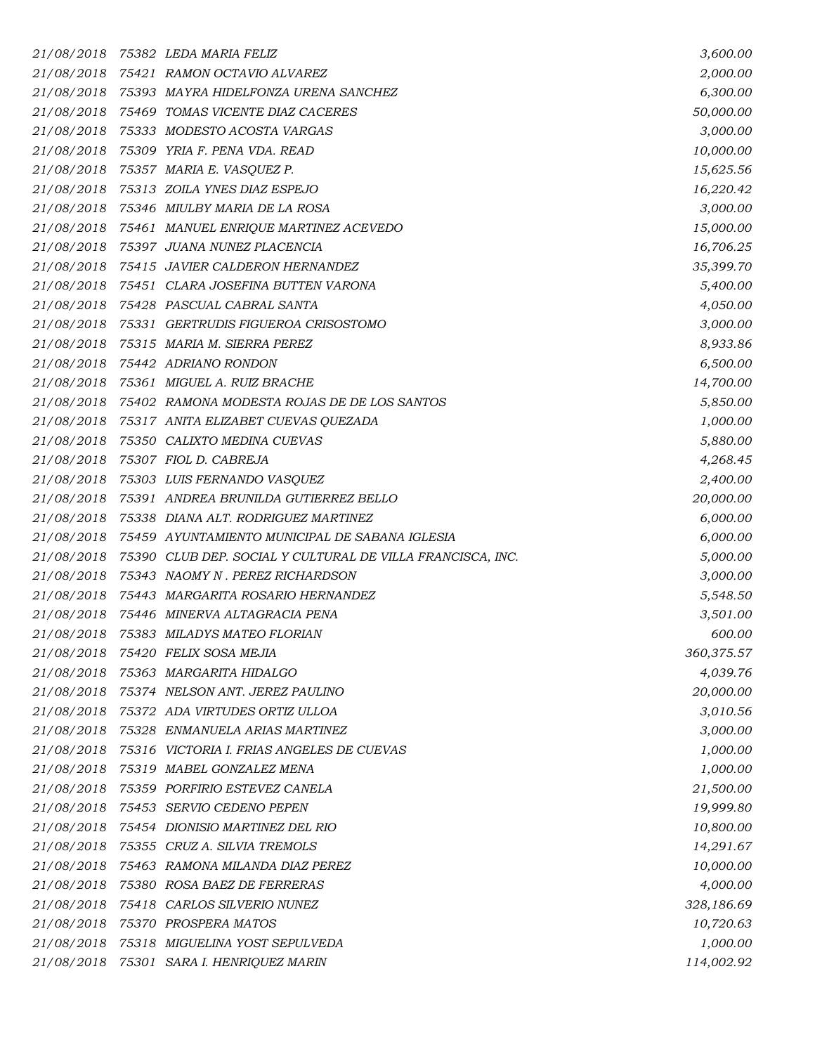| | | | |
|---|---|---|---|
| 21/08/2018 | 75382 | LEDA MARIA FELIZ | 3,600.00 |
| 21/08/2018 | 75421 | RAMON OCTAVIO ALVAREZ | 2,000.00 |
| 21/08/2018 | 75393 | MAYRA HIDELFONZA URENA SANCHEZ | 6,300.00 |
| 21/08/2018 | 75469 | TOMAS VICENTE DIAZ CACERES | 50,000.00 |
| 21/08/2018 | 75333 | MODESTO ACOSTA VARGAS | 3,000.00 |
| 21/08/2018 | 75309 | YRIA F. PENA VDA. READ | 10,000.00 |
| 21/08/2018 | 75357 | MARIA E. VASQUEZ P. | 15,625.56 |
| 21/08/2018 | 75313 | ZOILA YNES DIAZ ESPEJO | 16,220.42 |
| 21/08/2018 | 75346 | MIULBY MARIA DE LA ROSA | 3,000.00 |
| 21/08/2018 | 75461 | MANUEL ENRIQUE MARTINEZ ACEVEDO | 15,000.00 |
| 21/08/2018 | 75397 | JUANA NUNEZ PLACENCIA | 16,706.25 |
| 21/08/2018 | 75415 | JAVIER CALDERON HERNANDEZ | 35,399.70 |
| 21/08/2018 | 75451 | CLARA JOSEFINA BUTTEN VARONA | 5,400.00 |
| 21/08/2018 | 75428 | PASCUAL CABRAL SANTA | 4,050.00 |
| 21/08/2018 | 75331 | GERTRUDIS FIGUEROA CRISOSTOMO | 3,000.00 |
| 21/08/2018 | 75315 | MARIA M. SIERRA PEREZ | 8,933.86 |
| 21/08/2018 | 75442 | ADRIANO RONDON | 6,500.00 |
| 21/08/2018 | 75361 | MIGUEL A. RUIZ BRACHE | 14,700.00 |
| 21/08/2018 | 75402 | RAMONA MODESTA ROJAS DE DE LOS SANTOS | 5,850.00 |
| 21/08/2018 | 75317 | ANITA ELIZABET CUEVAS QUEZADA | 1,000.00 |
| 21/08/2018 | 75350 | CALIXTO MEDINA CUEVAS | 5,880.00 |
| 21/08/2018 | 75307 | FIOL D. CABREJA | 4,268.45 |
| 21/08/2018 | 75303 | LUIS FERNANDO VASQUEZ | 2,400.00 |
| 21/08/2018 | 75391 | ANDREA BRUNILDA GUTIERREZ BELLO | 20,000.00 |
| 21/08/2018 | 75338 | DIANA ALT. RODRIGUEZ MARTINEZ | 6,000.00 |
| 21/08/2018 | 75459 | AYUNTAMIENTO MUNICIPAL DE SABANA IGLESIA | 6,000.00 |
| 21/08/2018 | 75390 | CLUB DEP. SOCIAL Y CULTURAL DE VILLA FRANCISCA, INC. | 5,000.00 |
| 21/08/2018 | 75343 | NAOMY N . PEREZ RICHARDSON | 3,000.00 |
| 21/08/2018 | 75443 | MARGARITA ROSARIO HERNANDEZ | 5,548.50 |
| 21/08/2018 | 75446 | MINERVA ALTAGRACIA PENA | 3,501.00 |
| 21/08/2018 | 75383 | MILADYS MATEO FLORIAN | 600.00 |
| 21/08/2018 | 75420 | FELIX SOSA MEJIA | 360,375.57 |
| 21/08/2018 | 75363 | MARGARITA HIDALGO | 4,039.76 |
| 21/08/2018 | 75374 | NELSON ANT. JEREZ PAULINO | 20,000.00 |
| 21/08/2018 | 75372 | ADA VIRTUDES ORTIZ ULLOA | 3,010.56 |
| 21/08/2018 | 75328 | ENMANUELA ARIAS MARTINEZ | 3,000.00 |
| 21/08/2018 | 75316 | VICTORIA I. FRIAS ANGELES DE CUEVAS | 1,000.00 |
| 21/08/2018 | 75319 | MABEL GONZALEZ MENA | 1,000.00 |
| 21/08/2018 | 75359 | PORFIRIO ESTEVEZ CANELA | 21,500.00 |
| 21/08/2018 | 75453 | SERVIO CEDENO PEPEN | 19,999.80 |
| 21/08/2018 | 75454 | DIONISIO MARTINEZ DEL RIO | 10,800.00 |
| 21/08/2018 | 75355 | CRUZ A. SILVIA TREMOLS | 14,291.67 |
| 21/08/2018 | 75463 | RAMONA MILANDA DIAZ PEREZ | 10,000.00 |
| 21/08/2018 | 75380 | ROSA BAEZ DE FERRERAS | 4,000.00 |
| 21/08/2018 | 75418 | CARLOS SILVERIO NUNEZ | 328,186.69 |
| 21/08/2018 | 75370 | PROSPERA MATOS | 10,720.63 |
| 21/08/2018 | 75318 | MIGUELINA YOST SEPULVEDA | 1,000.00 |
| 21/08/2018 | 75301 | SARA I. HENRIQUEZ MARIN | 114,002.92 |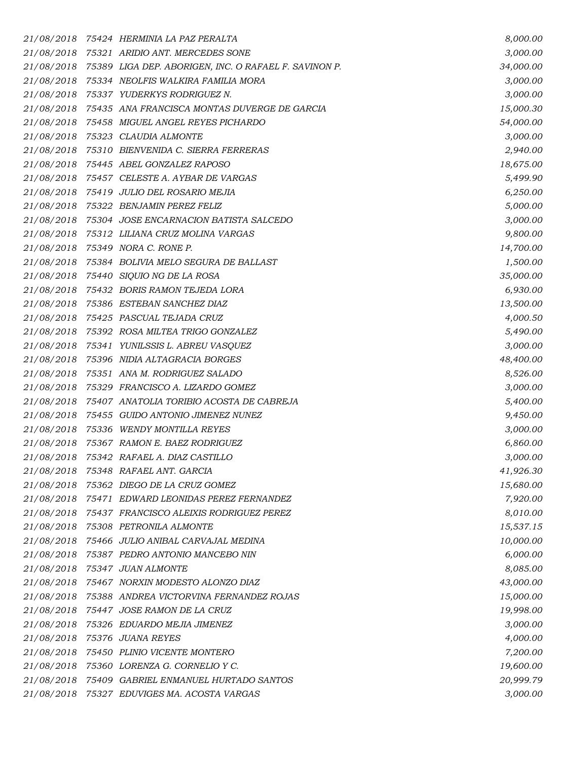| | | | |
|---|---|---|---|
| *21/08/2018* | *75424* | *HERMINIA LA PAZ PERALTA* | *8,000.00* |
| *21/08/2018* | *75321* | *ARIDIO ANT. MERCEDES SONE* | *3,000.00* |
| *21/08/2018* | *75389* | *LIGA DEP. ABORIGEN, INC. O RAFAEL F. SAVINON P.* | *34,000.00* |
| *21/08/2018* | *75334* | *NEOLFIS WALKIRA FAMILIA MORA* | *3,000.00* |
| *21/08/2018* | *75337* | *YUDERKYS RODRIGUEZ N.* | *3,000.00* |
| *21/08/2018* | *75435* | *ANA FRANCISCA MONTAS DUVERGE DE GARCIA* | *15,000.30* |
| *21/08/2018* | *75458* | *MIGUEL ANGEL REYES PICHARDO* | *54,000.00* |
| *21/08/2018* | *75323* | *CLAUDIA ALMONTE* | *3,000.00* |
| *21/08/2018* | *75310* | *BIENVENIDA C. SIERRA FERRERAS* | *2,940.00* |
| *21/08/2018* | *75445* | *ABEL GONZALEZ RAPOSO* | *18,675.00* |
| *21/08/2018* | *75457* | *CELESTE A. AYBAR DE VARGAS* | *5,499.90* |
| *21/08/2018* | *75419* | *JULIO DEL ROSARIO MEJIA* | *6,250.00* |
| *21/08/2018* | *75322* | *BENJAMIN PEREZ FELIZ* | *5,000.00* |
| *21/08/2018* | *75304* | *JOSE ENCARNACION BATISTA SALCEDO* | *3,000.00* |
| *21/08/2018* | *75312* | *LILIANA CRUZ MOLINA VARGAS* | *9,800.00* |
| *21/08/2018* | *75349* | *NORA C. RONE P.* | *14,700.00* |
| *21/08/2018* | *75384* | *BOLIVIA MELO SEGURA DE BALLAST* | *1,500.00* |
| *21/08/2018* | *75440* | *SIQUIO NG DE LA ROSA* | *35,000.00* |
| *21/08/2018* | *75432* | *BORIS RAMON TEJEDA LORA* | *6,930.00* |
| *21/08/2018* | *75386* | *ESTEBAN SANCHEZ DIAZ* | *13,500.00* |
| *21/08/2018* | *75425* | *PASCUAL TEJADA CRUZ* | *4,000.50* |
| *21/08/2018* | *75392* | *ROSA MILTEA TRIGO GONZALEZ* | *5,490.00* |
| *21/08/2018* | *75341* | *YUNILSSIS L. ABREU VASQUEZ* | *3,000.00* |
| *21/08/2018* | *75396* | *NIDIA ALTAGRACIA BORGES* | *48,400.00* |
| *21/08/2018* | *75351* | *ANA M. RODRIGUEZ SALADO* | *8,526.00* |
| *21/08/2018* | *75329* | *FRANCISCO A. LIZARDO GOMEZ* | *3,000.00* |
| *21/08/2018* | *75407* | *ANATOLIA TORIBIO ACOSTA DE CABREJA* | *5,400.00* |
| *21/08/2018* | *75455* | *GUIDO ANTONIO JIMENEZ NUNEZ* | *9,450.00* |
| *21/08/2018* | *75336* | *WENDY MONTILLA REYES* | *3,000.00* |
| *21/08/2018* | *75367* | *RAMON E. BAEZ RODRIGUEZ* | *6,860.00* |
| *21/08/2018* | *75342* | *RAFAEL A. DIAZ CASTILLO* | *3,000.00* |
| *21/08/2018* | *75348* | *RAFAEL ANT. GARCIA* | *41,926.30* |
| *21/08/2018* | *75362* | *DIEGO DE LA CRUZ GOMEZ* | *15,680.00* |
| *21/08/2018* | *75471* | *EDWARD LEONIDAS PEREZ FERNANDEZ* | *7,920.00* |
| *21/08/2018* | *75437* | *FRANCISCO ALEIXIS RODRIGUEZ PEREZ* | *8,010.00* |
| *21/08/2018* | *75308* | *PETRONILA ALMONTE* | *15,537.15* |
| *21/08/2018* | *75466* | *JULIO ANIBAL CARVAJAL MEDINA* | *10,000.00* |
| *21/08/2018* | *75387* | *PEDRO ANTONIO MANCEBO NIN* | *6,000.00* |
| *21/08/2018* | *75347* | *JUAN ALMONTE* | *8,085.00* |
| *21/08/2018* | *75467* | *NORXIN MODESTO ALONZO DIAZ* | *43,000.00* |
| *21/08/2018* | *75388* | *ANDREA VICTORVINA FERNANDEZ ROJAS* | *15,000.00* |
| *21/08/2018* | *75447* | *JOSE RAMON DE LA CRUZ* | *19,998.00* |
| *21/08/2018* | *75326* | *EDUARDO MEJIA JIMENEZ* | *3,000.00* |
| *21/08/2018* | *75376* | *JUANA REYES* | *4,000.00* |
| *21/08/2018* | *75450* | *PLINIO VICENTE MONTERO* | *7,200.00* |
| *21/08/2018* | *75360* | *LORENZA G. CORNELIO Y C.* | *19,600.00* |
| *21/08/2018* | *75409* | *GABRIEL ENMANUEL HURTADO SANTOS* | *20,999.79* |
| *21/08/2018* | *75327* | *EDUVIGES MA. ACOSTA VARGAS* | *3,000.00* |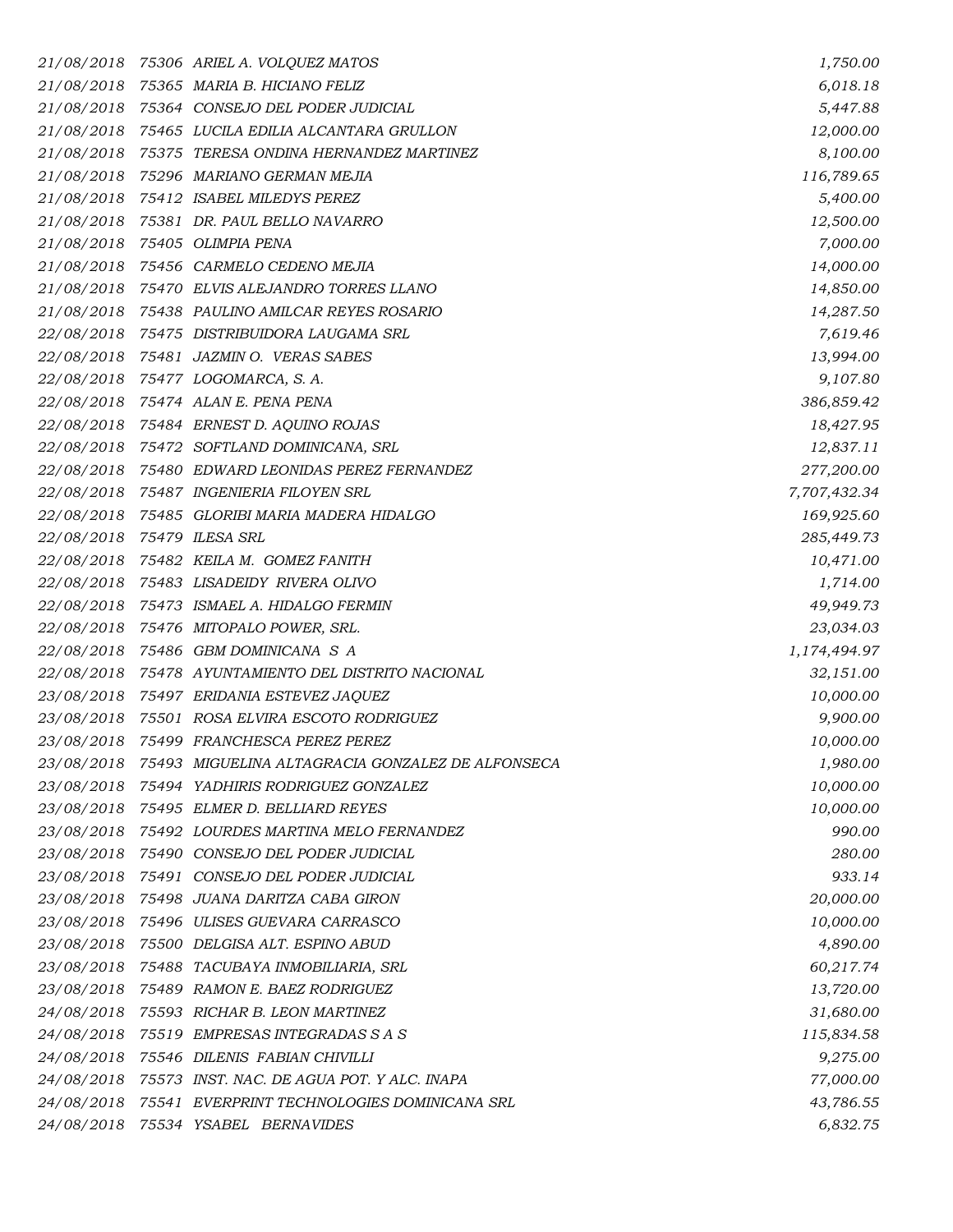| | | | |
|---|---|---|---|
| 21/08/2018 | 75306 | ARIEL A. VOLQUEZ MATOS | 1,750.00 |
| 21/08/2018 | 75365 | MARIA B. HICIANO FELIZ | 6,018.18 |
| 21/08/2018 | 75364 | CONSEJO DEL PODER JUDICIAL | 5,447.88 |
| 21/08/2018 | 75465 | LUCILA EDILIA ALCANTARA GRULLON | 12,000.00 |
| 21/08/2018 | 75375 | TERESA ONDINA HERNANDEZ MARTINEZ | 8,100.00 |
| 21/08/2018 | 75296 | MARIANO GERMAN MEJIA | 116,789.65 |
| 21/08/2018 | 75412 | ISABEL MILEDYS PEREZ | 5,400.00 |
| 21/08/2018 | 75381 | DR. PAUL BELLO NAVARRO | 12,500.00 |
| 21/08/2018 | 75405 | OLIMPIA PENA | 7,000.00 |
| 21/08/2018 | 75456 | CARMELO CEDENO MEJIA | 14,000.00 |
| 21/08/2018 | 75470 | ELVIS ALEJANDRO TORRES LLANO | 14,850.00 |
| 21/08/2018 | 75438 | PAULINO AMILCAR REYES ROSARIO | 14,287.50 |
| 22/08/2018 | 75475 | DISTRIBUIDORA LAUGAMA SRL | 7,619.46 |
| 22/08/2018 | 75481 | JAZMIN O. VERAS SABES | 13,994.00 |
| 22/08/2018 | 75477 | LOGOMARCA, S. A. | 9,107.80 |
| 22/08/2018 | 75474 | ALAN E. PENA PENA | 386,859.42 |
| 22/08/2018 | 75484 | ERNEST D. AQUINO ROJAS | 18,427.95 |
| 22/08/2018 | 75472 | SOFTLAND DOMINICANA, SRL | 12,837.11 |
| 22/08/2018 | 75480 | EDWARD LEONIDAS PEREZ FERNANDEZ | 277,200.00 |
| 22/08/2018 | 75487 | INGENIERIA FILOYEN SRL | 7,707,432.34 |
| 22/08/2018 | 75485 | GLORIBI MARIA MADERA HIDALGO | 169,925.60 |
| 22/08/2018 | 75479 | ILESA SRL | 285,449.73 |
| 22/08/2018 | 75482 | KEILA M. GOMEZ FANITH | 10,471.00 |
| 22/08/2018 | 75483 | LISADEIDY RIVERA OLIVO | 1,714.00 |
| 22/08/2018 | 75473 | ISMAEL A. HIDALGO FERMIN | 49,949.73 |
| 22/08/2018 | 75476 | MITOPALO POWER, SRL. | 23,034.03 |
| 22/08/2018 | 75486 | GBM DOMINICANA S A | 1,174,494.97 |
| 22/08/2018 | 75478 | AYUNTAMIENTO DEL DISTRITO NACIONAL | 32,151.00 |
| 23/08/2018 | 75497 | ERIDANIA ESTEVEZ JAQUEZ | 10,000.00 |
| 23/08/2018 | 75501 | ROSA ELVIRA ESCOTO RODRIGUEZ | 9,900.00 |
| 23/08/2018 | 75499 | FRANCHESCA PEREZ PEREZ | 10,000.00 |
| 23/08/2018 | 75493 | MIGUELINA ALTAGRACIA GONZALEZ DE ALFONSECA | 1,980.00 |
| 23/08/2018 | 75494 | YADHIRIS RODRIGUEZ GONZALEZ | 10,000.00 |
| 23/08/2018 | 75495 | ELMER D. BELLIARD REYES | 10,000.00 |
| 23/08/2018 | 75492 | LOURDES MARTINA MELO FERNANDEZ | 990.00 |
| 23/08/2018 | 75490 | CONSEJO DEL PODER JUDICIAL | 280.00 |
| 23/08/2018 | 75491 | CONSEJO DEL PODER JUDICIAL | 933.14 |
| 23/08/2018 | 75498 | JUANA DARITZA CABA GIRON | 20,000.00 |
| 23/08/2018 | 75496 | ULISES GUEVARA CARRASCO | 10,000.00 |
| 23/08/2018 | 75500 | DELGISA ALT. ESPINO ABUD | 4,890.00 |
| 23/08/2018 | 75488 | TACUBAYA INMOBILIARIA, SRL | 60,217.74 |
| 23/08/2018 | 75489 | RAMON E. BAEZ RODRIGUEZ | 13,720.00 |
| 24/08/2018 | 75593 | RICHAR B. LEON MARTINEZ | 31,680.00 |
| 24/08/2018 | 75519 | EMPRESAS INTEGRADAS S A S | 115,834.58 |
| 24/08/2018 | 75546 | DILENIS FABIAN CHIVILLI | 9,275.00 |
| 24/08/2018 | 75573 | INST. NAC. DE AGUA POT. Y ALC. INAPA | 77,000.00 |
| 24/08/2018 | 75541 | EVERPRINT TECHNOLOGIES DOMINICANA SRL | 43,786.55 |
| 24/08/2018 | 75534 | YSABEL BERNAVIDES | 6,832.75 |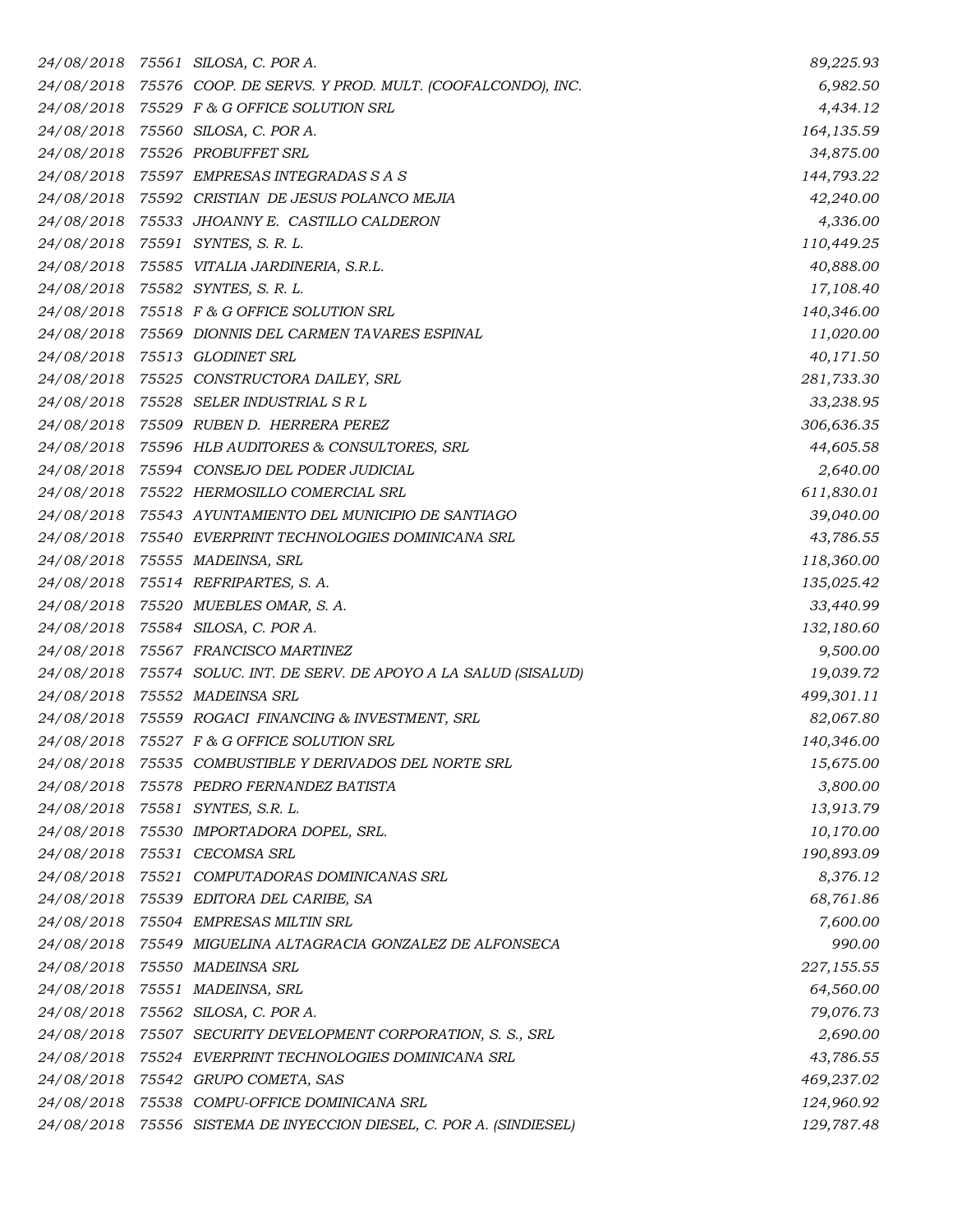| | | | |
|---|---|---|---|
| *24/08/2018* | *75561* | *SILOSA, C. POR A.* | *89,225.93* |
| *24/08/2018* | *75576* | *COOP. DE SERVS. Y PROD. MULT. (COOFALCONDO), INC.* | *6,982.50* |
| *24/08/2018* | *75529* | *F & G OFFICE SOLUTION SRL* | *4,434.12* |
| *24/08/2018* | *75560* | *SILOSA, C. POR A.* | *164,135.59* |
| *24/08/2018* | *75526* | *PROBUFFET SRL* | *34,875.00* |
| *24/08/2018* | *75597* | *EMPRESAS INTEGRADAS S A S* | *144,793.22* |
| *24/08/2018* | *75592* | *CRISTIAN DE JESUS POLANCO MEJIA* | *42,240.00* |
| *24/08/2018* | *75533* | *JHOANNY E. CASTILLO CALDERON* | *4,336.00* |
| *24/08/2018* | *75591* | *SYNTES, S. R. L.* | *110,449.25* |
| *24/08/2018* | *75585* | *VITALIA JARDINERIA, S.R.L.* | *40,888.00* |
| *24/08/2018* | *75582* | *SYNTES, S. R. L.* | *17,108.40* |
| *24/08/2018* | *75518* | *F & G OFFICE SOLUTION SRL* | *140,346.00* |
| *24/08/2018* | *75569* | *DIONNIS DEL CARMEN TAVARES ESPINAL* | *11,020.00* |
| *24/08/2018* | *75513* | *GLODINET SRL* | *40,171.50* |
| *24/08/2018* | *75525* | *CONSTRUCTORA DAILEY, SRL* | *281,733.30* |
| *24/08/2018* | *75528* | *SELER INDUSTRIAL S R L* | *33,238.95* |
| *24/08/2018* | *75509* | *RUBEN D. HERRERA PEREZ* | *306,636.35* |
| *24/08/2018* | *75596* | *HLB AUDITORES & CONSULTORES, SRL* | *44,605.58* |
| *24/08/2018* | *75594* | *CONSEJO DEL PODER JUDICIAL* | *2,640.00* |
| *24/08/2018* | *75522* | *HERMOSILLO COMERCIAL SRL* | *611,830.01* |
| *24/08/2018* | *75543* | *AYUNTAMIENTO DEL MUNICIPIO DE SANTIAGO* | *39,040.00* |
| *24/08/2018* | *75540* | *EVERPRINT TECHNOLOGIES DOMINICANA SRL* | *43,786.55* |
| *24/08/2018* | *75555* | *MADEINSA, SRL* | *118,360.00* |
| *24/08/2018* | *75514* | *REFRIPARTES, S. A.* | *135,025.42* |
| *24/08/2018* | *75520* | *MUEBLES OMAR, S. A.* | *33,440.99* |
| *24/08/2018* | *75584* | *SILOSA, C. POR A.* | *132,180.60* |
| *24/08/2018* | *75567* | *FRANCISCO MARTINEZ* | *9,500.00* |
| *24/08/2018* | *75574* | *SOLUC. INT. DE SERV. DE APOYO A LA SALUD (SISALUD)* | *19,039.72* |
| *24/08/2018* | *75552* | *MADEINSA SRL* | *499,301.11* |
| *24/08/2018* | *75559* | *ROGACI FINANCING & INVESTMENT, SRL* | *82,067.80* |
| *24/08/2018* | *75527* | *F & G OFFICE SOLUTION SRL* | *140,346.00* |
| *24/08/2018* | *75535* | *COMBUSTIBLE Y DERIVADOS DEL NORTE SRL* | *15,675.00* |
| *24/08/2018* | *75578* | *PEDRO FERNANDEZ BATISTA* | *3,800.00* |
| *24/08/2018* | *75581* | *SYNTES, S.R. L.* | *13,913.79* |
| *24/08/2018* | *75530* | *IMPORTADORA DOPEL, SRL.* | *10,170.00* |
| *24/08/2018* | *75531* | *CECOMSA SRL* | *190,893.09* |
| *24/08/2018* | *75521* | *COMPUTADORAS DOMINICANAS SRL* | *8,376.12* |
| *24/08/2018* | *75539* | *EDITORA DEL CARIBE, SA* | *68,761.86* |
| *24/08/2018* | *75504* | *EMPRESAS MILTIN SRL* | *7,600.00* |
| *24/08/2018* | *75549* | *MIGUELINA ALTAGRACIA GONZALEZ DE ALFONSECA* | *990.00* |
| *24/08/2018* | *75550* | *MADEINSA SRL* | *227,155.55* |
| *24/08/2018* | *75551* | *MADEINSA, SRL* | *64,560.00* |
| *24/08/2018* | *75562* | *SILOSA, C. POR A.* | *79,076.73* |
| *24/08/2018* | *75507* | *SECURITY DEVELOPMENT CORPORATION, S. S., SRL* | *2,690.00* |
| *24/08/2018* | *75524* | *EVERPRINT TECHNOLOGIES DOMINICANA SRL* | *43,786.55* |
| *24/08/2018* | *75542* | *GRUPO COMETA, SAS* | *469,237.02* |
| *24/08/2018* | *75538* | *COMPU-OFFICE DOMINICANA SRL* | *124,960.92* |
| *24/08/2018* | *75556* | *SISTEMA DE INYECCION DIESEL, C. POR A. (SINDIESEL)* | *129,787.48* |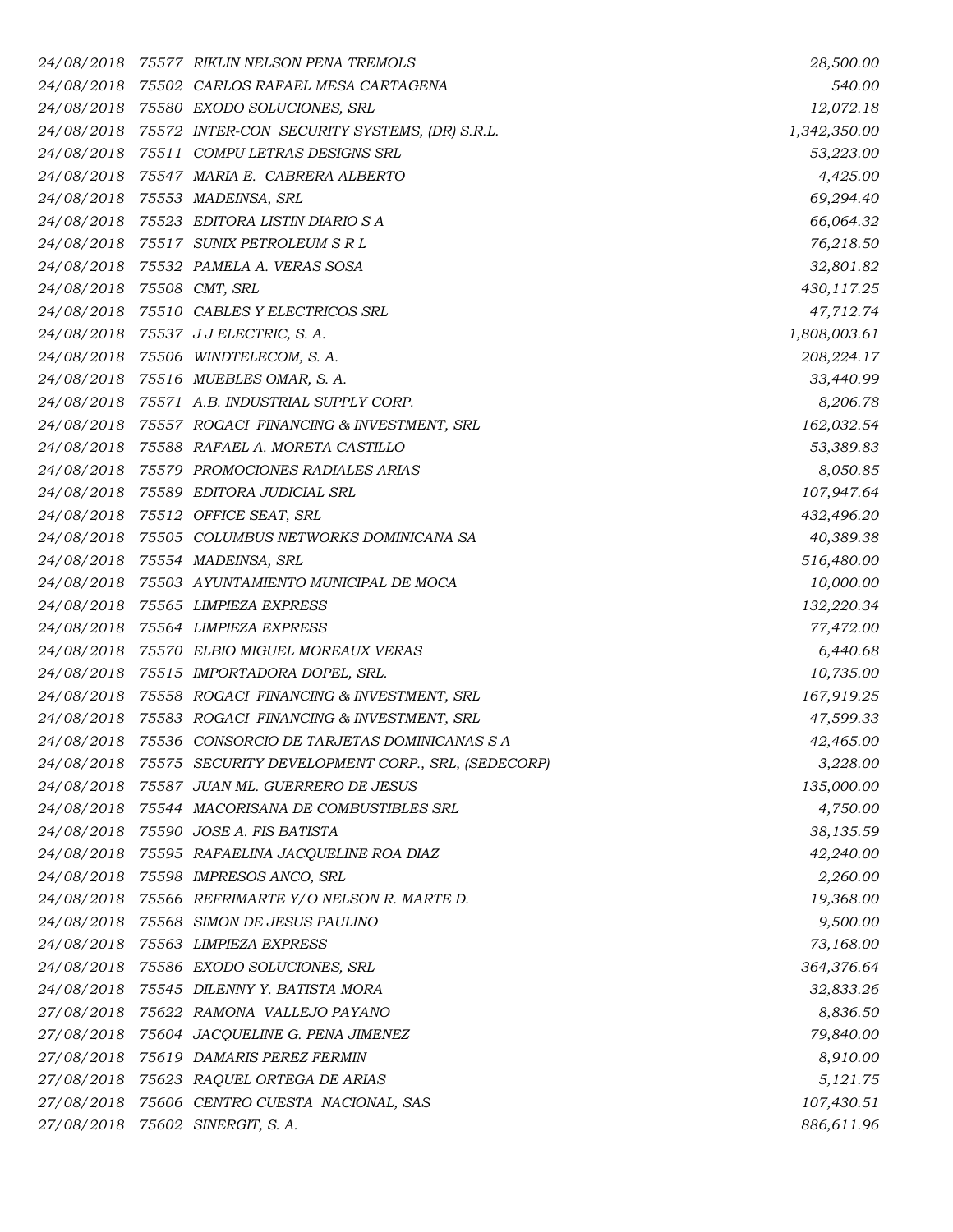| | | | |
|---|---|---|---|
| *24/08/2018* | *75577* | *RIKLIN NELSON PENA TREMOLS* | *28,500.00* |
| *24/08/2018* | *75502* | *CARLOS RAFAEL MESA CARTAGENA* | *540.00* |
| *24/08/2018* | *75580* | *EXODO SOLUCIONES, SRL* | *12,072.18* |
| *24/08/2018* | *75572* | *INTER-CON SECURITY SYSTEMS, (DR) S.R.L.* | *1,342,350.00* |
| *24/08/2018* | *75511* | *COMPU LETRAS DESIGNS SRL* | *53,223.00* |
| *24/08/2018* | *75547* | *MARIA E. CABRERA ALBERTO* | *4,425.00* |
| *24/08/2018* | *75553* | *MADEINSA, SRL* | *69,294.40* |
| *24/08/2018* | *75523* | *EDITORA LISTIN DIARIO S A* | *66,064.32* |
| *24/08/2018* | *75517* | *SUNIX PETROLEUM S R L* | *76,218.50* |
| *24/08/2018* | *75532* | *PAMELA A. VERAS SOSA* | *32,801.82* |
| *24/08/2018* | *75508* | *CMT, SRL* | *430,117.25* |
| *24/08/2018* | *75510* | *CABLES Y ELECTRICOS SRL* | *47,712.74* |
| *24/08/2018* | *75537* | *J J ELECTRIC, S. A.* | *1,808,003.61* |
| *24/08/2018* | *75506* | *WINDTELECOM, S. A.* | *208,224.17* |
| *24/08/2018* | *75516* | *MUEBLES OMAR, S. A.* | *33,440.99* |
| *24/08/2018* | *75571* | *A.B. INDUSTRIAL SUPPLY CORP.* | *8,206.78* |
| *24/08/2018* | *75557* | *ROGACI FINANCING & INVESTMENT, SRL* | *162,032.54* |
| *24/08/2018* | *75588* | *RAFAEL A. MORETA CASTILLO* | *53,389.83* |
| *24/08/2018* | *75579* | *PROMOCIONES RADIALES ARIAS* | *8,050.85* |
| *24/08/2018* | *75589* | *EDITORA JUDICIAL SRL* | *107,947.64* |
| *24/08/2018* | *75512* | *OFFICE SEAT, SRL* | *432,496.20* |
| *24/08/2018* | *75505* | *COLUMBUS NETWORKS DOMINICANA SA* | *40,389.38* |
| *24/08/2018* | *75554* | *MADEINSA, SRL* | *516,480.00* |
| *24/08/2018* | *75503* | *AYUNTAMIENTO MUNICIPAL DE MOCA* | *10,000.00* |
| *24/08/2018* | *75565* | *LIMPIEZA EXPRESS* | *132,220.34* |
| *24/08/2018* | *75564* | *LIMPIEZA EXPRESS* | *77,472.00* |
| *24/08/2018* | *75570* | *ELBIO MIGUEL MOREAUX VERAS* | *6,440.68* |
| *24/08/2018* | *75515* | *IMPORTADORA DOPEL, SRL.* | *10,735.00* |
| *24/08/2018* | *75558* | *ROGACI FINANCING & INVESTMENT, SRL* | *167,919.25* |
| *24/08/2018* | *75583* | *ROGACI FINANCING & INVESTMENT, SRL* | *47,599.33* |
| *24/08/2018* | *75536* | *CONSORCIO DE TARJETAS DOMINICANAS S A* | *42,465.00* |
| *24/08/2018* | *75575* | *SECURITY DEVELOPMENT CORP., SRL, (SEDECORP)* | *3,228.00* |
| *24/08/2018* | *75587* | *JUAN ML. GUERRERO DE JESUS* | *135,000.00* |
| *24/08/2018* | *75544* | *MACORISANA DE COMBUSTIBLES SRL* | *4,750.00* |
| *24/08/2018* | *75590* | *JOSE A. FIS BATISTA* | *38,135.59* |
| *24/08/2018* | *75595* | *RAFAELINA JACQUELINE ROA DIAZ* | *42,240.00* |
| *24/08/2018* | *75598* | *IMPRESOS ANCO, SRL* | *2,260.00* |
| *24/08/2018* | *75566* | *REFRIMARTE Y/O NELSON R. MARTE D.* | *19,368.00* |
| *24/08/2018* | *75568* | *SIMON DE JESUS PAULINO* | *9,500.00* |
| *24/08/2018* | *75563* | *LIMPIEZA EXPRESS* | *73,168.00* |
| *24/08/2018* | *75586* | *EXODO SOLUCIONES, SRL* | *364,376.64* |
| *24/08/2018* | *75545* | *DILENNY Y. BATISTA MORA* | *32,833.26* |
| *27/08/2018* | *75622* | *RAMONA VALLEJO PAYANO* | *8,836.50* |
| *27/08/2018* | *75604* | *JACQUELINE G. PENA JIMENEZ* | *79,840.00* |
| *27/08/2018* | *75619* | *DAMARIS PEREZ FERMIN* | *8,910.00* |
| *27/08/2018* | *75623* | *RAQUEL ORTEGA DE ARIAS* | *5,121.75* |
| *27/08/2018* | *75606* | *CENTRO CUESTA NACIONAL, SAS* | *107,430.51* |
| *27/08/2018* | *75602* | *SINERGIT, S. A.* | *886,611.96* |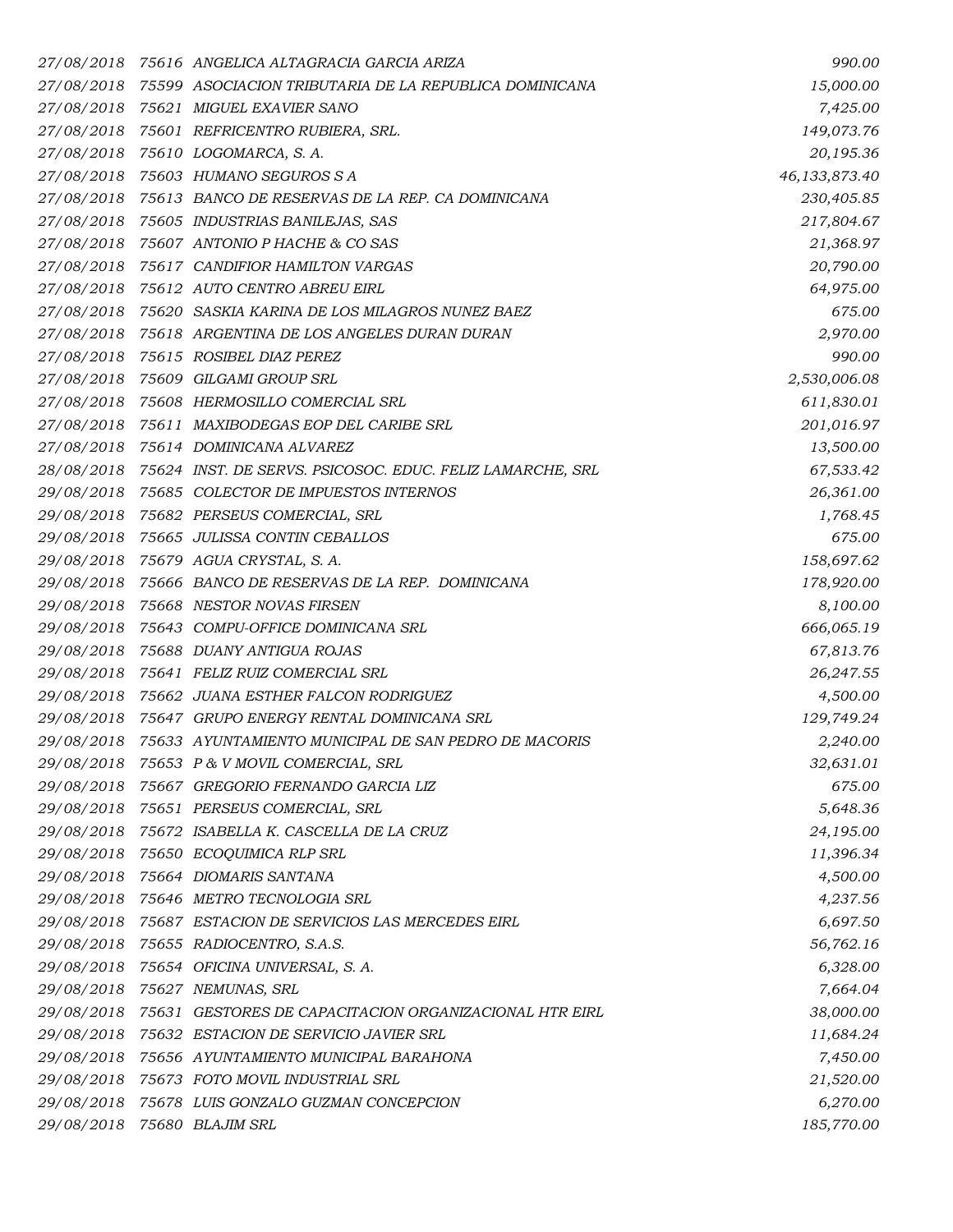| | | | |
|---|---|---|---|
| 27/08/2018 | 75616 | ANGELICA ALTAGRACIA GARCIA ARIZA | 990.00 |
| 27/08/2018 | 75599 | ASOCIACION TRIBUTARIA DE LA REPUBLICA DOMINICANA | 15,000.00 |
| 27/08/2018 | 75621 | MIGUEL EXAVIER SANO | 7,425.00 |
| 27/08/2018 | 75601 | REFRICENTRO RUBIERA, SRL. | 149,073.76 |
| 27/08/2018 | 75610 | LOGOMARCA, S. A. | 20,195.36 |
| 27/08/2018 | 75603 | HUMANO SEGUROS S A | 46,133,873.40 |
| 27/08/2018 | 75613 | BANCO DE RESERVAS DE LA REP. CA DOMINICANA | 230,405.85 |
| 27/08/2018 | 75605 | INDUSTRIAS BANILEJAS, SAS | 217,804.67 |
| 27/08/2018 | 75607 | ANTONIO P HACHE & CO SAS | 21,368.97 |
| 27/08/2018 | 75617 | CANDIFIOR HAMILTON VARGAS | 20,790.00 |
| 27/08/2018 | 75612 | AUTO CENTRO ABREU EIRL | 64,975.00 |
| 27/08/2018 | 75620 | SASKIA KARINA DE LOS MILAGROS NUNEZ BAEZ | 675.00 |
| 27/08/2018 | 75618 | ARGENTINA DE LOS ANGELES DURAN DURAN | 2,970.00 |
| 27/08/2018 | 75615 | ROSIBEL DIAZ PEREZ | 990.00 |
| 27/08/2018 | 75609 | GILGAMI GROUP SRL | 2,530,006.08 |
| 27/08/2018 | 75608 | HERMOSILLO COMERCIAL SRL | 611,830.01 |
| 27/08/2018 | 75611 | MAXIBODEGAS EOP DEL CARIBE SRL | 201,016.97 |
| 27/08/2018 | 75614 | DOMINICANA ALVAREZ | 13,500.00 |
| 28/08/2018 | 75624 | INST. DE SERVS. PSICOSOC. EDUC. FELIZ LAMARCHE, SRL | 67,533.42 |
| 29/08/2018 | 75685 | COLECTOR DE IMPUESTOS INTERNOS | 26,361.00 |
| 29/08/2018 | 75682 | PERSEUS COMERCIAL, SRL | 1,768.45 |
| 29/08/2018 | 75665 | JULISSA CONTIN CEBALLOS | 675.00 |
| 29/08/2018 | 75679 | AGUA CRYSTAL, S. A. | 158,697.62 |
| 29/08/2018 | 75666 | BANCO DE RESERVAS DE LA REP. DOMINICANA | 178,920.00 |
| 29/08/2018 | 75668 | NESTOR NOVAS FIRSEN | 8,100.00 |
| 29/08/2018 | 75643 | COMPU-OFFICE DOMINICANA SRL | 666,065.19 |
| 29/08/2018 | 75688 | DUANY ANTIGUA ROJAS | 67,813.76 |
| 29/08/2018 | 75641 | FELIZ RUIZ COMERCIAL SRL | 26,247.55 |
| 29/08/2018 | 75662 | JUANA ESTHER FALCON RODRIGUEZ | 4,500.00 |
| 29/08/2018 | 75647 | GRUPO ENERGY RENTAL DOMINICANA SRL | 129,749.24 |
| 29/08/2018 | 75633 | AYUNTAMIENTO MUNICIPAL DE SAN PEDRO DE MACORIS | 2,240.00 |
| 29/08/2018 | 75653 | P & V MOVIL COMERCIAL, SRL | 32,631.01 |
| 29/08/2018 | 75667 | GREGORIO FERNANDO GARCIA LIZ | 675.00 |
| 29/08/2018 | 75651 | PERSEUS COMERCIAL, SRL | 5,648.36 |
| 29/08/2018 | 75672 | ISABELLA K. CASCELLA DE LA CRUZ | 24,195.00 |
| 29/08/2018 | 75650 | ECOQUIMICA RLP SRL | 11,396.34 |
| 29/08/2018 | 75664 | DIOMARIS SANTANA | 4,500.00 |
| 29/08/2018 | 75646 | METRO TECNOLOGIA SRL | 4,237.56 |
| 29/08/2018 | 75687 | ESTACION DE SERVICIOS LAS MERCEDES EIRL | 6,697.50 |
| 29/08/2018 | 75655 | RADIOCENTRO, S.A.S. | 56,762.16 |
| 29/08/2018 | 75654 | OFICINA UNIVERSAL, S. A. | 6,328.00 |
| 29/08/2018 | 75627 | NEMUNAS, SRL | 7,664.04 |
| 29/08/2018 | 75631 | GESTORES DE CAPACITACION ORGANIZACIONAL HTR EIRL | 38,000.00 |
| 29/08/2018 | 75632 | ESTACION DE SERVICIO JAVIER SRL | 11,684.24 |
| 29/08/2018 | 75656 | AYUNTAMIENTO MUNICIPAL BARAHONA | 7,450.00 |
| 29/08/2018 | 75673 | FOTO MOVIL INDUSTRIAL SRL | 21,520.00 |
| 29/08/2018 | 75678 | LUIS GONZALO GUZMAN CONCEPCION | 6,270.00 |
| 29/08/2018 | 75680 | BLAJIM SRL | 185,770.00 |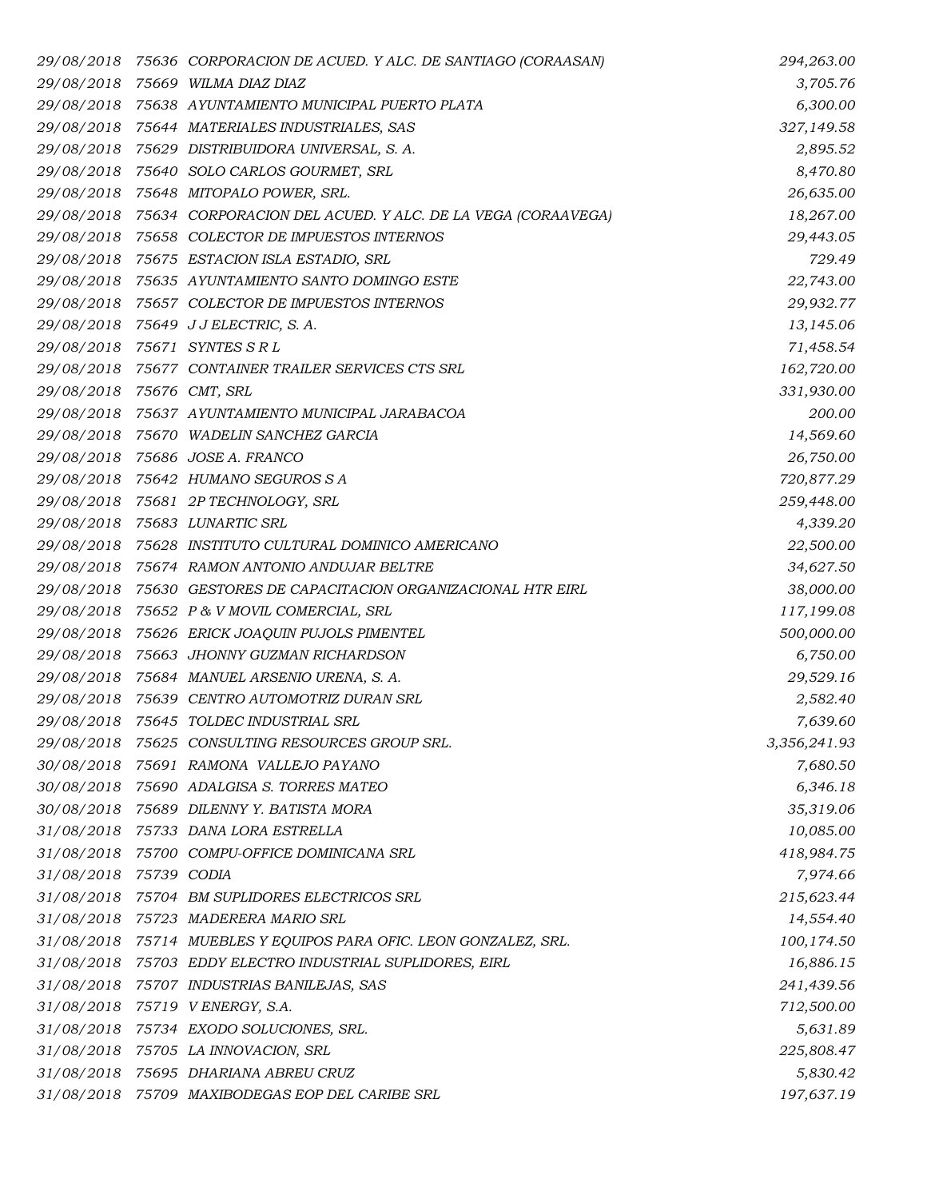| | | | |
|---|---|---|---|
| *29/08/2018* | *75636* | *CORPORACION DE ACUED. Y ALC. DE SANTIAGO (CORAASAN)* | *294,263.00* |
| *29/08/2018* | *75669* | *WILMA DIAZ DIAZ* | *3,705.76* |
| *29/08/2018* | *75638* | *AYUNTAMIENTO MUNICIPAL PUERTO PLATA* | *6,300.00* |
| *29/08/2018* | *75644* | *MATERIALES INDUSTRIALES, SAS* | *327,149.58* |
| *29/08/2018* | *75629* | *DISTRIBUIDORA UNIVERSAL, S. A.* | *2,895.52* |
| *29/08/2018* | *75640* | *SOLO CARLOS GOURMET, SRL* | *8,470.80* |
| *29/08/2018* | *75648* | *MITOPALO POWER, SRL.* | *26,635.00* |
| *29/08/2018* | *75634* | *CORPORACION DEL ACUED. Y ALC. DE LA VEGA (CORAAVEGA)* | *18,267.00* |
| *29/08/2018* | *75658* | *COLECTOR DE IMPUESTOS INTERNOS* | *29,443.05* |
| *29/08/2018* | *75675* | *ESTACION ISLA ESTADIO, SRL* | *729.49* |
| *29/08/2018* | *75635* | *AYUNTAMIENTO SANTO DOMINGO ESTE* | *22,743.00* |
| *29/08/2018* | *75657* | *COLECTOR DE IMPUESTOS INTERNOS* | *29,932.77* |
| *29/08/2018* | *75649* | *J J ELECTRIC, S. A.* | *13,145.06* |
| *29/08/2018* | *75671* | *SYNTES S R L* | *71,458.54* |
| *29/08/2018* | *75677* | *CONTAINER TRAILER SERVICES CTS SRL* | *162,720.00* |
| *29/08/2018* | *75676* | *CMT, SRL* | *331,930.00* |
| *29/08/2018* | *75637* | *AYUNTAMIENTO MUNICIPAL JARABACOA* | *200.00* |
| *29/08/2018* | *75670* | *WADELIN SANCHEZ GARCIA* | *14,569.60* |
| *29/08/2018* | *75686* | *JOSE A. FRANCO* | *26,750.00* |
| *29/08/2018* | *75642* | *HUMANO SEGUROS S A* | *720,877.29* |
| *29/08/2018* | *75681* | *2P TECHNOLOGY, SRL* | *259,448.00* |
| *29/08/2018* | *75683* | *LUNARTIC SRL* | *4,339.20* |
| *29/08/2018* | *75628* | *INSTITUTO CULTURAL DOMINICO AMERICANO* | *22,500.00* |
| *29/08/2018* | *75674* | *RAMON ANTONIO ANDUJAR BELTRE* | *34,627.50* |
| *29/08/2018* | *75630* | *GESTORES DE CAPACITACION ORGANIZACIONAL HTR EIRL* | *38,000.00* |
| *29/08/2018* | *75652* | *P & V MOVIL COMERCIAL, SRL* | *117,199.08* |
| *29/08/2018* | *75626* | *ERICK JOAQUIN PUJOLS PIMENTEL* | *500,000.00* |
| *29/08/2018* | *75663* | *JHONNY GUZMAN RICHARDSON* | *6,750.00* |
| *29/08/2018* | *75684* | *MANUEL ARSENIO URENA, S. A.* | *29,529.16* |
| *29/08/2018* | *75639* | *CENTRO AUTOMOTRIZ DURAN SRL* | *2,582.40* |
| *29/08/2018* | *75645* | *TOLDEC INDUSTRIAL SRL* | *7,639.60* |
| *29/08/2018* | *75625* | *CONSULTING RESOURCES GROUP SRL.* | *3,356,241.93* |
| *30/08/2018* | *75691* | *RAMONA VALLEJO PAYANO* | *7,680.50* |
| *30/08/2018* | *75690* | *ADALGISA S. TORRES MATEO* | *6,346.18* |
| *30/08/2018* | *75689* | *DILENNY Y. BATISTA MORA* | *35,319.06* |
| *31/08/2018* | *75733* | *DANA LORA ESTRELLA* | *10,085.00* |
| *31/08/2018* | *75700* | *COMPU-OFFICE DOMINICANA SRL* | *418,984.75* |
| *31/08/2018* | *75739* | *CODIA* | *7,974.66* |
| *31/08/2018* | *75704* | *BM SUPLIDORES ELECTRICOS SRL* | *215,623.44* |
| *31/08/2018* | *75723* | *MADERERA MARIO SRL* | *14,554.40* |
| *31/08/2018* | *75714* | *MUEBLES Y EQUIPOS PARA OFIC. LEON GONZALEZ, SRL.* | *100,174.50* |
| *31/08/2018* | *75703* | *EDDY ELECTRO INDUSTRIAL SUPLIDORES, EIRL* | *16,886.15* |
| *31/08/2018* | *75707* | *INDUSTRIAS BANILEJAS, SAS* | *241,439.56* |
| *31/08/2018* | *75719* | *V ENERGY, S.A.* | *712,500.00* |
| *31/08/2018* | *75734* | *EXODO SOLUCIONES, SRL.* | *5,631.89* |
| *31/08/2018* | *75705* | *LA INNOVACION, SRL* | *225,808.47* |
| *31/08/2018* | *75695* | *DHARIANA ABREU CRUZ* | *5,830.42* |
| *31/08/2018* | *75709* | *MAXIBODEGAS EOP DEL CARIBE SRL* | *197,637.19* |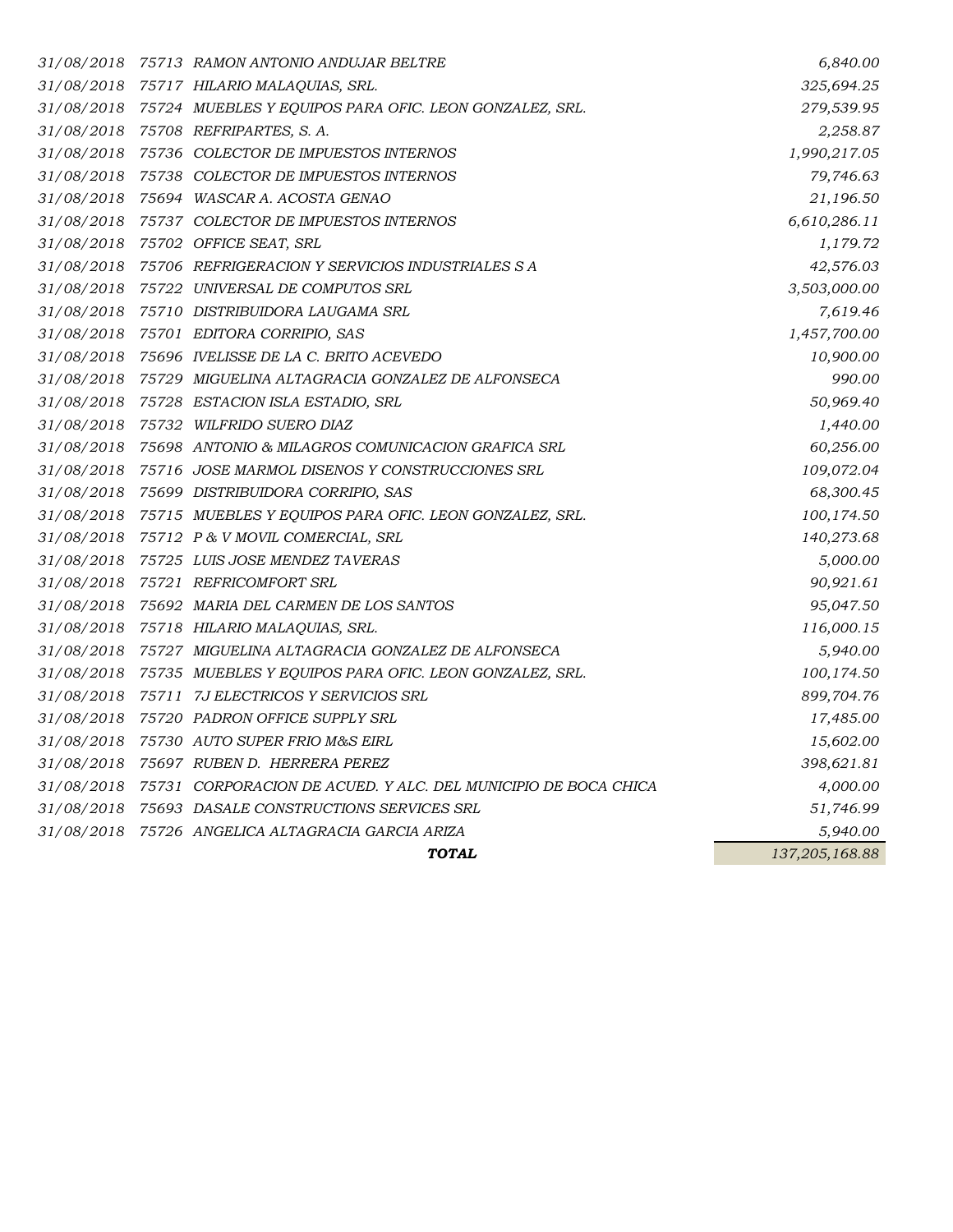| | | | |
|---|---|---|---|
| *31/08/2018* | *75713* | *RAMON ANTONIO ANDUJAR BELTRE* | *6,840.00* |
| *31/08/2018* | *75717* | *HILARIO MALAQUIAS, SRL.* | *325,694.25* |
| *31/08/2018* | *75724* | *MUEBLES Y EQUIPOS PARA OFIC. LEON GONZALEZ, SRL.* | *279,539.95* |
| *31/08/2018* | *75708* | *REFRIPARTES, S. A.* | *2,258.87* |
| *31/08/2018* | *75736* | *COLECTOR DE IMPUESTOS INTERNOS* | *1,990,217.05* |
| *31/08/2018* | *75738* | *COLECTOR DE IMPUESTOS INTERNOS* | *79,746.63* |
| *31/08/2018* | *75694* | *WASCAR A. ACOSTA GENAO* | *21,196.50* |
| *31/08/2018* | *75737* | *COLECTOR DE IMPUESTOS INTERNOS* | *6,610,286.11* |
| *31/08/2018* | *75702* | *OFFICE SEAT, SRL* | *1,179.72* |
| *31/08/2018* | *75706* | *REFRIGERACION Y SERVICIOS INDUSTRIALES S A* | *42,576.03* |
| *31/08/2018* | *75722* | *UNIVERSAL DE COMPUTOS SRL* | *3,503,000.00* |
| *31/08/2018* | *75710* | *DISTRIBUIDORA LAUGAMA SRL* | *7,619.46* |
| *31/08/2018* | *75701* | *EDITORA CORRIPIO, SAS* | *1,457,700.00* |
| *31/08/2018* | *75696* | *IVELISSE DE LA C. BRITO ACEVEDO* | *10,900.00* |
| *31/08/2018* | *75729* | *MIGUELINA ALTAGRACIA GONZALEZ DE ALFONSECA* | *990.00* |
| *31/08/2018* | *75728* | *ESTACION ISLA ESTADIO, SRL* | *50,969.40* |
| *31/08/2018* | *75732* | *WILFRIDO SUERO DIAZ* | *1,440.00* |
| *31/08/2018* | *75698* | *ANTONIO & MILAGROS COMUNICACION GRAFICA SRL* | *60,256.00* |
| *31/08/2018* | *75716* | *JOSE MARMOL DISENOS Y CONSTRUCCIONES SRL* | *109,072.04* |
| *31/08/2018* | *75699* | *DISTRIBUIDORA CORRIPIO, SAS* | *68,300.45* |
| *31/08/2018* | *75715* | *MUEBLES Y EQUIPOS PARA OFIC. LEON GONZALEZ, SRL.* | *100,174.50* |
| *31/08/2018* | *75712* | *P & V MOVIL COMERCIAL, SRL* | *140,273.68* |
| *31/08/2018* | *75725* | *LUIS JOSE MENDEZ TAVERAS* | *5,000.00* |
| *31/08/2018* | *75721* | *REFRICOMFORT SRL* | *90,921.61* |
| *31/08/2018* | *75692* | *MARIA DEL CARMEN DE LOS SANTOS* | *95,047.50* |
| *31/08/2018* | *75718* | *HILARIO MALAQUIAS, SRL.* | *116,000.15* |
| *31/08/2018* | *75727* | *MIGUELINA ALTAGRACIA GONZALEZ DE ALFONSECA* | *5,940.00* |
| *31/08/2018* | *75735* | *MUEBLES Y EQUIPOS PARA OFIC. LEON GONZALEZ, SRL.* | *100,174.50* |
| *31/08/2018* | *75711* | *7J ELECTRICOS Y SERVICIOS SRL* | *899,704.76* |
| *31/08/2018* | *75720* | *PADRON OFFICE SUPPLY SRL* | *17,485.00* |
| *31/08/2018* | *75730* | *AUTO SUPER FRIO M&S EIRL* | *15,602.00* |
| *31/08/2018* | *75697* | *RUBEN D. HERRERA PEREZ* | *398,621.81* |
| *31/08/2018* | *75731* | *CORPORACION DE ACUED. Y ALC. DEL MUNICIPIO DE BOCA CHICA* | *4,000.00* |
| *31/08/2018* | *75693* | *DASALE CONSTRUCTIONS SERVICES SRL* | *51,746.99* |
| *31/08/2018* | *75726* | *ANGELICA ALTAGRACIA GARCIA ARIZA* | *5,940.00* |
| | | ***TOTAL*** | *137,205,168.88* |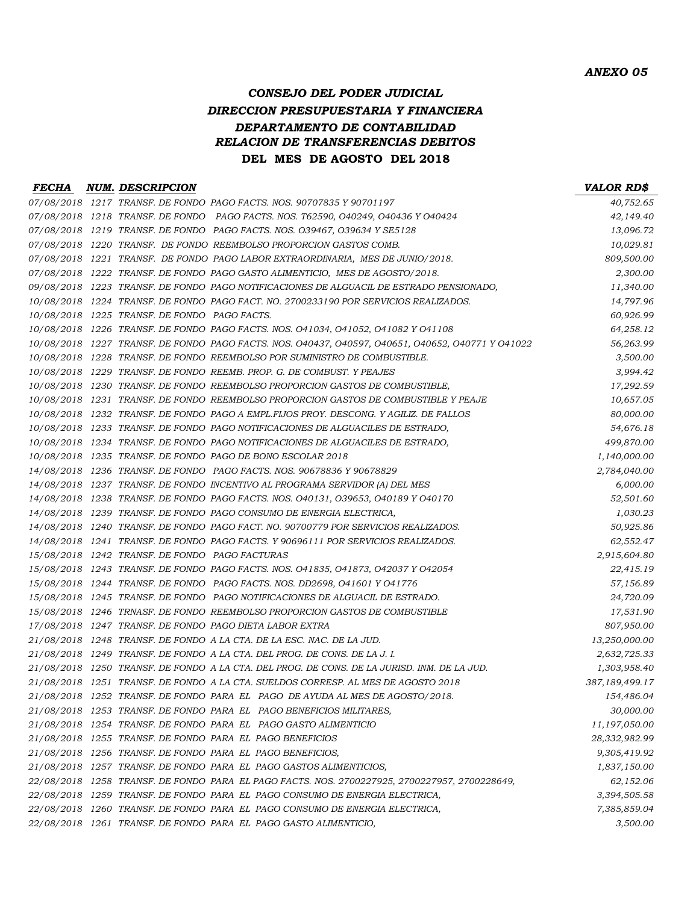*ANEXO 05*

# *CONSEJO DEL PODER JUDICIAL*
## *DIRECCION PRESUPUESTARIA Y FINANCIERA*
## *DEPARTAMENTO DE CONTABILIDAD*
## *RELACION DE TRANSFERENCIAS DEBITOS*
## DEL MES DE AGOSTO DEL 2018

| *FECHA* | *NUM.* | *DESCRIPCION* | *VALOR RD$* |
|---|---|---|---|
| 07/08/2018 | 1217 | TRANSF. DE FONDO PAGO FACTS. NOS. 90707835 Y 90701197 | 40,752.65 |
| 07/08/2018 | 1218 | TRANSF. DE FONDO PAGO FACTS. NOS. T62590, O40249, O40436 Y O40424 | 42,149.40 |
| 07/08/2018 | 1219 | TRANSF. DE FONDO PAGO FACTS. NOS. O39467, O39634 Y SE5128 | 13,096.72 |
| 07/08/2018 | 1220 | TRANSF. DE FONDO REEMBOLSO PROPORCION GASTOS COMB. | 10,029.81 |
| 07/08/2018 | 1221 | TRANSF. DE FONDO PAGO LABOR EXTRAORDINARIA, MES DE JUNIO/2018. | 809,500.00 |
| 07/08/2018 | 1222 | TRANSF. DE FONDO PAGO GASTO ALIMENTICIO, MES DE AGOSTO/2018. | 2,300.00 |
| 09/08/2018 | 1223 | TRANSF. DE FONDO PAGO NOTIFICACIONES DE ALGUACIL DE ESTRADO PENSIONADO, | 11,340.00 |
| 10/08/2018 | 1224 | TRANSF. DE FONDO PAGO FACT. NO. 2700233190 POR SERVICIOS REALIZADOS. | 14,797.96 |
| 10/08/2018 | 1225 | TRANSF. DE FONDO PAGO FACTS. | 60,926.99 |
| 10/08/2018 | 1226 | TRANSF. DE FONDO PAGO FACTS. NOS. O41034, O41052, O41082 Y O41108 | 64,258.12 |
| 10/08/2018 | 1227 | TRANSF. DE FONDO PAGO FACTS. NOS. O40437, O40597, O40651, O40652, O40771 Y O41022 | 56,263.99 |
| 10/08/2018 | 1228 | TRANSF. DE FONDO REEMBOLSO POR SUMINISTRO DE COMBUSTIBLE. | 3,500.00 |
| 10/08/2018 | 1229 | TRANSF. DE FONDO REEMB. PROP. G. DE COMBUST. Y PEAJES | 3,994.42 |
| 10/08/2018 | 1230 | TRANSF. DE FONDO REEMBOLSO PROPORCION GASTOS DE COMBUSTIBLE, | 17,292.59 |
| 10/08/2018 | 1231 | TRANSF. DE FONDO REEMBOLSO PROPORCION GASTOS DE COMBUSTIBLE Y PEAJE | 10,657.05 |
| 10/08/2018 | 1232 | TRANSF. DE FONDO PAGO A EMPL.FIJOS PROY. DESCONG. Y AGILIZ. DE FALLOS | 80,000.00 |
| 10/08/2018 | 1233 | TRANSF. DE FONDO PAGO NOTIFICACIONES DE ALGUACILES DE ESTRADO, | 54,676.18 |
| 10/08/2018 | 1234 | TRANSF. DE FONDO PAGO NOTIFICACIONES DE ALGUACILES DE ESTRADO, | 499,870.00 |
| 10/08/2018 | 1235 | TRANSF. DE FONDO PAGO DE BONO ESCOLAR 2018 | 1,140,000.00 |
| 14/08/2018 | 1236 | TRANSF. DE FONDO PAGO FACTS. NOS. 90678836 Y 90678829 | 2,784,040.00 |
| 14/08/2018 | 1237 | TRANSF. DE FONDO INCENTIVO AL PROGRAMA SERVIDOR (A) DEL MES | 6,000.00 |
| 14/08/2018 | 1238 | TRANSF. DE FONDO PAGO FACTS. NOS. O40131, O39653, O40189 Y O40170 | 52,501.60 |
| 14/08/2018 | 1239 | TRANSF. DE FONDO PAGO CONSUMO DE ENERGIA ELECTRICA, | 1,030.23 |
| 14/08/2018 | 1240 | TRANSF. DE FONDO PAGO FACT. NO. 90700779 POR SERVICIOS REALIZADOS. | 50,925.86 |
| 14/08/2018 | 1241 | TRANSF. DE FONDO PAGO FACTS. Y 90696111 POR SERVICIOS REALIZADOS. | 62,552.47 |
| 15/08/2018 | 1242 | TRANSF. DE FONDO PAGO FACTURAS | 2,915,604.80 |
| 15/08/2018 | 1243 | TRANSF. DE FONDO PAGO FACTS. NOS. O41835, O41873, O42037 Y O42054 | 22,415.19 |
| 15/08/2018 | 1244 | TRANSF. DE FONDO PAGO FACTS. NOS. DD2698, O41601 Y O41776 | 57,156.89 |
| 15/08/2018 | 1245 | TRANSF. DE FONDO PAGO NOTIFICACIONES DE ALGUACIL DE ESTRADO. | 24,720.09 |
| 15/08/2018 | 1246 | TRNASF. DE FONDO REEMBOLSO PROPORCION GASTOS DE COMBUSTIBLE | 17,531.90 |
| 17/08/2018 | 1247 | TRANSF. DE FONDO PAGO DIETA LABOR EXTRA | 807,950.00 |
| 21/08/2018 | 1248 | TRANSF. DE FONDO A LA CTA. DE LA ESC. NAC. DE LA JUD. | 13,250,000.00 |
| 21/08/2018 | 1249 | TRANSF. DE FONDO A LA CTA. DEL PROG. DE CONS. DE LA J. I. | 2,632,725.33 |
| 21/08/2018 | 1250 | TRANSF. DE FONDO A LA CTA. DEL PROG. DE CONS. DE LA JURISD. INM. DE LA JUD. | 1,303,958.40 |
| 21/08/2018 | 1251 | TRANSF. DE FONDO A LA CTA. SUELDOS CORRESP. AL MES DE AGOSTO 2018 | 387,189,499.17 |
| 21/08/2018 | 1252 | TRANSF. DE FONDO PARA EL PAGO DE AYUDA AL MES DE AGOSTO/2018. | 154,486.04 |
| 21/08/2018 | 1253 | TRANSF. DE FONDO PARA EL PAGO BENEFICIOS MILITARES, | 30,000.00 |
| 21/08/2018 | 1254 | TRANSF. DE FONDO PARA EL PAGO GASTO ALIMENTICIO | 11,197,050.00 |
| 21/08/2018 | 1255 | TRANSF. DE FONDO PARA EL PAGO BENEFICIOS | 28,332,982.99 |
| 21/08/2018 | 1256 | TRANSF. DE FONDO PARA EL PAGO BENEFICIOS, | 9,305,419.92 |
| 21/08/2018 | 1257 | TRANSF. DE FONDO PARA EL PAGO GASTOS ALIMENTICIOS, | 1,837,150.00 |
| 22/08/2018 | 1258 | TRANSF. DE FONDO PARA EL PAGO FACTS. NOS. 2700227925, 2700227957, 2700228649, | 62,152.06 |
| 22/08/2018 | 1259 | TRANSF. DE FONDO PARA EL PAGO CONSUMO DE ENERGIA ELECTRICA, | 3,394,505.58 |
| 22/08/2018 | 1260 | TRANSF. DE FONDO PARA EL PAGO CONSUMO DE ENERGIA ELECTRICA, | 7,385,859.04 |
| 22/08/2018 | 1261 | TRANSF. DE FONDO PARA EL PAGO GASTO ALIMENTICIO, | 3,500.00 |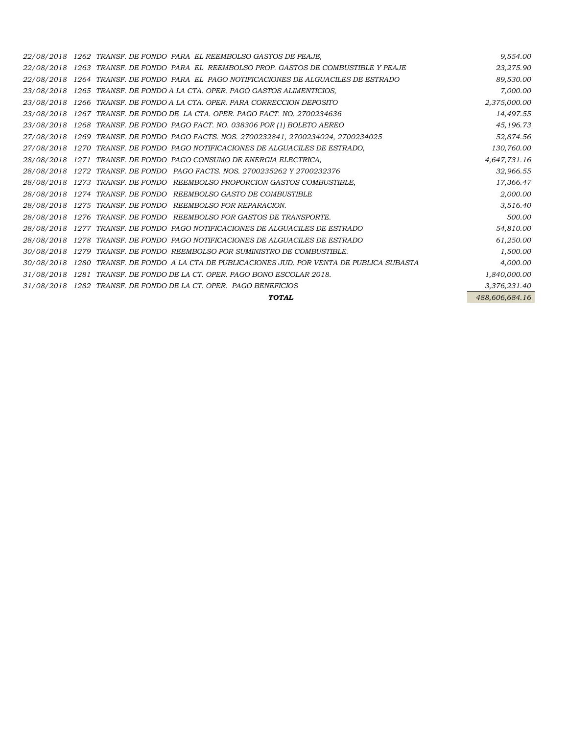| | | | |
|---|---|---|---|
| *22/08/2018* | *1262* | *TRANSF. DE FONDO PARA EL REEMBOLSO GASTOS DE PEAJE,* | *9,554.00* |
| *22/08/2018* | *1263* | *TRANSF. DE FONDO PARA EL REEMBOLSO PROP. GASTOS DE COMBUSTIBLE Y PEAJE* | *23,275.90* |
| *22/08/2018* | *1264* | *TRANSF. DE FONDO PARA EL PAGO NOTIFICACIONES DE ALGUACILES DE ESTRADO* | *89,530.00* |
| *23/08/2018* | *1265* | *TRANSF. DE FONDO A LA CTA. OPER. PAGO GASTOS ALIMENTICIOS,* | *7,000.00* |
| *23/08/2018* | *1266* | *TRANSF. DE FONDO A LA CTA. OPER. PARA CORRECCION DEPOSITO* | *2,375,000.00* |
| *23/08/2018* | *1267* | *TRANSF. DE FONDO DE LA CTA. OPER. PAGO FACT. NO. 2700234636* | *14,497.55* |
| *23/08/2018* | *1268* | *TRANSF. DE FONDO PAGO FACT. NO. 038306 POR (1) BOLETO AEREO* | *45,196.73* |
| *27/08/2018* | *1269* | *TRANSF. DE FONDO PAGO FACTS. NOS. 2700232841, 2700234024, 2700234025* | *52,874.56* |
| *27/08/2018* | *1270* | *TRANSF. DE FONDO PAGO NOTIFICACIONES DE ALGUACILES DE ESTRADO,* | *130,760.00* |
| *28/08/2018* | *1271* | *TRANSF. DE FONDO PAGO CONSUMO DE ENERGIA ELECTRICA,* | *4,647,731.16* |
| *28/08/2018* | *1272* | *TRANSF. DE FONDO PAGO FACTS. NOS. 2700235262 Y 2700232376* | *32,966.55* |
| *28/08/2018* | *1273* | *TRANSF. DE FONDO REEMBOLSO PROPORCION GASTOS COMBUSTIBLE,* | *17,366.47* |
| *28/08/2018* | *1274* | *TRANSF. DE FONDO REEMBOLSO GASTO DE COMBUSTIBLE* | *2,000.00* |
| *28/08/2018* | *1275* | *TRANSF. DE FONDO REEMBOLSO POR REPARACION.* | *3,516.40* |
| *28/08/2018* | *1276* | *TRANSF. DE FONDO REEMBOLSO POR GASTOS DE TRANSPORTE.* | *500.00* |
| *28/08/2018* | *1277* | *TRANSF. DE FONDO PAGO NOTIFICACIONES DE ALGUACILES DE ESTRADO* | *54,810.00* |
| *28/08/2018* | *1278* | *TRANSF. DE FONDO PAGO NOTIFICACIONES DE ALGUACILES DE ESTRADO* | *61,250.00* |
| *30/08/2018* | *1279* | *TRANSF. DE FONDO REEMBOLSO POR SUMINISTRO DE COMBUSTIBLE.* | *1,500.00* |
| *30/08/2018* | *1280* | *TRANSF. DE FONDO A LA CTA DE PUBLICACIONES JUD. POR VENTA DE PUBLICA SUBASTA* | *4,000.00* |
| *31/08/2018* | *1281* | *TRANSF. DE FONDO DE LA CT. OPER. PAGO BONO ESCOLAR 2018.* | *1,840,000.00* |
| *31/08/2018* | *1282* | *TRANSF. DE FONDO DE LA CT. OPER. PAGO BENEFICIOS* | *3,376,231.40* |
| | | ***TOTAL*** | *488,606,684.16* |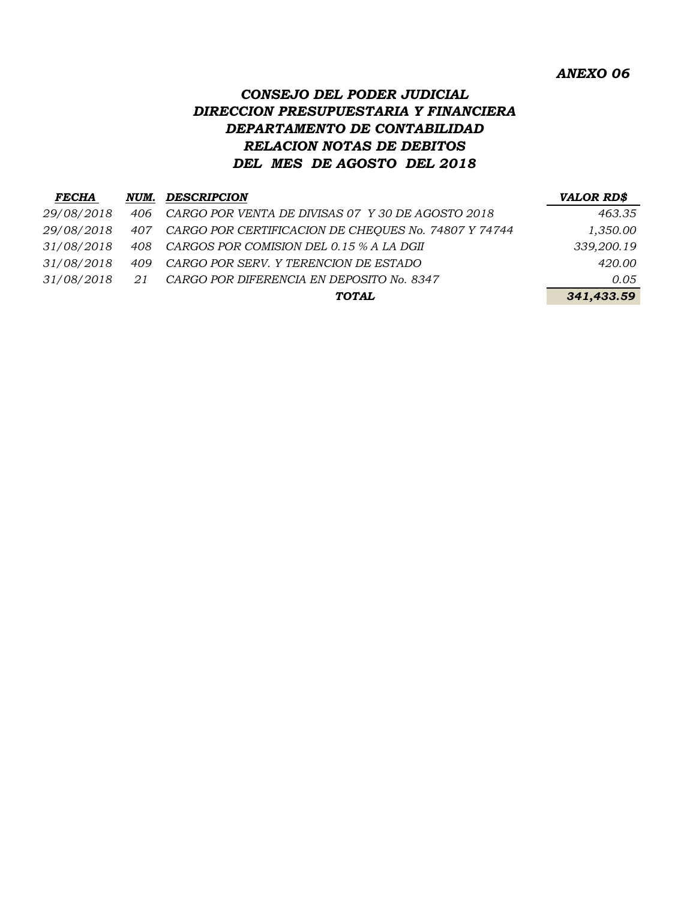*ANEXO 06*

## *CONSEJO DEL PODER JUDICIAL*
## *DIRECCION PRESUPUESTARIA Y FINANCIERA*
## *DEPARTAMENTO DE CONTABILIDAD*
## *RELACION NOTAS DE DEBITOS*
## *DEL MES DE AGOSTO DEL 2018*

| *FECHA* | *NUM.* | *DESCRIPCION* | *VALOR RD$* |
|---|---|---|---|
| *29/08/2018* | *406* | *CARGO POR VENTA DE DIVISAS 07 Y 30 DE AGOSTO 2018* | *463.35* |
| *29/08/2018* | *407* | *CARGO POR CERTIFICACION DE CHEQUES No. 74807 Y 74744* | *1,350.00* |
| *31/08/2018* | *408* | *CARGOS POR COMISION DEL 0.15 % A LA DGII* | *339,200.19* |
| *31/08/2018* | *409* | *CARGO POR SERV. Y TERENCION DE ESTADO* | *420.00* |
| *31/08/2018* | *21* | *CARGO POR DIFERENCIA EN DEPOSITO No. 8347* | *0.05* |
| | | ***TOTAL*** | ***341,433.59*** |